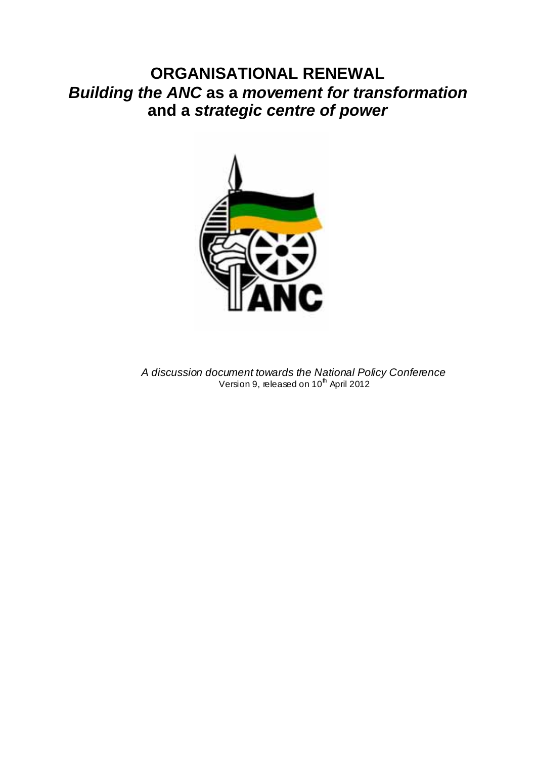# ORGANISATIONAL RENEWAL
## *Building the ANC* as a *movement for transformation* and a *strategic centre of power*

*A discussion document towards the National Policy Conference*

Version 9, released on 10th April 2012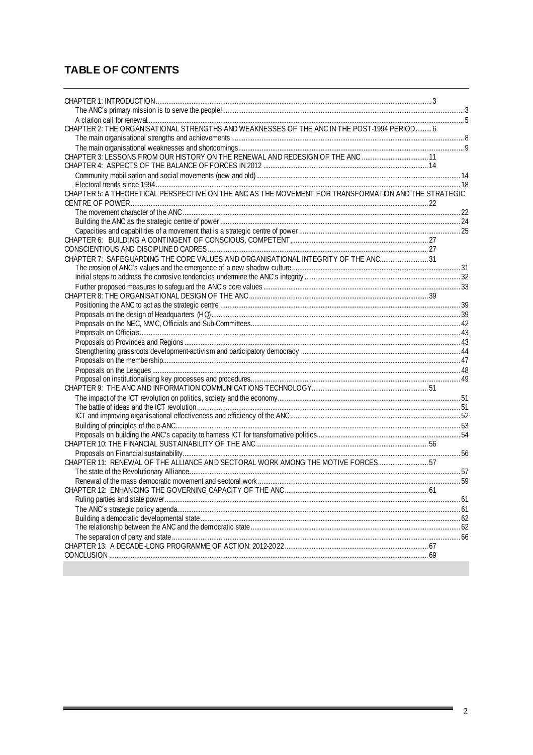## TABLE OF CONTENTS

CHAPTER 1: INTRODUCTION ... 3
- The ANC's primary mission is to serve the people! ... 3
- A clarion call for renewal ... 5

CHAPTER 2: THE ORGANISATIONAL STRENGTHS AND WEAKNESSES OF THE ANC IN THE POST-1994 PERIOD ... 6
- The main organisational strengths and achievements ... 8
- The main organisational weaknesses and shortcomings ... 9

CHAPTER 3: LESSONS FROM OUR HISTORY ON THE RENEWAL AND REDESIGN OF THE ANC ... 11

CHAPTER 4: ASPECTS OF THE BALANCE OF FORCES IN 2012 ... 14
- Community mobilisation and social movements (new and old) ... 14
- Electoral trends since 1994 ... 18

CHAPTER 5: A THEORETICAL PERSPECTIVE ON THE ANC AS THE MOVEMENT FOR TRANSFORMATION AND THE STRATEGIC CENTRE OF POWER ... 22
- The movement character of the ANC ... 22
- Building the ANC as the strategic centre of power ... 24
- Capacities and capabilities of a movement that is a strategic centre of power ... 25

CHAPTER 6: BUILDING A CONTINGENT OF CONSCIOUS, COMPETENT, ... 27
CONSCIENTIOUS AND DISCIPLINED CADRES ... 27

CHAPTER 7: SAFEGUARDING THE CORE VALUES AND ORGANISATIONAL INTEGRITY OF THE ANC ... 31
- The erosion of ANC's values and the emergence of a new shadow culture ... 31
- Initial steps to address the corrosive tendencies undermine the ANC's integrity ... 32
- Further proposed measures to safeguard the ANC's core values ... 33

CHAPTER 8: THE ORGANISATIONAL DESIGN OF THE ANC ... 39
- Positioning the ANC to act as the strategic centre ... 39
- Proposals on the design of Headquarters (HQ) ... 39
- Proposals on the NEC, NWC, Officials and Sub-Committees ... 42
- Proposals on Officials ... 43
- Proposals on Provinces and Regions ... 43
- Strengthening grassroots development-activism and participatory democracy ... 44
- Proposals on the membership ... 47
- Proposals on the Leagues ... 48
- Proposal on institutionalising key processes and procedures ... 49

CHAPTER 9: THE ANC AND INFORMATION COMMUNICATIONS TECHNOLOGY ... 51
- The impact of the ICT revolution on politics, society and the economy ... 51
- The battle of ideas and the ICT revolution ... 51
- ICT and improving organisational effectiveness and efficiency of the ANC ... 52
- Building of principles of the e-ANC ... 53
- Proposals on building the ANC's capacity to harness ICT for transformative politics ... 54

CHAPTER 10: THE FINANCIAL SUSTAINABILITY OF THE ANC ... 56
- Proposals on Financial sustainability ... 56

CHAPTER 11: RENEWAL OF THE ALLIANCE AND SECTORAL WORK AMONG THE MOTIVE FORCES ... 57
- The state of the Revolutionary Alliance ... 57
- Renewal of the mass democratic movement and sectoral work ... 59

CHAPTER 12: ENHANCING THE GOVERNING CAPACITY OF THE ANC ... 61
- Ruling parties and state power ... 61
- The ANC's strategic policy agenda ... 61
- Building a democratic developmental state ... 62
- The relationship between the ANC and the democratic state ... 62
- The separation of party and state ... 66

CHAPTER 13: A DECADE-LONG PROGRAMME OF ACTION: 2012-2022 ... 67

CONCLUSION ... 69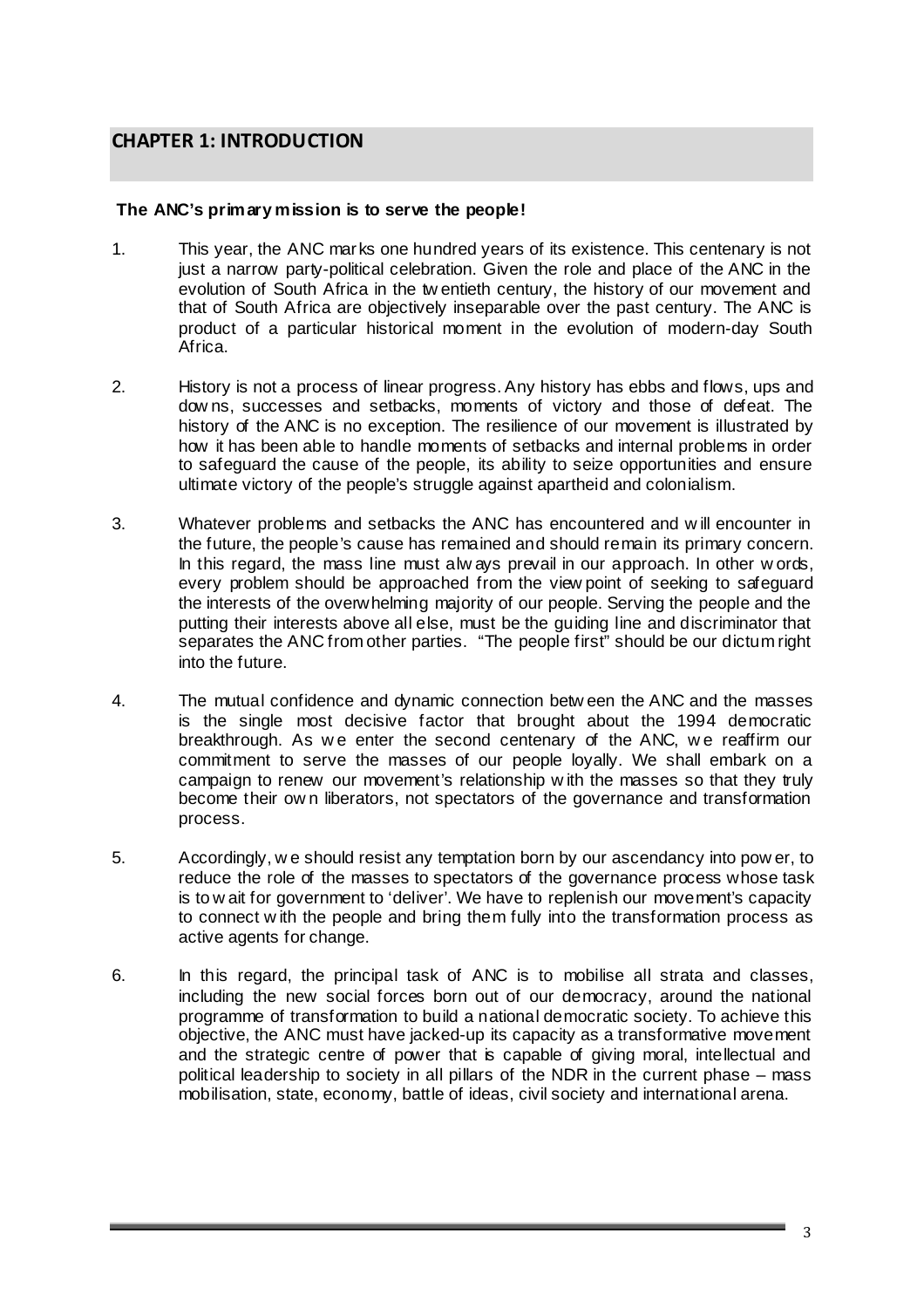# CHAPTER 1: INTRODUCTION

**The ANC's primary mission is to serve the people!**

1. This year, the ANC marks one hundred years of its existence. This centenary is not just a narrow party-political celebration. Given the role and place of the ANC in the evolution of South Africa in the twentieth century, the history of our movement and that of South Africa are objectively inseparable over the past century. The ANC is product of a particular historical moment in the evolution of modern-day South Africa.

2. History is not a process of linear progress. Any history has ebbs and flows, ups and downs, successes and setbacks, moments of victory and those of defeat. The history of the ANC is no exception. The resilience of our movement is illustrated by how it has been able to handle moments of setbacks and internal problems in order to safeguard the cause of the people, its ability to seize opportunities and ensure ultimate victory of the people's struggle against apartheid and colonialism.

3. Whatever problems and setbacks the ANC has encountered and will encounter in the future, the people's cause has remained and should remain its primary concern. In this regard, the mass line must always prevail in our approach. In other words, every problem should be approached from the view point of seeking to safeguard the interests of the overwhelming majority of our people. Serving the people and the putting their interests above all else, must be the guiding line and discriminator that separates the ANC from other parties. "The people first" should be our dictum right into the future.

4. The mutual confidence and dynamic connection between the ANC and the masses is the single most decisive factor that brought about the 1994 democratic breakthrough. As we enter the second centenary of the ANC, we reaffirm our commitment to serve the masses of our people loyally. We shall embark on a campaign to renew our movement's relationship with the masses so that they truly become their own liberators, not spectators of the governance and transformation process.

5. Accordingly, we should resist any temptation born by our ascendancy into power, to reduce the role of the masses to spectators of the governance process whose task is to wait for government to 'deliver'. We have to replenish our movement's capacity to connect with the people and bring them fully into the transformation process as active agents for change.

6. In this regard, the principal task of ANC is to mobilise all strata and classes, including the new social forces born out of our democracy, around the national programme of transformation to build a national democratic society. To achieve this objective, the ANC must have jacked-up its capacity as a transformative movement and the strategic centre of power that is capable of giving moral, intellectual and political leadership to society in all pillars of the NDR in the current phase – mass mobilisation, state, economy, battle of ideas, civil society and international arena.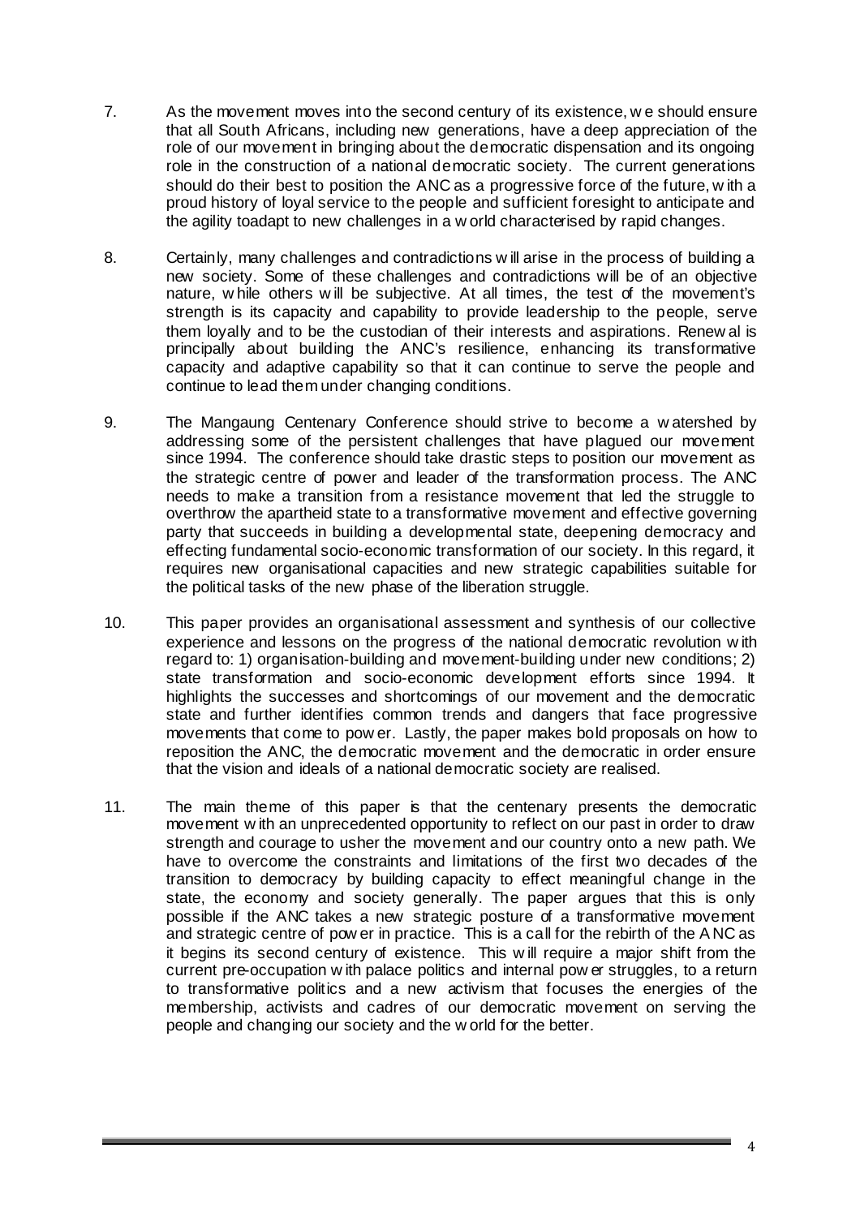7. As the movement moves into the second century of its existence, we should ensure that all South Africans, including new generations, have a deep appreciation of the role of our movement in bringing about the democratic dispensation and its ongoing role in the construction of a national democratic society. The current generations should do their best to position the ANC as a progressive force of the future, with a proud history of loyal service to the people and sufficient foresight to anticipate and the agility toadapt to new challenges in a world characterised by rapid changes.

8. Certainly, many challenges and contradictions will arise in the process of building a new society. Some of these challenges and contradictions will be of an objective nature, while others will be subjective. At all times, the test of the movement's strength is its capacity and capability to provide leadership to the people, serve them loyally and to be the custodian of their interests and aspirations. Renewal is principally about building the ANC's resilience, enhancing its transformative capacity and adaptive capability so that it can continue to serve the people and continue to lead them under changing conditions.

9. The Mangaung Centenary Conference should strive to become a watershed by addressing some of the persistent challenges that have plagued our movement since 1994. The conference should take drastic steps to position our movement as the strategic centre of power and leader of the transformation process. The ANC needs to make a transition from a resistance movement that led the struggle to overthrow the apartheid state to a transformative movement and effective governing party that succeeds in building a developmental state, deepening democracy and effecting fundamental socio-economic transformation of our society. In this regard, it requires new organisational capacities and new strategic capabilities suitable for the political tasks of the new phase of the liberation struggle.

10. This paper provides an organisational assessment and synthesis of our collective experience and lessons on the progress of the national democratic revolution with regard to: 1) organisation-building and movement-building under new conditions; 2) state transformation and socio-economic development efforts since 1994. It highlights the successes and shortcomings of our movement and the democratic state and further identifies common trends and dangers that face progressive movements that come to power. Lastly, the paper makes bold proposals on how to reposition the ANC, the democratic movement and the democratic in order ensure that the vision and ideals of a national democratic society are realised.

11. The main theme of this paper is that the centenary presents the democratic movement with an unprecedented opportunity to reflect on our past in order to draw strength and courage to usher the movement and our country onto a new path. We have to overcome the constraints and limitations of the first two decades of the transition to democracy by building capacity to effect meaningful change in the state, the economy and society generally. The paper argues that this is only possible if the ANC takes a new strategic posture of a transformative movement and strategic centre of power in practice. This is a call for the rebirth of the ANC as it begins its second century of existence. This will require a major shift from the current pre-occupation with palace politics and internal power struggles, to a return to transformative politics and a new activism that focuses the energies of the membership, activists and cadres of our democratic movement on serving the people and changing our society and the world for the better.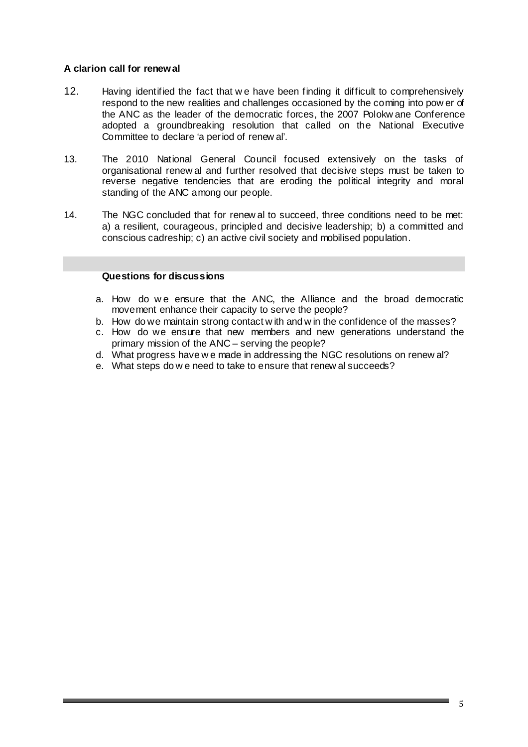**A clarion call for renewal**

12. Having identified the fact that we have been finding it difficult to comprehensively respond to the new realities and challenges occasioned by the coming into power of the ANC as the leader of the democratic forces, the 2007 Polokwane Conference adopted a groundbreaking resolution that called on the National Executive Committee to declare 'a period of renewal'.

13. The 2010 National General Council focused extensively on the tasks of organisational renewal and further resolved that decisive steps must be taken to reverse negative tendencies that are eroding the political integrity and moral standing of the ANC among our people.

14. The NGC concluded that for renewal to succeed, three conditions need to be met: a) a resilient, courageous, principled and decisive leadership; b) a committed and conscious cadreship; c) an active civil society and mobilised population.

**Questions for discussions**

a. How do we ensure that the ANC, the Alliance and the broad democratic movement enhance their capacity to serve the people?
b. How do we maintain strong contact with and win the confidence of the masses?
c. How do we ensure that new members and new generations understand the primary mission of the ANC – serving the people?
d. What progress have we made in addressing the NGC resolutions on renewal?
e. What steps do we need to take to ensure that renewal succeeds?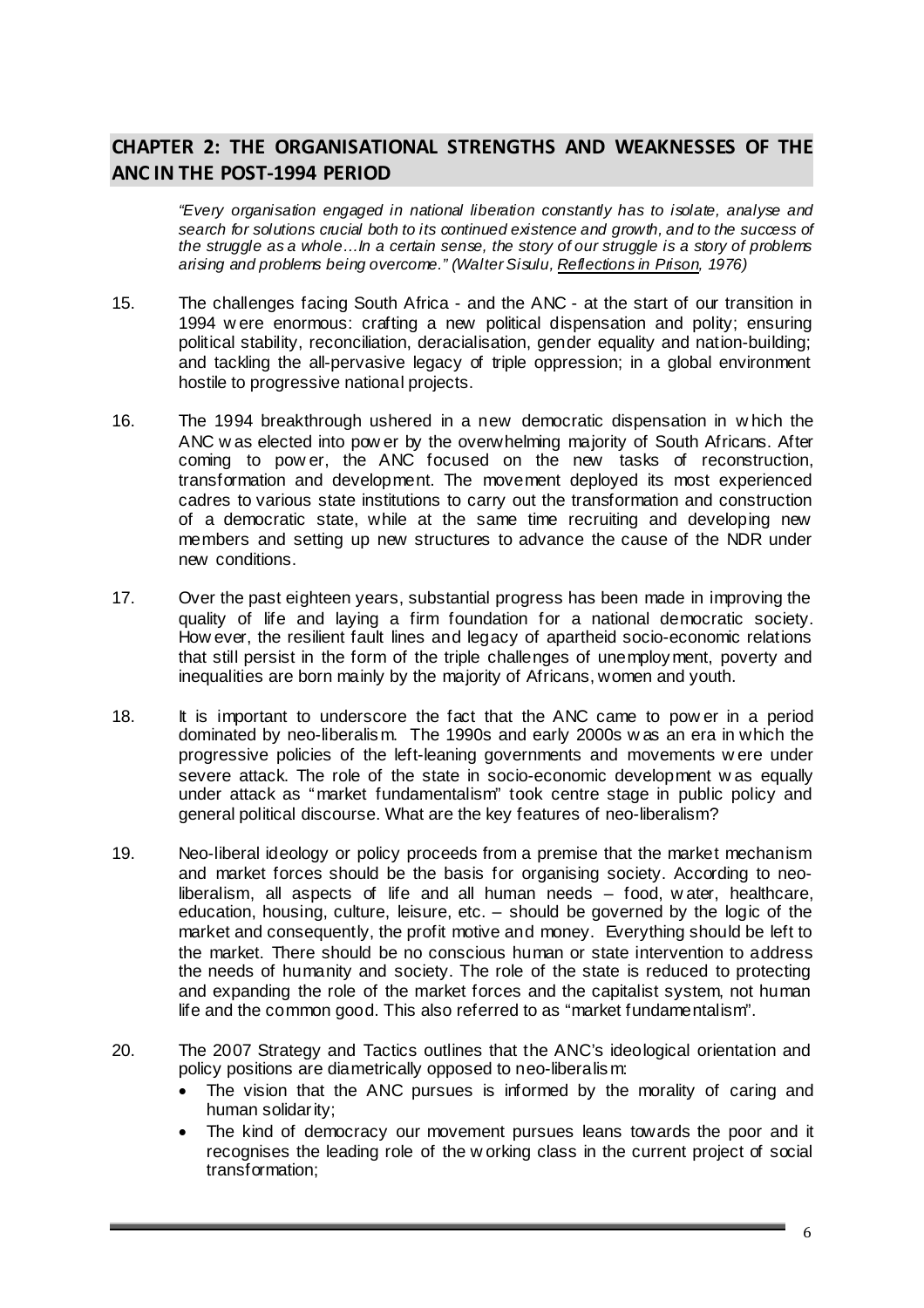## CHAPTER 2: THE ORGANISATIONAL STRENGTHS AND WEAKNESSES OF THE ANC IN THE POST-1994 PERIOD

> *"Every organisation engaged in national liberation constantly has to isolate, analyse and search for solutions crucial both to its continued existence and growth, and to the success of the struggle as a whole…In a certain sense, the story of our struggle is a story of problems arising and problems being overcome." (Walter Sisulu, Reflections in Prison, 1976)*

15. The challenges facing South Africa - and the ANC - at the start of our transition in 1994 were enormous: crafting a new political dispensation and polity; ensuring political stability, reconciliation, deracialisation, gender equality and nation-building; and tackling the all-pervasive legacy of triple oppression; in a global environment hostile to progressive national projects.

16. The 1994 breakthrough ushered in a new democratic dispensation in which the ANC was elected into power by the overwhelming majority of South Africans. After coming to power, the ANC focused on the new tasks of reconstruction, transformation and development. The movement deployed its most experienced cadres to various state institutions to carry out the transformation and construction of a democratic state, while at the same time recruiting and developing new members and setting up new structures to advance the cause of the NDR under new conditions.

17. Over the past eighteen years, substantial progress has been made in improving the quality of life and laying a firm foundation for a national democratic society. However, the resilient fault lines and legacy of apartheid socio-economic relations that still persist in the form of the triple challenges of unemployment, poverty and inequalities are born mainly by the majority of Africans, women and youth.

18. It is important to underscore the fact that the ANC came to power in a period dominated by neo-liberalism. The 1990s and early 2000s was an era in which the progressive policies of the left-leaning governments and movements were under severe attack. The role of the state in socio-economic development was equally under attack as "market fundamentalism" took centre stage in public policy and general political discourse. What are the key features of neo-liberalism?

19. Neo-liberal ideology or policy proceeds from a premise that the market mechanism and market forces should be the basis for organising society. According to neo-liberalism, all aspects of life and all human needs – food, water, healthcare, education, housing, culture, leisure, etc. – should be governed by the logic of the market and consequently, the profit motive and money. Everything should be left to the market. There should be no conscious human or state intervention to address the needs of humanity and society. The role of the state is reduced to protecting and expanding the role of the market forces and the capitalist system, not human life and the common good. This also referred to as "market fundamentalism".

20. The 2007 Strategy and Tactics outlines that the ANC's ideological orientation and policy positions are diametrically opposed to neo-liberalism:
    - The vision that the ANC pursues is informed by the morality of caring and human solidarity;
    - The kind of democracy our movement pursues leans towards the poor and it recognises the leading role of the working class in the current project of social transformation;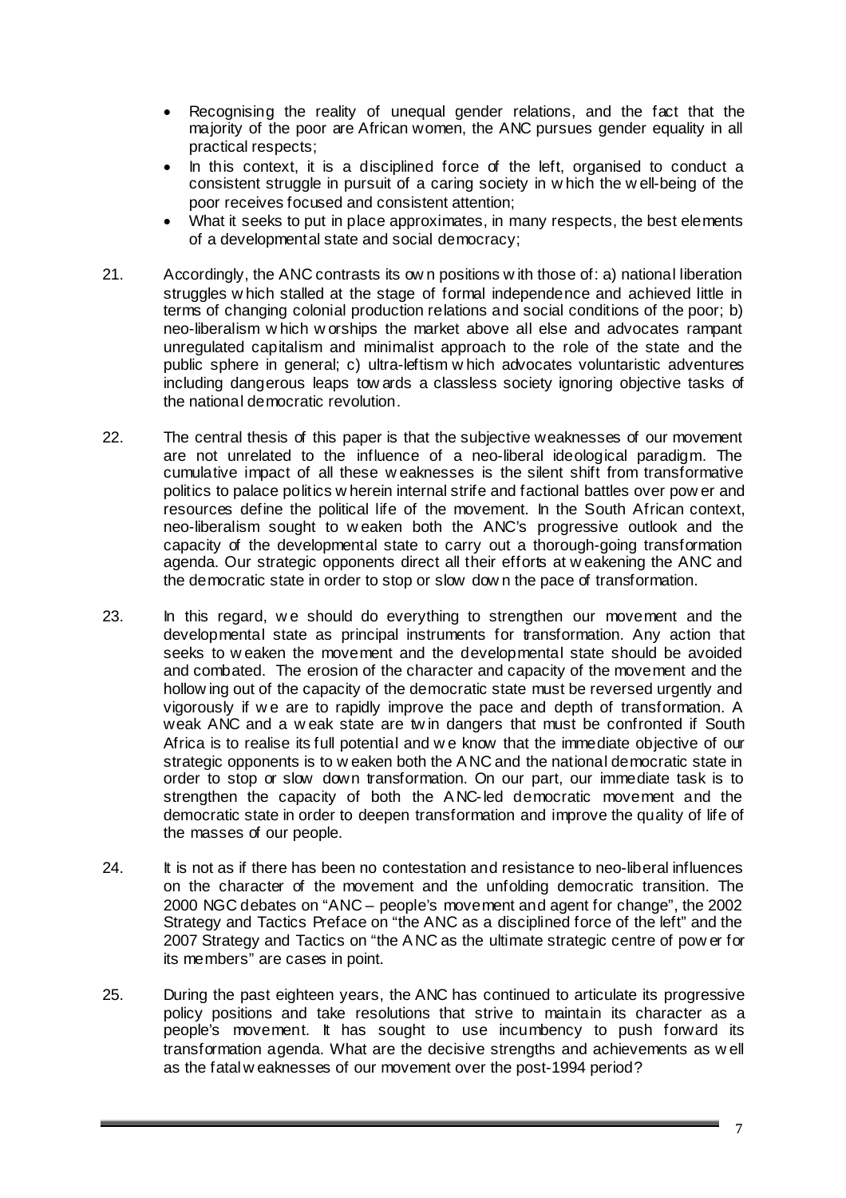- Recognising the reality of unequal gender relations, and the fact that the majority of the poor are African women, the ANC pursues gender equality in all practical respects;
- In this context, it is a disciplined force of the left, organised to conduct a consistent struggle in pursuit of a caring society in which the well-being of the poor receives focused and consistent attention;
- What it seeks to put in place approximates, in many respects, the best elements of a developmental state and social democracy;

21. Accordingly, the ANC contrasts its own positions with those of: a) national liberation struggles which stalled at the stage of formal independence and achieved little in terms of changing colonial production relations and social conditions of the poor; b) neo-liberalism which worships the market above all else and advocates rampant unregulated capitalism and minimalist approach to the role of the state and the public sphere in general; c) ultra-leftism which advocates voluntaristic adventures including dangerous leaps towards a classless society ignoring objective tasks of the national democratic revolution.

22. The central thesis of this paper is that the subjective weaknesses of our movement are not unrelated to the influence of a neo-liberal ideological paradigm. The cumulative impact of all these weaknesses is the silent shift from transformative politics to palace politics wherein internal strife and factional battles over power and resources define the political life of the movement. In the South African context, neo-liberalism sought to weaken both the ANC's progressive outlook and the capacity of the developmental state to carry out a thorough-going transformation agenda. Our strategic opponents direct all their efforts at weakening the ANC and the democratic state in order to stop or slow down the pace of transformation.

23. In this regard, we should do everything to strengthen our movement and the developmental state as principal instruments for transformation. Any action that seeks to weaken the movement and the developmental state should be avoided and combated. The erosion of the character and capacity of the movement and the hollowing out of the capacity of the democratic state must be reversed urgently and vigorously if we are to rapidly improve the pace and depth of transformation. A weak ANC and a weak state are twin dangers that must be confronted if South Africa is to realise its full potential and we know that the immediate objective of our strategic opponents is to weaken both the ANC and the national democratic state in order to stop or slow down transformation. On our part, our immediate task is to strengthen the capacity of both the ANC-led democratic movement and the democratic state in order to deepen transformation and improve the quality of life of the masses of our people.

24. It is not as if there has been no contestation and resistance to neo-liberal influences on the character of the movement and the unfolding democratic transition. The 2000 NGC debates on "ANC – people's movement and agent for change", the 2002 Strategy and Tactics Preface on "the ANC as a disciplined force of the left" and the 2007 Strategy and Tactics on "the ANC as the ultimate strategic centre of power for its members" are cases in point.

25. During the past eighteen years, the ANC has continued to articulate its progressive policy positions and take resolutions that strive to maintain its character as a people's movement. It has sought to use incumbency to push forward its transformation agenda. What are the decisive strengths and achievements as well as the fatal weaknesses of our movement over the post-1994 period?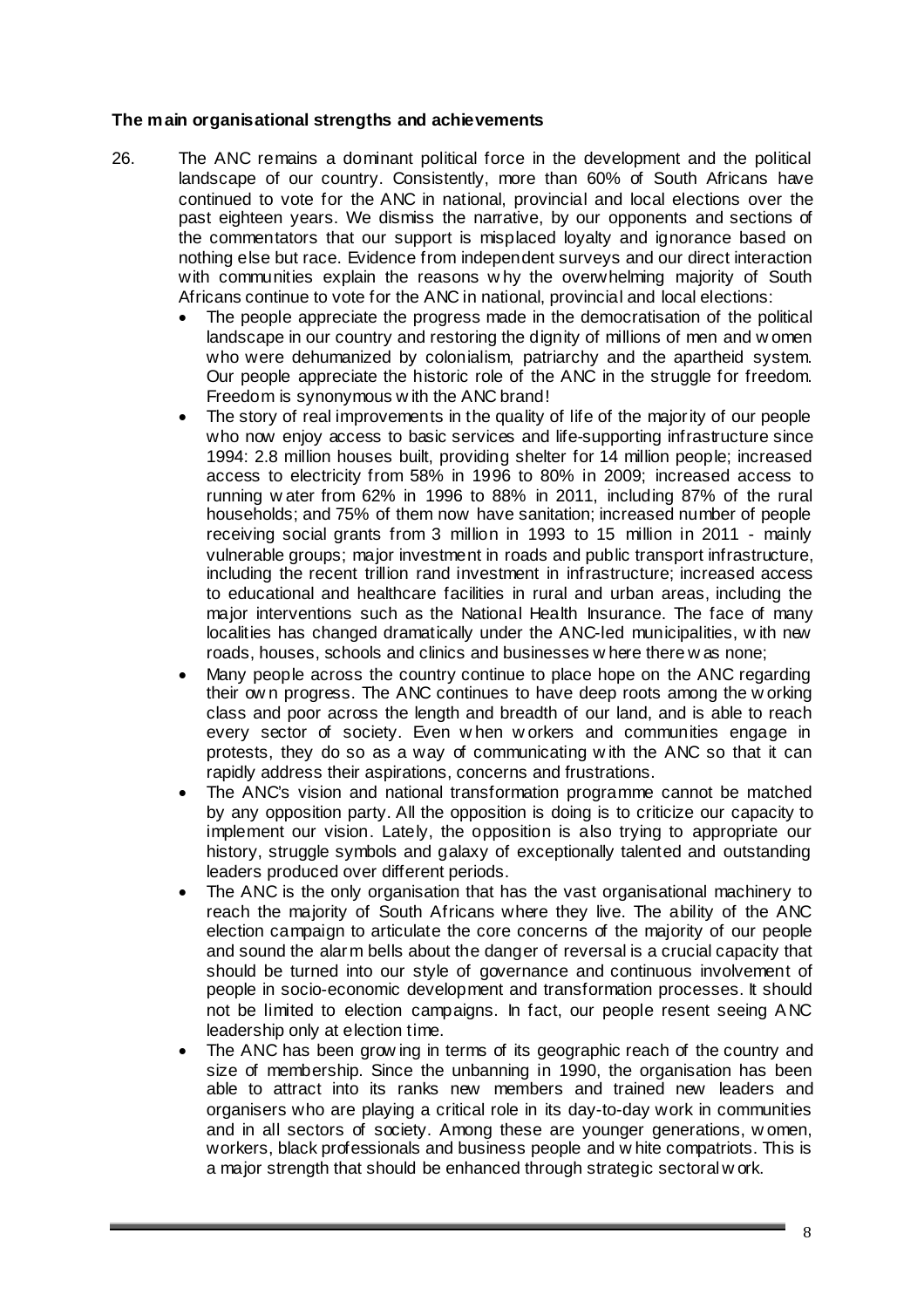**The main organisational strengths and achievements**

26. The ANC remains a dominant political force in the development and the political landscape of our country. Consistently, more than 60% of South Africans have continued to vote for the ANC in national, provincial and local elections over the past eighteen years. We dismiss the narrative, by our opponents and sections of the commentators that our support is misplaced loyalty and ignorance based on nothing else but race. Evidence from independent surveys and our direct interaction with communities explain the reasons why the overwhelming majority of South Africans continue to vote for the ANC in national, provincial and local elections:

    - The people appreciate the progress made in the democratisation of the political landscape in our country and restoring the dignity of millions of men and women who were dehumanized by colonialism, patriarchy and the apartheid system. Our people appreciate the historic role of the ANC in the struggle for freedom. Freedom is synonymous with the ANC brand!
    - The story of real improvements in the quality of life of the majority of our people who now enjoy access to basic services and life-supporting infrastructure since 1994: 2.8 million houses built, providing shelter for 14 million people; increased access to electricity from 58% in 1996 to 80% in 2009; increased access to running water from 62% in 1996 to 88% in 2011, including 87% of the rural households; and 75% of them now have sanitation; increased number of people receiving social grants from 3 million in 1993 to 15 million in 2011 - mainly vulnerable groups; major investment in roads and public transport infrastructure, including the recent trillion rand investment in infrastructure; increased access to educational and healthcare facilities in rural and urban areas, including the major interventions such as the National Health Insurance. The face of many localities has changed dramatically under the ANC-led municipalities, with new roads, houses, schools and clinics and businesses where there was none;
    - Many people across the country continue to place hope on the ANC regarding their own progress. The ANC continues to have deep roots among the working class and poor across the length and breadth of our land, and is able to reach every sector of society. Even when workers and communities engage in protests, they do so as a way of communicating with the ANC so that it can rapidly address their aspirations, concerns and frustrations.
    - The ANC's vision and national transformation programme cannot be matched by any opposition party. All the opposition is doing is to criticize our capacity to implement our vision. Lately, the opposition is also trying to appropriate our history, struggle symbols and galaxy of exceptionally talented and outstanding leaders produced over different periods.
    - The ANC is the only organisation that has the vast organisational machinery to reach the majority of South Africans where they live. The ability of the ANC election campaign to articulate the core concerns of the majority of our people and sound the alarm bells about the danger of reversal is a crucial capacity that should be turned into our style of governance and continuous involvement of people in socio-economic development and transformation processes. It should not be limited to election campaigns. In fact, our people resent seeing ANC leadership only at election time.
    - The ANC has been growing in terms of its geographic reach of the country and size of membership. Since the unbanning in 1990, the organisation has been able to attract into its ranks new members and trained new leaders and organisers who are playing a critical role in its day-to-day work in communities and in all sectors of society. Among these are younger generations, women, workers, black professionals and business people and white compatriots. This is a major strength that should be enhanced through strategic sectoral work.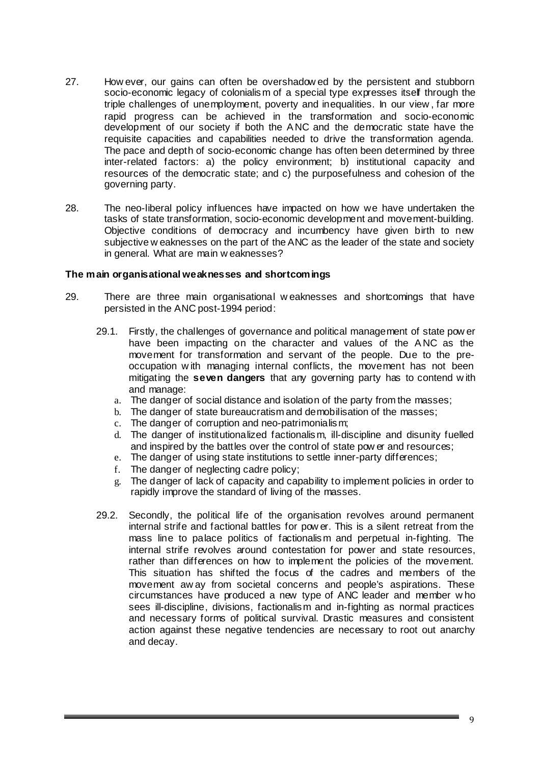27. However, our gains can often be overshadowed by the persistent and stubborn socio-economic legacy of colonialism of a special type expresses itself through the triple challenges of unemployment, poverty and inequalities. In our view, far more rapid progress can be achieved in the transformation and socio-economic development of our society if both the ANC and the democratic state have the requisite capacities and capabilities needed to drive the transformation agenda. The pace and depth of socio-economic change has often been determined by three inter-related factors: a) the policy environment; b) institutional capacity and resources of the democratic state; and c) the purposefulness and cohesion of the governing party.

28. The neo-liberal policy influences have impacted on how we have undertaken the tasks of state transformation, socio-economic development and movement-building. Objective conditions of democracy and incumbency have given birth to new subjective weaknesses on the part of the ANC as the leader of the state and society in general. What are main weaknesses?

**The main organisational weaknesses and shortcomings**

29. There are three main organisational weaknesses and shortcomings that have persisted in the ANC post-1994 period:

    29.1. Firstly, the challenges of governance and political management of state power have been impacting on the character and values of the ANC as the movement for transformation and servant of the people. Due to the pre-occupation with managing internal conflicts, the movement has not been mitigating the **seven dangers** that any governing party has to contend with and manage:

    a. The danger of social distance and isolation of the party from the masses;
    b. The danger of state bureaucratism and demobilisation of the masses;
    c. The danger of corruption and neo-patrimonialism;
    d. The danger of institutionalized factionalism, ill-discipline and disunity fuelled and inspired by the battles over the control of state power and resources;
    e. The danger of using state institutions to settle inner-party differences;
    f. The danger of neglecting cadre policy;
    g. The danger of lack of capacity and capability to implement policies in order to rapidly improve the standard of living of the masses.

    29.2. Secondly, the political life of the organisation revolves around permanent internal strife and factional battles for power. This is a silent retreat from the mass line to palace politics of factionalism and perpetual in-fighting. The internal strife revolves around contestation for power and state resources, rather than differences on how to implement the policies of the movement. This situation has shifted the focus of the cadres and members of the movement away from societal concerns and people's aspirations. These circumstances have produced a new type of ANC leader and member who sees ill-discipline, divisions, factionalism and in-fighting as normal practices and necessary forms of political survival. Drastic measures and consistent action against these negative tendencies are necessary to root out anarchy and decay.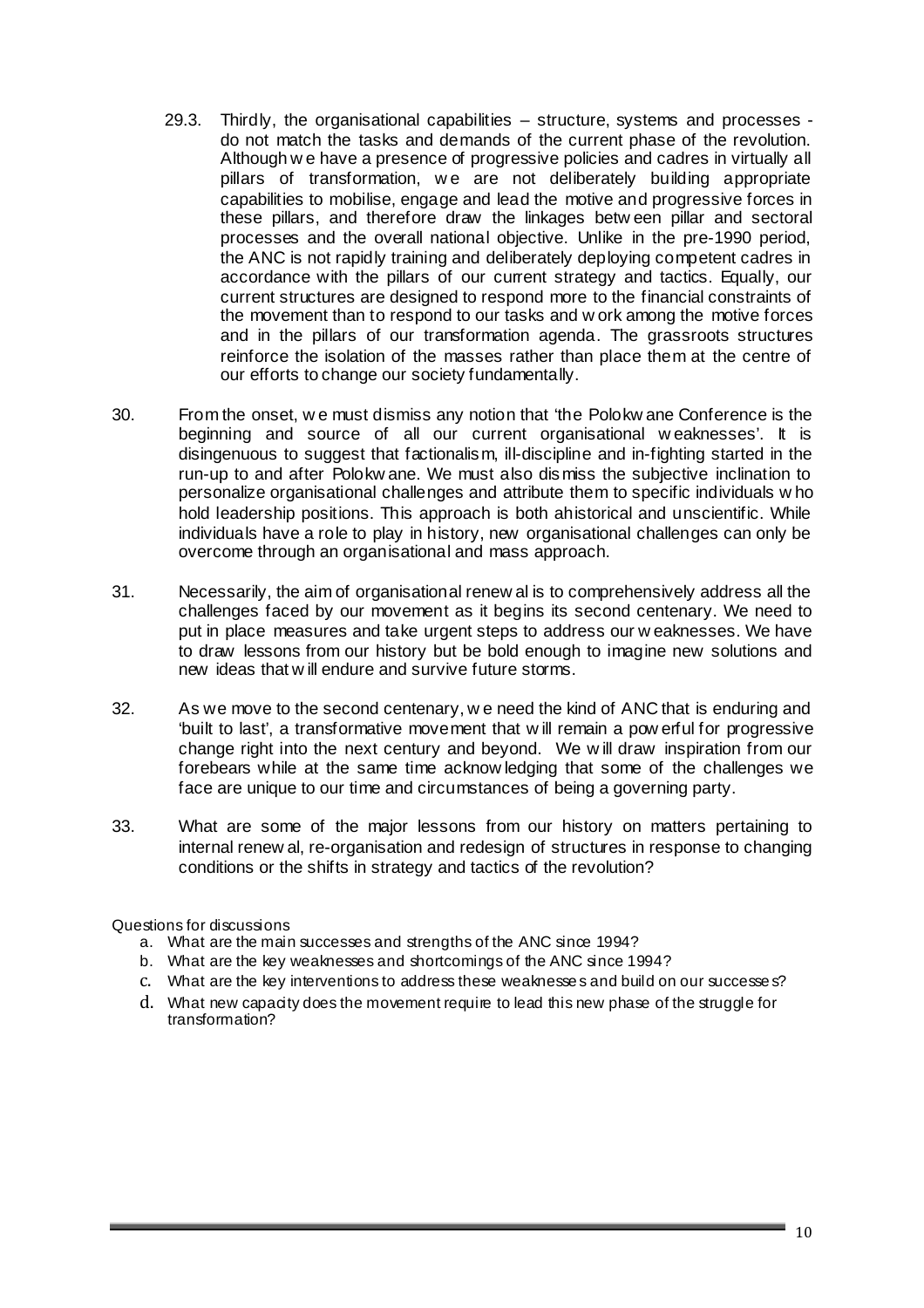29.3. Thirdly, the organisational capabilities – structure, systems and processes - do not match the tasks and demands of the current phase of the revolution. Although we have a presence of progressive policies and cadres in virtually all pillars of transformation, we are not deliberately building appropriate capabilities to mobilise, engage and lead the motive and progressive forces in these pillars, and therefore draw the linkages between pillar and sectoral processes and the overall national objective. Unlike in the pre-1990 period, the ANC is not rapidly training and deliberately deploying competent cadres in accordance with the pillars of our current strategy and tactics. Equally, our current structures are designed to respond more to the financial constraints of the movement than to respond to our tasks and work among the motive forces and in the pillars of our transformation agenda. The grassroots structures reinforce the isolation of the masses rather than place them at the centre of our efforts to change our society fundamentally.

30. From the onset, we must dismiss any notion that 'the Polokwane Conference is the beginning and source of all our current organisational weaknesses'. It is disingenuous to suggest that factionalism, ill-discipline and in-fighting started in the run-up to and after Polokwane. We must also dismiss the subjective inclination to personalize organisational challenges and attribute them to specific individuals who hold leadership positions. This approach is both ahistorical and unscientific. While individuals have a role to play in history, new organisational challenges can only be overcome through an organisational and mass approach.

31. Necessarily, the aim of organisational renewal is to comprehensively address all the challenges faced by our movement as it begins its second centenary. We need to put in place measures and take urgent steps to address our weaknesses. We have to draw lessons from our history but be bold enough to imagine new solutions and new ideas that will endure and survive future storms.

32. As we move to the second centenary, we need the kind of ANC that is enduring and 'built to last', a transformative movement that will remain a powerful for progressive change right into the next century and beyond. We will draw inspiration from our forebears while at the same time acknowledging that some of the challenges we face are unique to our time and circumstances of being a governing party.

33. What are some of the major lessons from our history on matters pertaining to internal renewal, re-organisation and redesign of structures in response to changing conditions or the shifts in strategy and tactics of the revolution?

Questions for discussions

a. What are the main successes and strengths of the ANC since 1994?
b. What are the key weaknesses and shortcomings of the ANC since 1994?
c. What are the key interventions to address these weaknesses and build on our successes?
d. What new capacity does the movement require to lead this new phase of the struggle for transformation?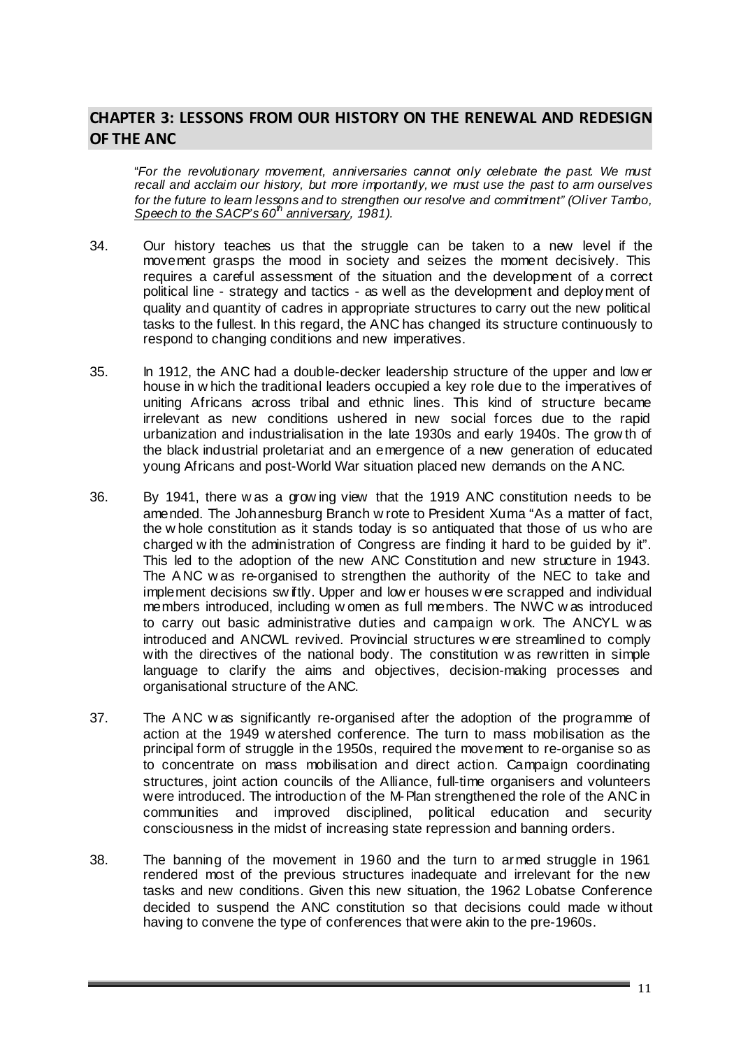## CHAPTER 3: LESSONS FROM OUR HISTORY ON THE RENEWAL AND REDESIGN OF THE ANC

> "*For the revolutionary movement, anniversaries cannot only celebrate the past. We must recall and acclaim our history, but more importantly, we must use the past to arm ourselves for the future to learn lessons and to strengthen our resolve and commitment" (Oliver Tambo, Speech to the SACP's 60th anniversary, 1981).*

34. Our history teaches us that the struggle can be taken to a new level if the movement grasps the mood in society and seizes the moment decisively. This requires a careful assessment of the situation and the development of a correct political line - strategy and tactics - as well as the development and deployment of quality and quantity of cadres in appropriate structures to carry out the new political tasks to the fullest. In this regard, the ANC has changed its structure continuously to respond to changing conditions and new imperatives.

35. In 1912, the ANC had a double-decker leadership structure of the upper and lower house in which the traditional leaders occupied a key role due to the imperatives of uniting Africans across tribal and ethnic lines. This kind of structure became irrelevant as new conditions ushered in new social forces due to the rapid urbanization and industrialisation in the late 1930s and early 1940s. The growth of the black industrial proletariat and an emergence of a new generation of educated young Africans and post-World War situation placed new demands on the ANC.

36. By 1941, there was a growing view that the 1919 ANC constitution needs to be amended. The Johannesburg Branch wrote to President Xuma "As a matter of fact, the whole constitution as it stands today is so antiquated that those of us who are charged with the administration of Congress are finding it hard to be guided by it". This led to the adoption of the new ANC Constitution and new structure in 1943. The ANC was re-organised to strengthen the authority of the NEC to take and implement decisions swiftly. Upper and lower houses were scrapped and individual members introduced, including women as full members. The NWC was introduced to carry out basic administrative duties and campaign work. The ANCYL was introduced and ANCWL revived. Provincial structures were streamlined to comply with the directives of the national body. The constitution was rewritten in simple language to clarify the aims and objectives, decision-making processes and organisational structure of the ANC.

37. The ANC was significantly re-organised after the adoption of the programme of action at the 1949 watershed conference. The turn to mass mobilisation as the principal form of struggle in the 1950s, required the movement to re-organise so as to concentrate on mass mobilisation and direct action. Campaign coordinating structures, joint action councils of the Alliance, full-time organisers and volunteers were introduced. The introduction of the M-Plan strengthened the role of the ANC in communities and improved disciplined, political education and security consciousness in the midst of increasing state repression and banning orders.

38. The banning of the movement in 1960 and the turn to armed struggle in 1961 rendered most of the previous structures inadequate and irrelevant for the new tasks and new conditions. Given this new situation, the 1962 Lobatse Conference decided to suspend the ANC constitution so that decisions could made without having to convene the type of conferences that were akin to the pre-1960s.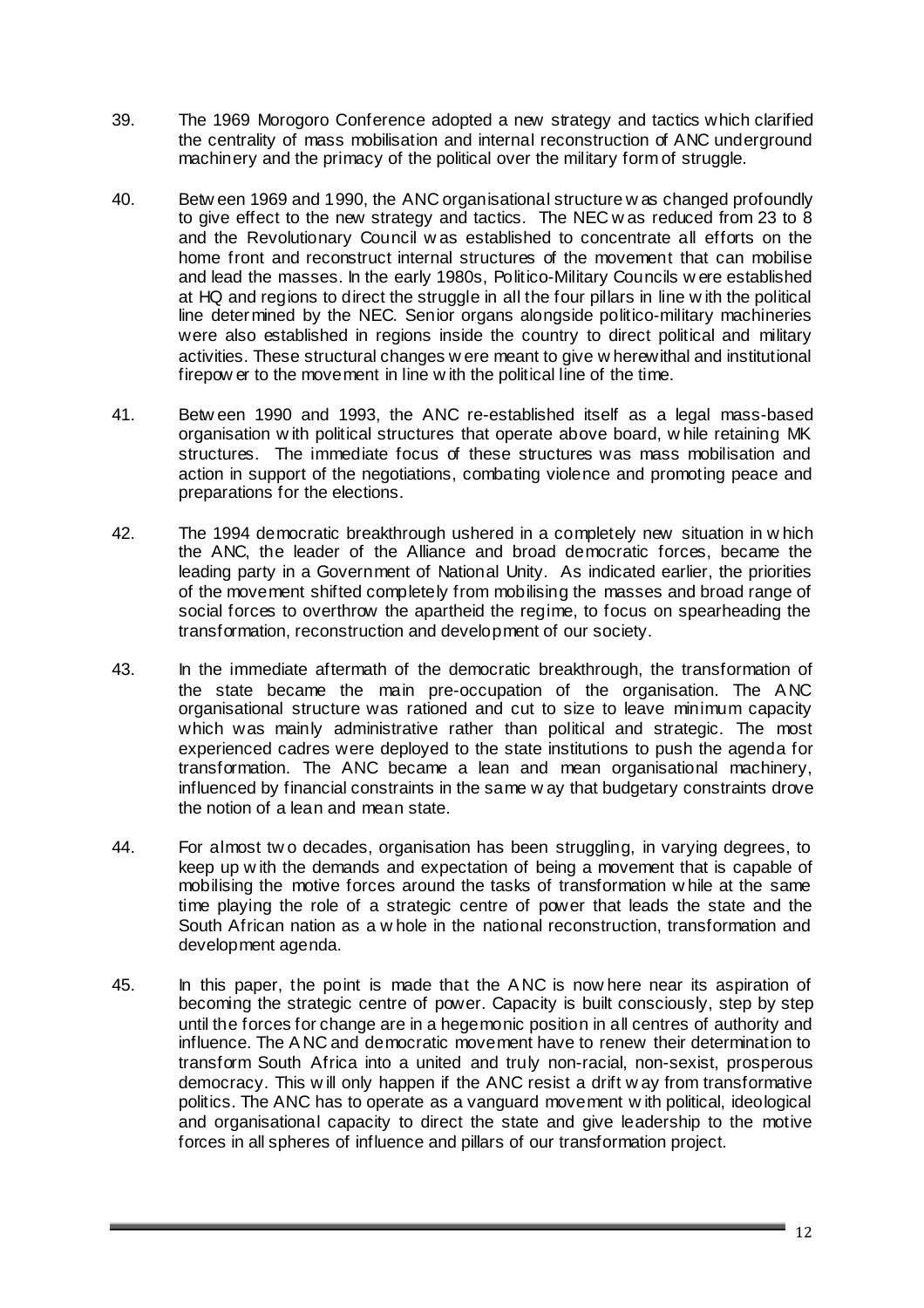39. The 1969 Morogoro Conference adopted a new strategy and tactics which clarified the centrality of mass mobilisation and internal reconstruction of ANC underground machinery and the primacy of the political over the military form of struggle.

40. Between 1969 and 1990, the ANC organisational structure was changed profoundly to give effect to the new strategy and tactics. The NEC was reduced from 23 to 8 and the Revolutionary Council was established to concentrate all efforts on the home front and reconstruct internal structures of the movement that can mobilise and lead the masses. In the early 1980s, Politico-Military Councils were established at HQ and regions to direct the struggle in all the four pillars in line with the political line determined by the NEC. Senior organs alongside politico-military machineries were also established in regions inside the country to direct political and military activities. These structural changes were meant to give wherewithal and institutional firepower to the movement in line with the political line of the time.

41. Between 1990 and 1993, the ANC re-established itself as a legal mass-based organisation with political structures that operate above board, while retaining MK structures. The immediate focus of these structures was mass mobilisation and action in support of the negotiations, combating violence and promoting peace and preparations for the elections.

42. The 1994 democratic breakthrough ushered in a completely new situation in which the ANC, the leader of the Alliance and broad democratic forces, became the leading party in a Government of National Unity. As indicated earlier, the priorities of the movement shifted completely from mobilising the masses and broad range of social forces to overthrow the apartheid the regime, to focus on spearheading the transformation, reconstruction and development of our society.

43. In the immediate aftermath of the democratic breakthrough, the transformation of the state became the main pre-occupation of the organisation. The ANC organisational structure was rationed and cut to size to leave minimum capacity which was mainly administrative rather than political and strategic. The most experienced cadres were deployed to the state institutions to push the agenda for transformation. The ANC became a lean and mean organisational machinery, influenced by financial constraints in the same way that budgetary constraints drove the notion of a lean and mean state.

44. For almost two decades, organisation has been struggling, in varying degrees, to keep up with the demands and expectation of being a movement that is capable of mobilising the motive forces around the tasks of transformation while at the same time playing the role of a strategic centre of power that leads the state and the South African nation as a whole in the national reconstruction, transformation and development agenda.

45. In this paper, the point is made that the ANC is nowhere near its aspiration of becoming the strategic centre of power. Capacity is built consciously, step by step until the forces for change are in a hegemonic position in all centres of authority and influence. The ANC and democratic movement have to renew their determination to transform South Africa into a united and truly non-racial, non-sexist, prosperous democracy. This will only happen if the ANC resist a drift way from transformative politics. The ANC has to operate as a vanguard movement with political, ideological and organisational capacity to direct the state and give leadership to the motive forces in all spheres of influence and pillars of our transformation project.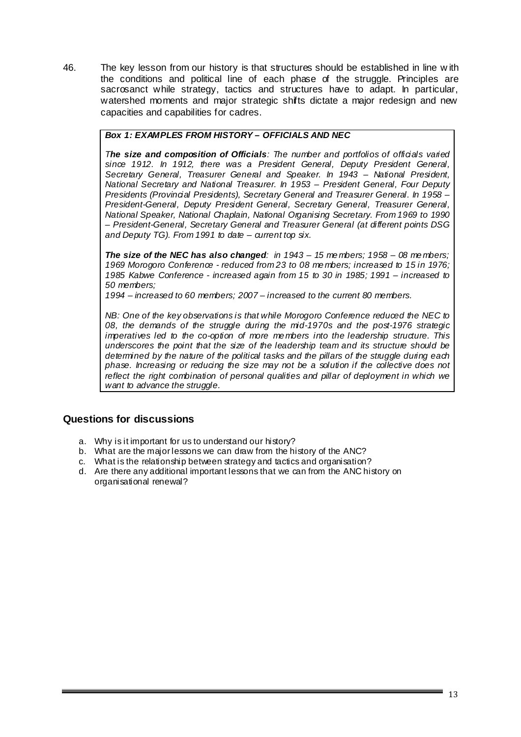46. The key lesson from our history is that structures should be established in line with the conditions and political line of each phase of the struggle. Principles are sacrosanct while strategy, tactics and structures have to adapt. In particular, watershed moments and major strategic shifts dictate a major redesign and new capacities and capabilities for cadres.

> ***Box 1: EXAMPLES FROM HISTORY – OFFICIALS AND NEC***
>
> ***The size and composition of Officials****: The number and portfolios of officials varied since 1912. In 1912, there was a President General, Deputy President General, Secretary General, Treasurer General and Speaker. In 1943 – National President, National Secretary and National Treasurer. In 1953 – President General, Four Deputy Presidents (Provincial Presidents), Secretary General and Treasurer General. In 1958 – President-General, Deputy President General, Secretary General, Treasurer General, National Speaker, National Chaplain, National Organising Secretary. From 1969 to 1990 – President-General, Secretary General and Treasurer General (at different points DSG and Deputy TG). From 1991 to date – current top six.*
>
> ***The size of the NEC has also changed****: in 1943 – 15 members; 1958 – 08 members; 1969 Morogoro Conference - reduced from 23 to 08 members; increased to 15 in 1976; 1985 Kabwe Conference - increased again from 15 to 30 in 1985; 1991 – increased to 50 members;*
> *1994 – increased to 60 members; 2007 – increased to the current 80 members.*
>
> *NB: One of the key observations is that while Morogoro Conference reduced the NEC to 08, the demands of the struggle during the mid-1970s and the post-1976 strategic imperatives led to the co-option of more members into the leadership structure. This underscores the point that the size of the leadership team and its structure should be determined by the nature of the political tasks and the pillars of the struggle during each phase. Increasing or reducing the size may not be a solution if the collective does not reflect the right combination of personal qualities and pillar of deployment in which we want to advance the struggle.*

## Questions for discussions

a. Why is it important for us to understand our history?
b. What are the major lessons we can draw from the history of the ANC?
c. What is the relationship between strategy and tactics and organisation?
d. Are there any additional important lessons that we can from the ANC history on organisational renewal?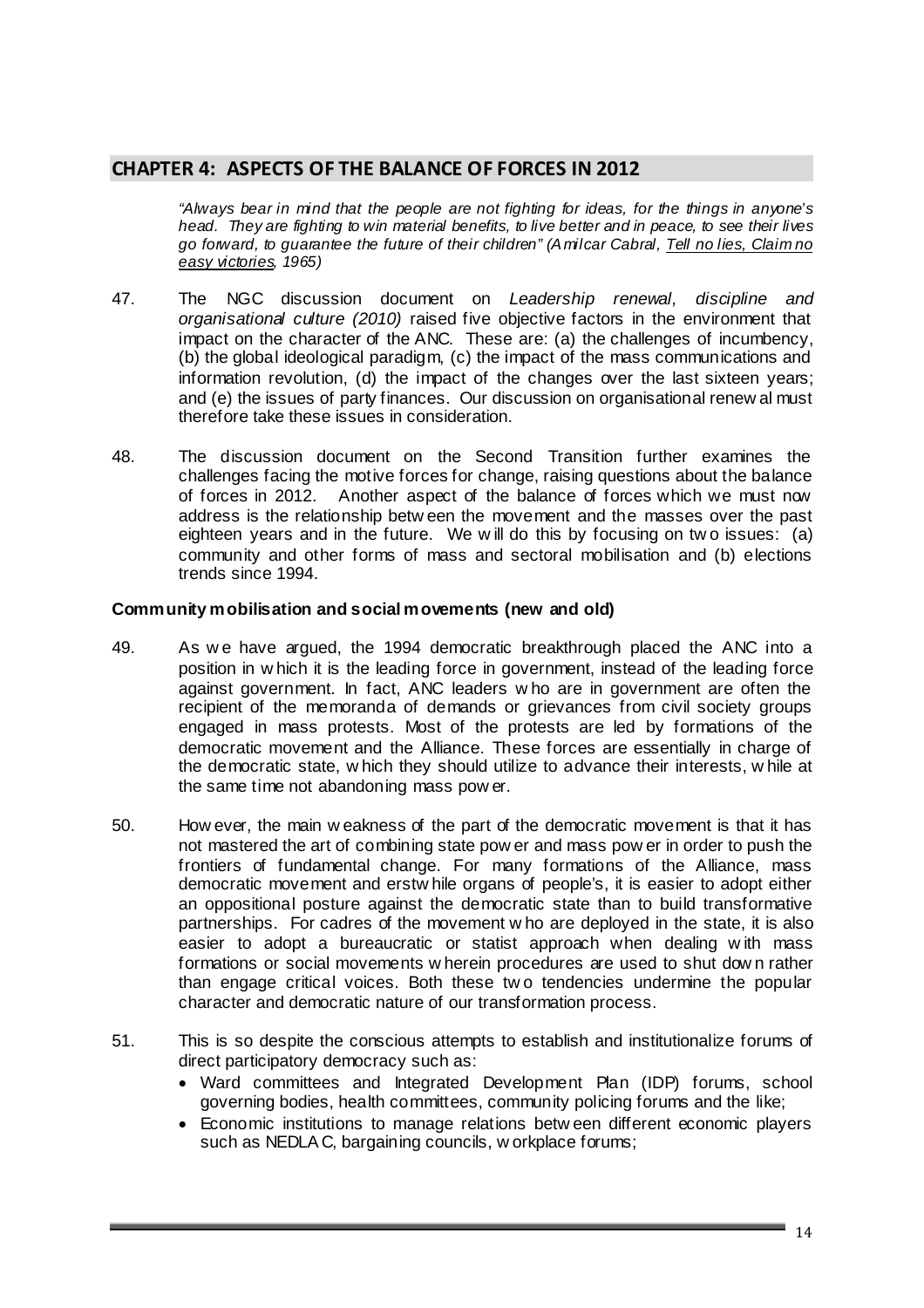## CHAPTER 4: ASPECTS OF THE BALANCE OF FORCES IN 2012

> *"Always bear in mind that the people are not fighting for ideas, for the things in anyone's head. They are fighting to win material benefits, to live better and in peace, to see their lives go forward, to guarantee the future of their children" (Amilcar Cabral, Tell no lies, Claim no easy victories, 1965)*

47. The NGC discussion document on *Leadership renewal, discipline and organisational culture (2010)* raised five objective factors in the environment that impact on the character of the ANC. These are: (a) the challenges of incumbency, (b) the global ideological paradigm, (c) the impact of the mass communications and information revolution, (d) the impact of the changes over the last sixteen years; and (e) the issues of party finances. Our discussion on organisational renewal must therefore take these issues in consideration.

48. The discussion document on the Second Transition further examines the challenges facing the motive forces for change, raising questions about the balance of forces in 2012. Another aspect of the balance of forces which we must now address is the relationship between the movement and the masses over the past eighteen years and in the future. We will do this by focusing on two issues: (a) community and other forms of mass and sectoral mobilisation and (b) elections trends since 1994.

**Community mobilisation and social movements (new and old)**

49. As we have argued, the 1994 democratic breakthrough placed the ANC into a position in which it is the leading force in government, instead of the leading force against government. In fact, ANC leaders who are in government are often the recipient of the memoranda of demands or grievances from civil society groups engaged in mass protests. Most of the protests are led by formations of the democratic movement and the Alliance. These forces are essentially in charge of the democratic state, which they should utilize to advance their interests, while at the same time not abandoning mass power.

50. However, the main weakness of the part of the democratic movement is that it has not mastered the art of combining state power and mass power in order to push the frontiers of fundamental change. For many formations of the Alliance, mass democratic movement and erstwhile organs of people's, it is easier to adopt either an oppositional posture against the democratic state than to build transformative partnerships. For cadres of the movement who are deployed in the state, it is also easier to adopt a bureaucratic or statist approach when dealing with mass formations or social movements wherein procedures are used to shut down rather than engage critical voices. Both these two tendencies undermine the popular character and democratic nature of our transformation process.

51. This is so despite the conscious attempts to establish and institutionalize forums of direct participatory democracy such as:
    - Ward committees and Integrated Development Plan (IDP) forums, school governing bodies, health committees, community policing forums and the like;
    - Economic institutions to manage relations between different economic players such as NEDLAC, bargaining councils, workplace forums;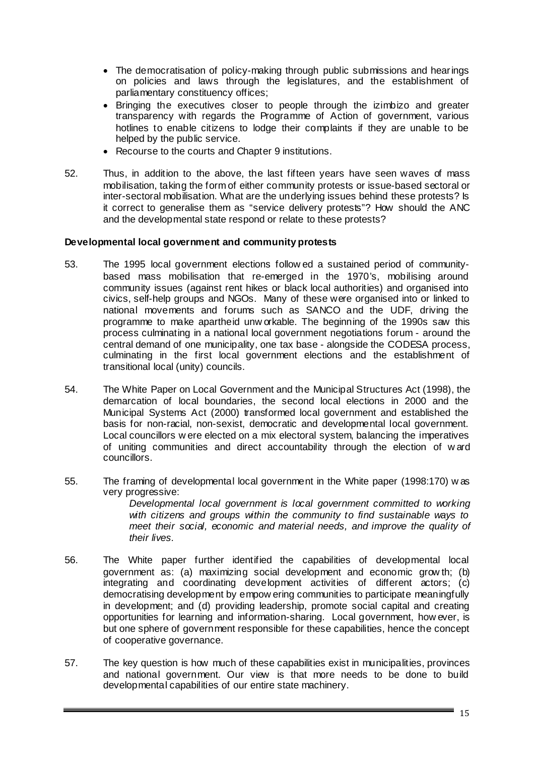- The democratisation of policy-making through public submissions and hearings on policies and laws through the legislatures, and the establishment of parliamentary constituency offices;
- Bringing the executives closer to people through the izimbizo and greater transparency with regards the Programme of Action of government, various hotlines to enable citizens to lodge their complaints if they are unable to be helped by the public service.
- Recourse to the courts and Chapter 9 institutions.

52. Thus, in addition to the above, the last fifteen years have seen waves of mass mobilisation, taking the form of either community protests or issue-based sectoral or inter-sectoral mobilisation. What are the underlying issues behind these protests? Is it correct to generalise them as "service delivery protests"? How should the ANC and the developmental state respond or relate to these protests?

**Developmental local government and community protests**

53. The 1995 local government elections followed a sustained period of community-based mass mobilisation that re-emerged in the 1970's, mobilising around community issues (against rent hikes or black local authorities) and organised into civics, self-help groups and NGOs. Many of these were organised into or linked to national movements and forums such as SANCO and the UDF, driving the programme to make apartheid unworkable. The beginning of the 1990s saw this process culminating in a national local government negotiations forum - around the central demand of one municipality, one tax base - alongside the CODESA process, culminating in the first local government elections and the establishment of transitional local (unity) councils.

54. The White Paper on Local Government and the Municipal Structures Act (1998), the demarcation of local boundaries, the second local elections in 2000 and the Municipal Systems Act (2000) transformed local government and established the basis for non-racial, non-sexist, democratic and developmental local government. Local councillors were elected on a mix electoral system, balancing the imperatives of uniting communities and direct accountability through the election of ward councillors.

55. The framing of developmental local government in the White paper (1998:170) was very progressive:

    *Developmental local government is local government committed to working with citizens and groups within the community to find sustainable ways to meet their social, economic and material needs, and improve the quality of their lives.*

56. The White paper further identified the capabilities of developmental local government as: (a) maximizing social development and economic growth; (b) integrating and coordinating development activities of different actors; (c) democratising development by empowering communities to participate meaningfully in development; and (d) providing leadership, promote social capital and creating opportunities for learning and information-sharing. Local government, however, is but one sphere of government responsible for these capabilities, hence the concept of cooperative governance.

57. The key question is how much of these capabilities exist in municipalities, provinces and national government. Our view is that more needs to be done to build developmental capabilities of our entire state machinery.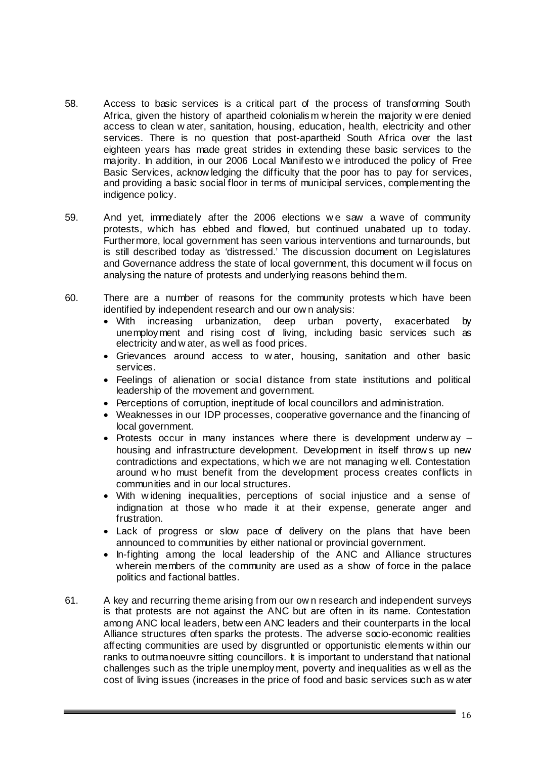58. Access to basic services is a critical part of the process of transforming South Africa, given the history of apartheid colonialism wherein the majority were denied access to clean water, sanitation, housing, education, health, electricity and other services. There is no question that post-apartheid South Africa over the last eighteen years has made great strides in extending these basic services to the majority. In addition, in our 2006 Local Manifesto we introduced the policy of Free Basic Services, acknowledging the difficulty that the poor has to pay for services, and providing a basic social floor in terms of municipal services, complementing the indigence policy.

59. And yet, immediately after the 2006 elections we saw a wave of community protests, which has ebbed and flowed, but continued unabated up to today. Furthermore, local government has seen various interventions and turnarounds, but is still described today as 'distressed.' The discussion document on Legislatures and Governance address the state of local government, this document will focus on analysing the nature of protests and underlying reasons behind them.

60. There are a number of reasons for the community protests which have been identified by independent research and our own analysis:
    - With increasing urbanization, deep urban poverty, exacerbated by unemployment and rising cost of living, including basic services such as electricity and water, as well as food prices.
    - Grievances around access to water, housing, sanitation and other basic services.
    - Feelings of alienation or social distance from state institutions and political leadership of the movement and government.
    - Perceptions of corruption, ineptitude of local councillors and administration.
    - Weaknesses in our IDP processes, cooperative governance and the financing of local government.
    - Protests occur in many instances where there is development underway – housing and infrastructure development. Development in itself throws up new contradictions and expectations, which we are not managing well. Contestation around who must benefit from the development process creates conflicts in communities and in our local structures.
    - With widening inequalities, perceptions of social injustice and a sense of indignation at those who made it at their expense, generate anger and frustration.
    - Lack of progress or slow pace of delivery on the plans that have been announced to communities by either national or provincial government.
    - In-fighting among the local leadership of the ANC and Alliance structures wherein members of the community are used as a show of force in the palace politics and factional battles.

61. A key and recurring theme arising from our own research and independent surveys is that protests are not against the ANC but are often in its name. Contestation among ANC local leaders, between ANC leaders and their counterparts in the local Alliance structures often sparks the protests. The adverse socio-economic realities affecting communities are used by disgruntled or opportunistic elements within our ranks to outmanoeuvre sitting councillors. It is important to understand that national challenges such as the triple unemployment, poverty and inequalities as well as the cost of living issues (increases in the price of food and basic services such as water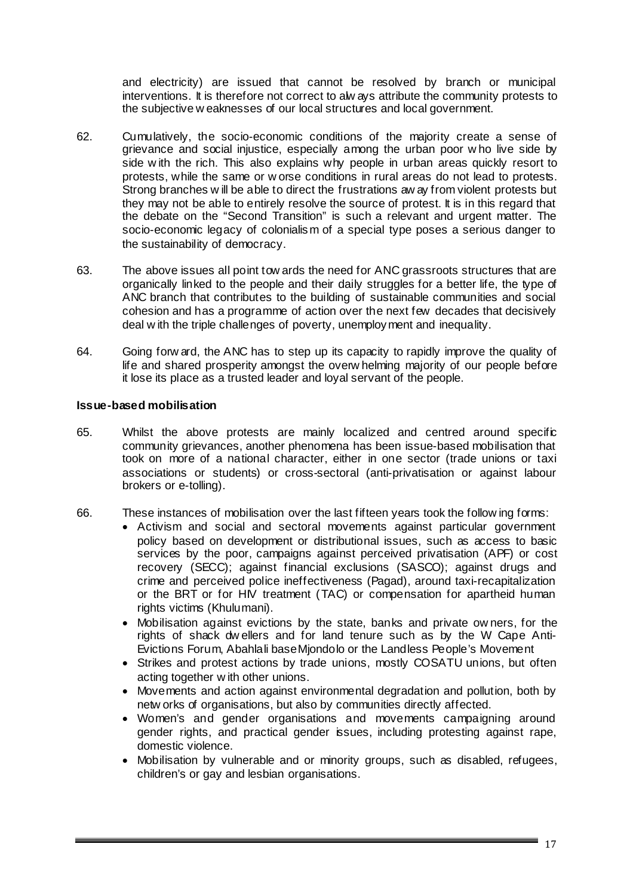and electricity) are issued that cannot be resolved by branch or municipal interventions. It is therefore not correct to always attribute the community protests to the subjective weaknesses of our local structures and local government.

62. Cumulatively, the socio-economic conditions of the majority create a sense of grievance and social injustice, especially among the urban poor who live side by side with the rich. This also explains why people in urban areas quickly resort to protests, while the same or worse conditions in rural areas do not lead to protests. Strong branches will be able to direct the frustrations away from violent protests but they may not be able to entirely resolve the source of protest. It is in this regard that the debate on the "Second Transition" is such a relevant and urgent matter. The socio-economic legacy of colonialism of a special type poses a serious danger to the sustainability of democracy.

63. The above issues all point towards the need for ANC grassroots structures that are organically linked to the people and their daily struggles for a better life, the type of ANC branch that contributes to the building of sustainable communities and social cohesion and has a programme of action over the next few decades that decisively deal with the triple challenges of poverty, unemployment and inequality.

64. Going forward, the ANC has to step up its capacity to rapidly improve the quality of life and shared prosperity amongst the overwhelming majority of our people before it lose its place as a trusted leader and loyal servant of the people.

**Issue-based mobilisation**

65. Whilst the above protests are mainly localized and centred around specific community grievances, another phenomena has been issue-based mobilisation that took on more of a national character, either in one sector (trade unions or taxi associations or students) or cross-sectoral (anti-privatisation or against labour brokers or e-tolling).

66. These instances of mobilisation over the last fifteen years took the following forms:
    - Activism and social and sectoral movements against particular government policy based on development or distributional issues, such as access to basic services by the poor, campaigns against perceived privatisation (APF) or cost recovery (SECC); against financial exclusions (SASCO); against drugs and crime and perceived police ineffectiveness (Pagad), around taxi-recapitalization or the BRT or for HIV treatment (TAC) or compensation for apartheid human rights victims (Khulumani).
    - Mobilisation against evictions by the state, banks and private owners, for the rights of shack dwellers and for land tenure such as by the W Cape Anti-Evictions Forum, Abahlali baseMjondolo or the Landless People's Movement
    - Strikes and protest actions by trade unions, mostly COSATU unions, but often acting together with other unions.
    - Movements and action against environmental degradation and pollution, both by networks of organisations, but also by communities directly affected.
    - Women's and gender organisations and movements campaigning around gender rights, and practical gender issues, including protesting against rape, domestic violence.
    - Mobilisation by vulnerable and or minority groups, such as disabled, refugees, children's or gay and lesbian organisations.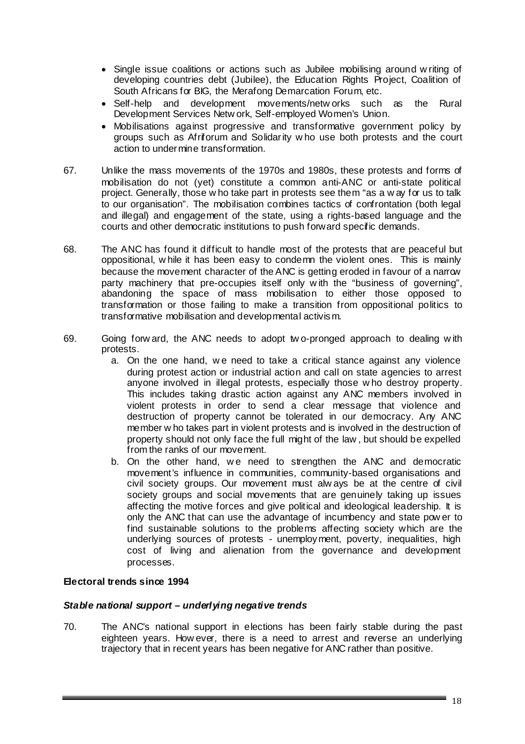- Single issue coalitions or actions such as Jubilee mobilising around writing of developing countries debt (Jubilee), the Education Rights Project, Coalition of South Africans for BIG, the Merafong Demarcation Forum, etc.
- Self-help and development movements/networks such as the Rural Development Services Network, Self-employed Women's Union.
- Mobilisations against progressive and transformative government policy by groups such as Afriforum and Solidarity who use both protests and the court action to undermine transformation.

67. Unlike the mass movements of the 1970s and 1980s, these protests and forms of mobilisation do not (yet) constitute a common anti-ANC or anti-state political project. Generally, those who take part in protests see them "as a way for us to talk to our organisation". The mobilisation combines tactics of confrontation (both legal and illegal) and engagement of the state, using a rights-based language and the courts and other democratic institutions to push forward specific demands.

68. The ANC has found it difficult to handle most of the protests that are peaceful but oppositional, while it has been easy to condemn the violent ones. This is mainly because the movement character of the ANC is getting eroded in favour of a narrow party machinery that pre-occupies itself only with the "business of governing", abandoning the space of mass mobilisation to either those opposed to transformation or those failing to make a transition from oppositional politics to transformative mobilisation and developmental activism.

69. Going forward, the ANC needs to adopt two-pronged approach to dealing with protests.
    a. On the one hand, we need to take a critical stance against any violence during protest action or industrial action and call on state agencies to arrest anyone involved in illegal protests, especially those who destroy property. This includes taking drastic action against any ANC members involved in violent protests in order to send a clear message that violence and destruction of property cannot be tolerated in our democracy. Any ANC member who takes part in violent protests and is involved in the destruction of property should not only face the full might of the law, but should be expelled from the ranks of our movement.
    b. On the other hand, we need to strengthen the ANC and democratic movement's influence in communities, community-based organisations and civil society groups. Our movement must always be at the centre of civil society groups and social movements that are genuinely taking up issues affecting the motive forces and give political and ideological leadership. It is only the ANC that can use the advantage of incumbency and state power to find sustainable solutions to the problems affecting society which are the underlying sources of protests - unemployment, poverty, inequalities, high cost of living and alienation from the governance and development processes.

**Electoral trends since 1994**

***Stable national support – underlying negative trends***

70. The ANC's national support in elections has been fairly stable during the past eighteen years. However, there is a need to arrest and reverse an underlying trajectory that in recent years has been negative for ANC rather than positive.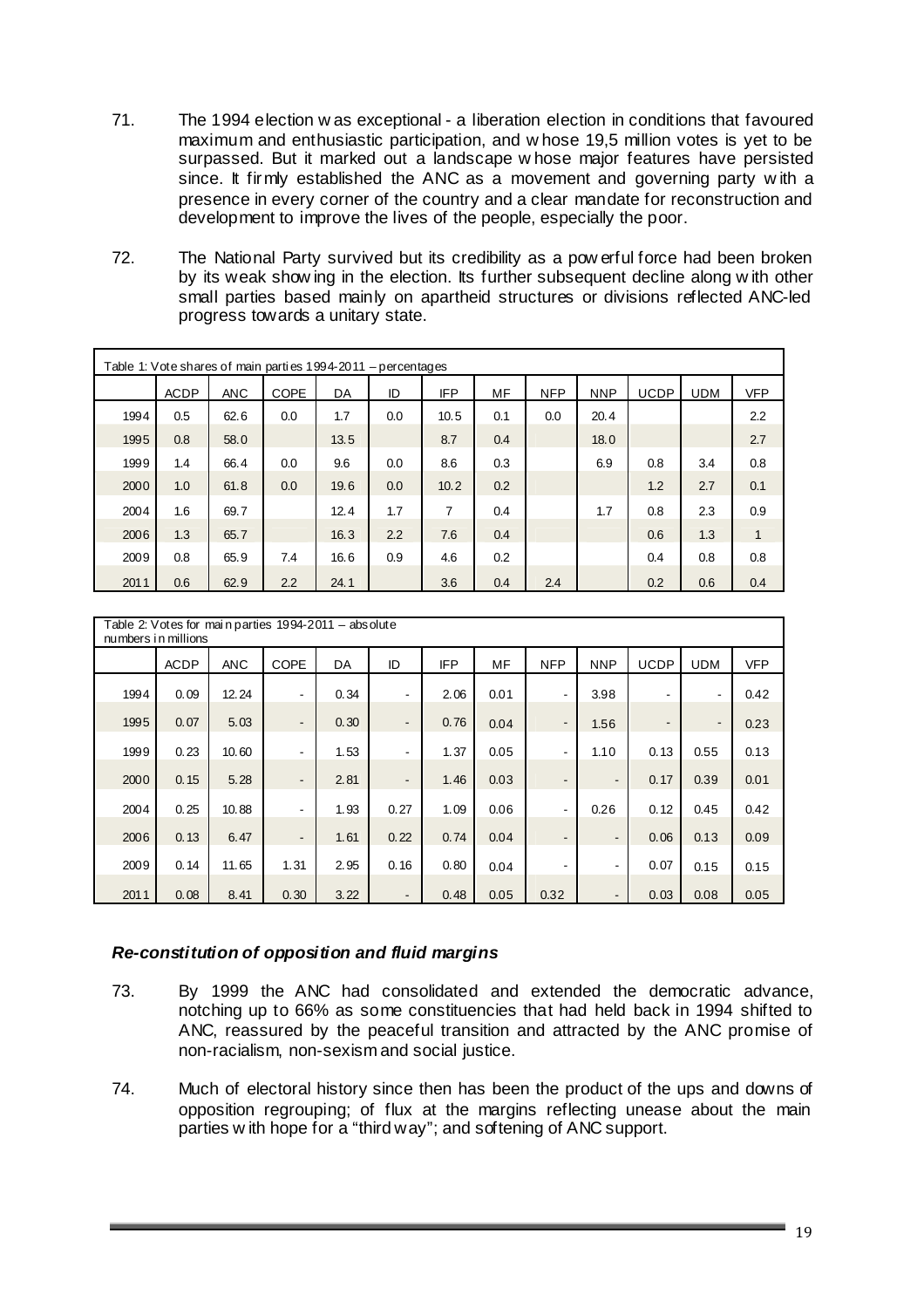71. The 1994 election was exceptional - a liberation election in conditions that favoured maximum and enthusiastic participation, and whose 19,5 million votes is yet to be surpassed. But it marked out a landscape whose major features have persisted since. It firmly established the ANC as a movement and governing party with a presence in every corner of the country and a clear mandate for reconstruction and development to improve the lives of the people, especially the poor.

72. The National Party survived but its credibility as a powerful force had been broken by its weak showing in the election. Its further subsequent decline along with other small parties based mainly on apartheid structures or divisions reflected ANC-led progress towards a unitary state.

Table 1: Vote shares of main parties 1994-2011 – percentages

| | ACDP | ANC | COPE | DA | ID | IFP | MF | NFP | NNP | UCDP | UDM | VFP |
|---|---|---|---|---|---|---|---|---|---|---|---|---|
| 1994 | 0.5 | 62.6 | 0.0 | 1.7 | 0.0 | 10.5 | 0.1 | 0.0 | 20.4 | | | 2.2 |
| 1995 | 0.8 | 58.0 | | 13.5 | | 8.7 | 0.4 | | 18.0 | | | 2.7 |
| 1999 | 1.4 | 66.4 | 0.0 | 9.6 | 0.0 | 8.6 | 0.3 | | 6.9 | 0.8 | 3.4 | 0.8 |
| 2000 | 1.0 | 61.8 | 0.0 | 19.6 | 0.0 | 10.2 | 0.2 | | | 1.2 | 2.7 | 0.1 |
| 2004 | 1.6 | 69.7 | | 12.4 | 1.7 | 7 | 0.4 | | 1.7 | 0.8 | 2.3 | 0.9 |
| 2006 | 1.3 | 65.7 | | 16.3 | 2.2 | 7.6 | 0.4 | | | 0.6 | 1.3 | 1 |
| 2009 | 0.8 | 65.9 | 7.4 | 16.6 | 0.9 | 4.6 | 0.2 | | | 0.4 | 0.8 | 0.8 |
| 2011 | 0.6 | 62.9 | 2.2 | 24.1 | | 3.6 | 0.4 | 2.4 | | 0.2 | 0.6 | 0.4 |

Table 2: Votes for main parties 1994-2011 – absolute numbers in millions

| | ACDP | ANC | COPE | DA | ID | IFP | MF | NFP | NNP | UCDP | UDM | VFP |
|---|---|---|---|---|---|---|---|---|---|---|---|---|
| 1994 | 0.09 | 12.24 | - | 0.34 | - | 2.06 | 0.01 | - | 3.98 | - | - | 0.42 |
| 1995 | 0.07 | 5.03 | - | 0.30 | - | 0.76 | 0.04 | - | 1.56 | - | - | 0.23 |
| 1999 | 0.23 | 10.60 | - | 1.53 | - | 1.37 | 0.05 | - | 1.10 | 0.13 | 0.55 | 0.13 |
| 2000 | 0.15 | 5.28 | - | 2.81 | - | 1.46 | 0.03 | - | - | 0.17 | 0.39 | 0.01 |
| 2004 | 0.25 | 10.88 | - | 1.93 | 0.27 | 1.09 | 0.06 | - | 0.26 | 0.12 | 0.45 | 0.42 |
| 2006 | 0.13 | 6.47 | - | 1.61 | 0.22 | 0.74 | 0.04 | - | - | 0.06 | 0.13 | 0.09 |
| 2009 | 0.14 | 11.65 | 1.31 | 2.95 | 0.16 | 0.80 | 0.04 | - | - | 0.07 | 0.15 | 0.15 |
| 2011 | 0.08 | 8.41 | 0.30 | 3.22 | - | 0.48 | 0.05 | 0.32 | - | 0.03 | 0.08 | 0.05 |

### *Re-constitution of opposition and fluid margins*

73. By 1999 the ANC had consolidated and extended the democratic advance, notching up to 66% as some constituencies that had held back in 1994 shifted to ANC, reassured by the peaceful transition and attracted by the ANC promise of non-racialism, non-sexism and social justice.

74. Much of electoral history since then has been the product of the ups and downs of opposition regrouping; of flux at the margins reflecting unease about the main parties with hope for a "third way"; and softening of ANC support.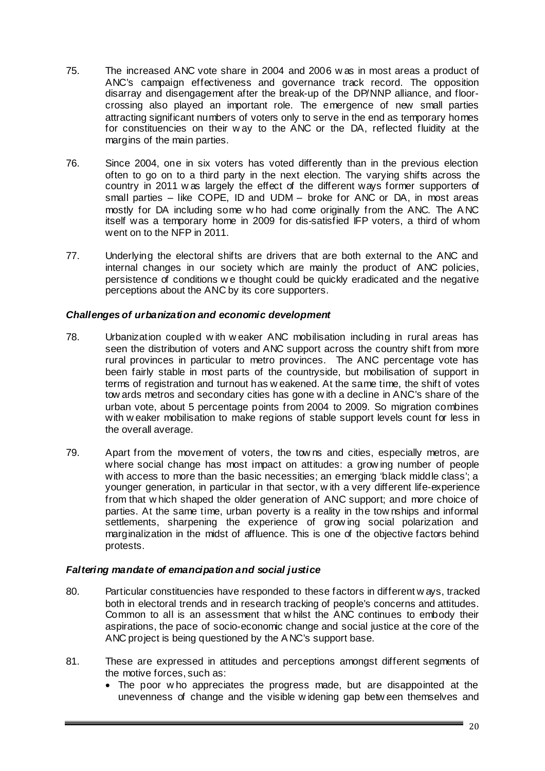75. The increased ANC vote share in 2004 and 2006 was in most areas a product of ANC's campaign effectiveness and governance track record. The opposition disarray and disengagement after the break-up of the DP/NNP alliance, and floor-crossing also played an important role. The emergence of new small parties attracting significant numbers of voters only to serve in the end as temporary homes for constituencies on their way to the ANC or the DA, reflected fluidity at the margins of the main parties.

76. Since 2004, one in six voters has voted differently than in the previous election often to go on to a third party in the next election. The varying shifts across the country in 2011 was largely the effect of the different ways former supporters of small parties – like COPE, ID and UDM – broke for ANC or DA, in most areas mostly for DA including some who had come originally from the ANC. The ANC itself was a temporary home in 2009 for dis-satisfied IFP voters, a third of whom went on to the NFP in 2011.

77. Underlying the electoral shifts are drivers that are both external to the ANC and internal changes in our society which are mainly the product of ANC policies, persistence of conditions we thought could be quickly eradicated and the negative perceptions about the ANC by its core supporters.

### *Challenges of urbanization and economic development*

78. Urbanization coupled with weaker ANC mobilisation including in rural areas has seen the distribution of voters and ANC support across the country shift from more rural provinces in particular to metro provinces. The ANC percentage vote has been fairly stable in most parts of the countryside, but mobilisation of support in terms of registration and turnout has weakened. At the same time, the shift of votes towards metros and secondary cities has gone with a decline in ANC's share of the urban vote, about 5 percentage points from 2004 to 2009. So migration combines with weaker mobilisation to make regions of stable support levels count for less in the overall average.

79. Apart from the movement of voters, the towns and cities, especially metros, are where social change has most impact on attitudes: a growing number of people with access to more than the basic necessities; an emerging 'black middle class'; a younger generation, in particular in that sector, with a very different life-experience from that which shaped the older generation of ANC support; and more choice of parties. At the same time, urban poverty is a reality in the townships and informal settlements, sharpening the experience of growing social polarization and marginalization in the midst of affluence. This is one of the objective factors behind protests.

### *Faltering mandate of emancipation and social justice*

80. Particular constituencies have responded to these factors in different ways, tracked both in electoral trends and in research tracking of people's concerns and attitudes. Common to all is an assessment that whilst the ANC continues to embody their aspirations, the pace of socio-economic change and social justice at the core of the ANC project is being questioned by the ANC's support base.

81. These are expressed in attitudes and perceptions amongst different segments of the motive forces, such as:
    - The poor who appreciates the progress made, but are disappointed at the unevenness of change and the visible widening gap between themselves and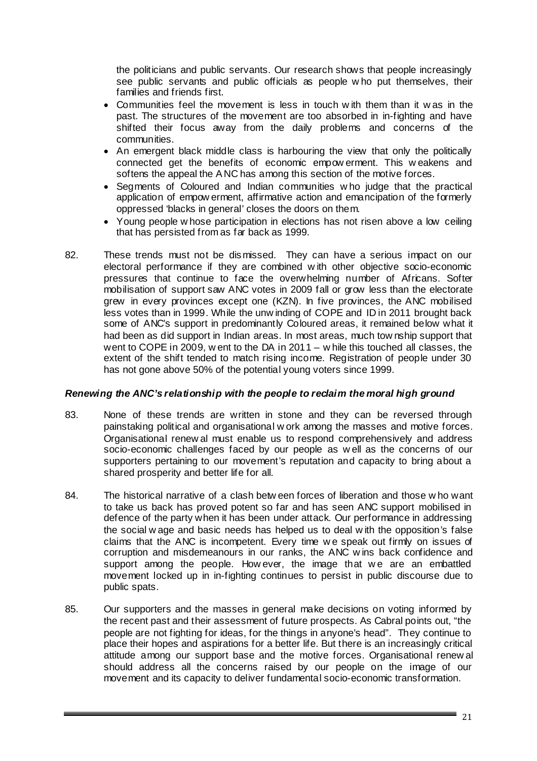the politicians and public servants. Our research shows that people increasingly see public servants and public officials as people who put themselves, their families and friends first.

- Communities feel the movement is less in touch with them than it was in the past. The structures of the movement are too absorbed in in-fighting and have shifted their focus away from the daily problems and concerns of the communities.
- An emergent black middle class is harbouring the view that only the politically connected get the benefits of economic empowerment. This weakens and softens the appeal the ANC has among this section of the motive forces.
- Segments of Coloured and Indian communities who judge that the practical application of empowerment, affirmative action and emancipation of the formerly oppressed 'blacks in general' closes the doors on them.
- Young people whose participation in elections has not risen above a low ceiling that has persisted from as far back as 1999.

82. These trends must not be dismissed. They can have a serious impact on our electoral performance if they are combined with other objective socio-economic pressures that continue to face the overwhelming number of Africans. Softer mobilisation of support saw ANC votes in 2009 fall or grow less than the electorate grew in every provinces except one (KZN). In five provinces, the ANC mobilised less votes than in 1999. While the unwinding of COPE and ID in 2011 brought back some of ANC's support in predominantly Coloured areas, it remained below what it had been as did support in Indian areas. In most areas, much township support that went to COPE in 2009, went to the DA in 2011 – while this touched all classes, the extent of the shift tended to match rising income. Registration of people under 30 has not gone above 50% of the potential young voters since 1999.

### *Renewing the ANC's relationship with the people to reclaim the moral high ground*

83. None of these trends are written in stone and they can be reversed through painstaking political and organisational work among the masses and motive forces. Organisational renewal must enable us to respond comprehensively and address socio-economic challenges faced by our people as well as the concerns of our supporters pertaining to our movement's reputation and capacity to bring about a shared prosperity and better life for all.

84. The historical narrative of a clash between forces of liberation and those who want to take us back has proved potent so far and has seen ANC support mobilised in defence of the party when it has been under attack. Our performance in addressing the social wage and basic needs has helped us to deal with the opposition's false claims that the ANC is incompetent. Every time we speak out firmly on issues of corruption and misdemeanours in our ranks, the ANC wins back confidence and support among the people. However, the image that we are an embattled movement locked up in in-fighting continues to persist in public discourse due to public spats.

85. Our supporters and the masses in general make decisions on voting informed by the recent past and their assessment of future prospects. As Cabral points out, "the people are not fighting for ideas, for the things in anyone's head". They continue to place their hopes and aspirations for a better life. But there is an increasingly critical attitude among our support base and the motive forces. Organisational renewal should address all the concerns raised by our people on the image of our movement and its capacity to deliver fundamental socio-economic transformation.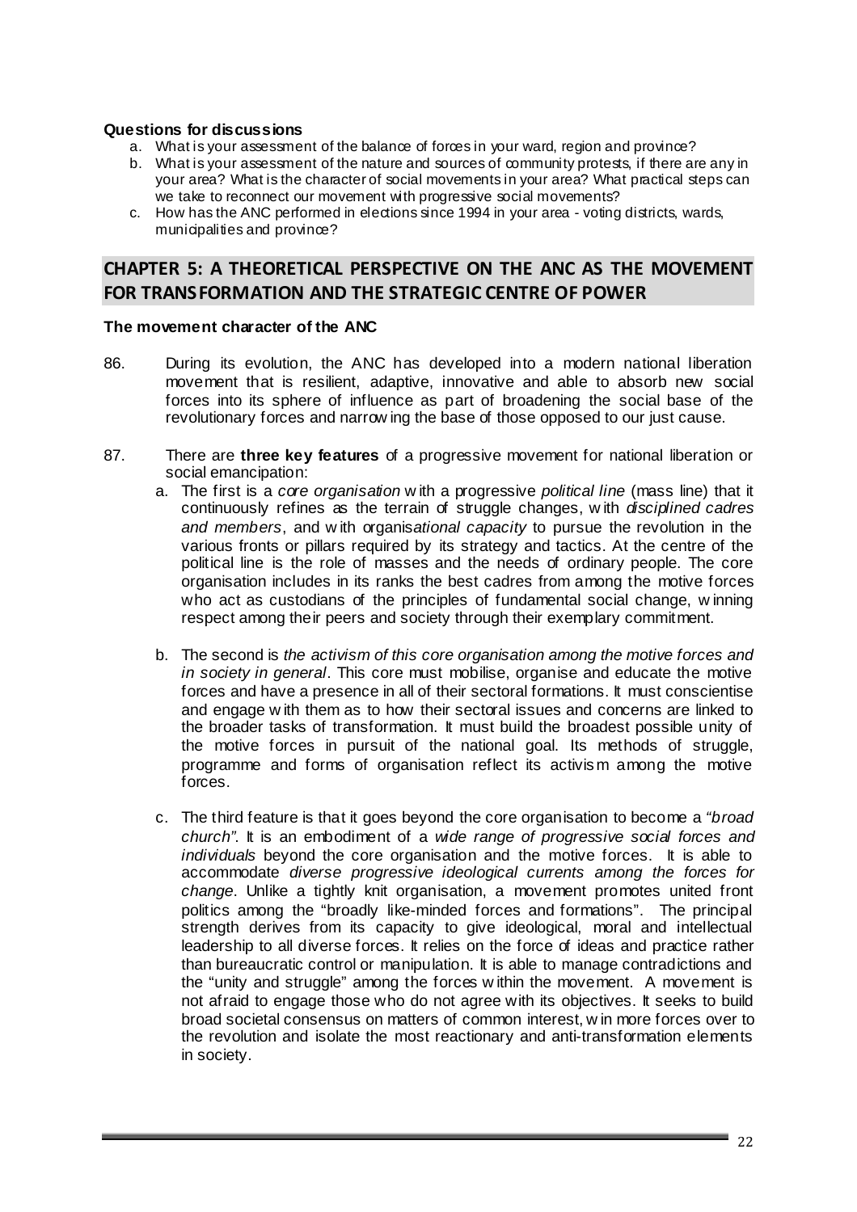**Questions for discussions**

a. What is your assessment of the balance of forces in your ward, region and province?
b. What is your assessment of the nature and sources of community protests, if there are any in your area? What is the character of social movements in your area? What practical steps can we take to reconnect our movement with progressive social movements?
c. How has the ANC performed in elections since 1994 in your area - voting districts, wards, municipalities and province?

## CHAPTER 5: A THEORETICAL PERSPECTIVE ON THE ANC AS THE MOVEMENT FOR TRANSFORMATION AND THE STRATEGIC CENTRE OF POWER

**The movement character of the ANC**

86. During its evolution, the ANC has developed into a modern national liberation movement that is resilient, adaptive, innovative and able to absorb new social forces into its sphere of influence as part of broadening the social base of the revolutionary forces and narrowing the base of those opposed to our just cause.

87. There are **three key features** of a progressive movement for national liberation or social emancipation:

   a. The first is a *core organisation* with a progressive *political line* (mass line) that it continuously refines as the terrain of struggle changes, with *disciplined cadres and members*, and with *organisational capacity* to pursue the revolution in the various fronts or pillars required by its strategy and tactics. At the centre of the political line is the role of masses and the needs of ordinary people. The core organisation includes in its ranks the best cadres from among the motive forces who act as custodians of the principles of fundamental social change, winning respect among their peers and society through their exemplary commitment.

   b. The second is *the activism of this core organisation among the motive forces and in society in general*. This core must mobilise, organise and educate the motive forces and have a presence in all of their sectoral formations. It must conscientise and engage with them as to how their sectoral issues and concerns are linked to the broader tasks of transformation. It must build the broadest possible unity of the motive forces in pursuit of the national goal. Its methods of struggle, programme and forms of organisation reflect its activism among the motive forces.

   c. The third feature is that it goes beyond the core organisation to become a *"broad church"*. It is an embodiment of a *wide range of progressive social forces and individuals* beyond the core organisation and the motive forces. It is able to accommodate *diverse progressive ideological currents among the forces for change*. Unlike a tightly knit organisation, a movement promotes united front politics among the "broadly like-minded forces and formations". The principal strength derives from its capacity to give ideological, moral and intellectual leadership to all diverse forces. It relies on the force of ideas and practice rather than bureaucratic control or manipulation. It is able to manage contradictions and the "unity and struggle" among the forces within the movement. A movement is not afraid to engage those who do not agree with its objectives. It seeks to build broad societal consensus on matters of common interest, win more forces over to the revolution and isolate the most reactionary and anti-transformation elements in society.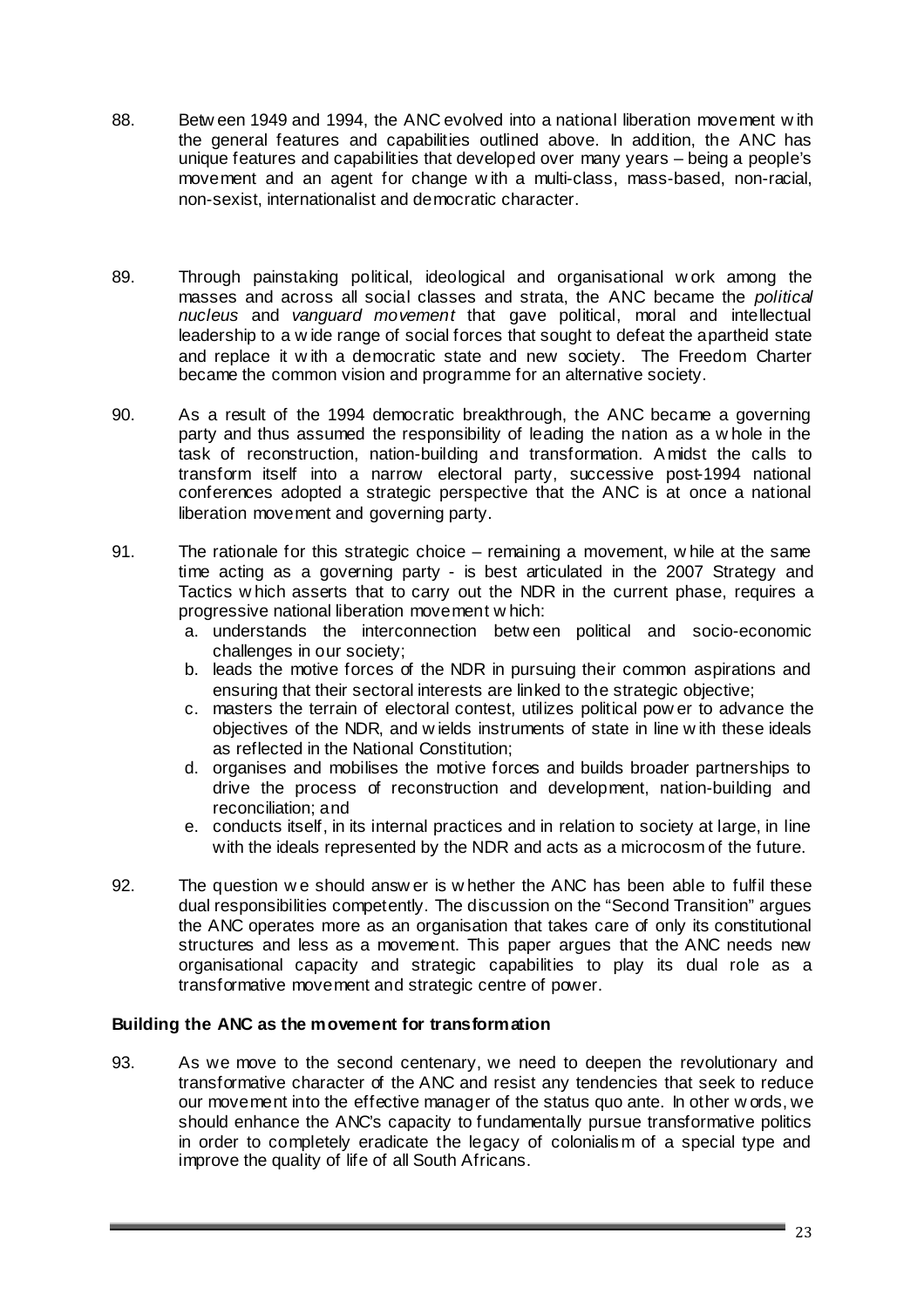88. Between 1949 and 1994, the ANC evolved into a national liberation movement with the general features and capabilities outlined above. In addition, the ANC has unique features and capabilities that developed over many years – being a people's movement and an agent for change with a multi-class, mass-based, non-racial, non-sexist, internationalist and democratic character.

89. Through painstaking political, ideological and organisational work among the masses and across all social classes and strata, the ANC became the *political nucleus* and *vanguard movement* that gave political, moral and intellectual leadership to a wide range of social forces that sought to defeat the apartheid state and replace it with a democratic state and new society. The Freedom Charter became the common vision and programme for an alternative society.

90. As a result of the 1994 democratic breakthrough, the ANC became a governing party and thus assumed the responsibility of leading the nation as a whole in the task of reconstruction, nation-building and transformation. Amidst the calls to transform itself into a narrow electoral party, successive post-1994 national conferences adopted a strategic perspective that the ANC is at once a national liberation movement and governing party.

91. The rationale for this strategic choice – remaining a movement, while at the same time acting as a governing party - is best articulated in the 2007 Strategy and Tactics which asserts that to carry out the NDR in the current phase, requires a progressive national liberation movement which:
    a. understands the interconnection between political and socio-economic challenges in our society;
    b. leads the motive forces of the NDR in pursuing their common aspirations and ensuring that their sectoral interests are linked to the strategic objective;
    c. masters the terrain of electoral contest, utilizes political power to advance the objectives of the NDR, and wields instruments of state in line with these ideals as reflected in the National Constitution;
    d. organises and mobilises the motive forces and builds broader partnerships to drive the process of reconstruction and development, nation-building and reconciliation; and
    e. conducts itself, in its internal practices and in relation to society at large, in line with the ideals represented by the NDR and acts as a microcosm of the future.

92. The question we should answer is whether the ANC has been able to fulfil these dual responsibilities competently. The discussion on the "Second Transition" argues the ANC operates more as an organisation that takes care of only its constitutional structures and less as a movement. This paper argues that the ANC needs new organisational capacity and strategic capabilities to play its dual role as a transformative movement and strategic centre of power.

**Building the ANC as the movement for transformation**

93. As we move to the second centenary, we need to deepen the revolutionary and transformative character of the ANC and resist any tendencies that seek to reduce our movement into the effective manager of the status quo ante. In other words, we should enhance the ANC's capacity to fundamentally pursue transformative politics in order to completely eradicate the legacy of colonialism of a special type and improve the quality of life of all South Africans.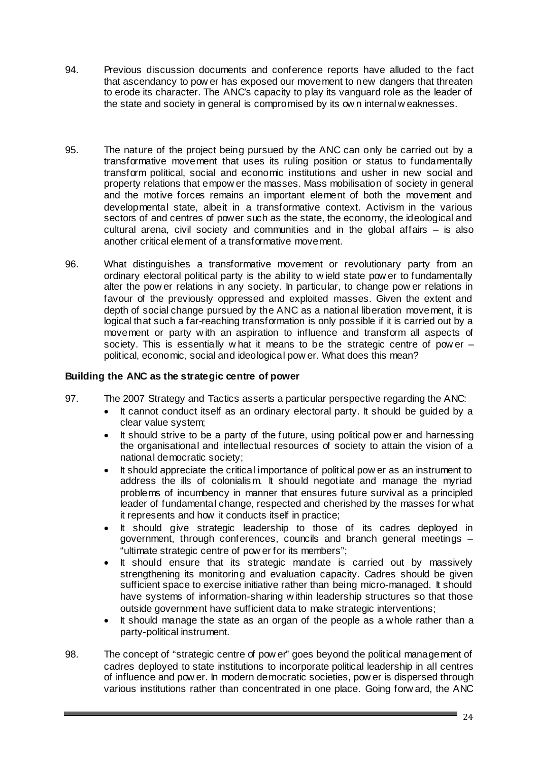94. Previous discussion documents and conference reports have alluded to the fact that ascendancy to power has exposed our movement to new dangers that threaten to erode its character. The ANC's capacity to play its vanguard role as the leader of the state and society in general is compromised by its own internal weaknesses.

95. The nature of the project being pursued by the ANC can only be carried out by a transformative movement that uses its ruling position or status to fundamentally transform political, social and economic institutions and usher in new social and property relations that empower the masses. Mass mobilisation of society in general and the motive forces remains an important element of both the movement and developmental state, albeit in a transformative context. Activism in the various sectors of and centres of power such as the state, the economy, the ideological and cultural arena, civil society and communities and in the global affairs – is also another critical element of a transformative movement.

96. What distinguishes a transformative movement or revolutionary party from an ordinary electoral political party is the ability to wield state power to fundamentally alter the power relations in any society. In particular, to change power relations in favour of the previously oppressed and exploited masses. Given the extent and depth of social change pursued by the ANC as a national liberation movement, it is logical that such a far-reaching transformation is only possible if it is carried out by a movement or party with an aspiration to influence and transform all aspects of society. This is essentially what it means to be the strategic centre of power – political, economic, social and ideological power. What does this mean?

**Building the ANC as the strategic centre of power**

97. The 2007 Strategy and Tactics asserts a particular perspective regarding the ANC:
    - It cannot conduct itself as an ordinary electoral party. It should be guided by a clear value system;
    - It should strive to be a party of the future, using political power and harnessing the organisational and intellectual resources of society to attain the vision of a national democratic society;
    - It should appreciate the critical importance of political power as an instrument to address the ills of colonialism. It should negotiate and manage the myriad problems of incumbency in manner that ensures future survival as a principled leader of fundamental change, respected and cherished by the masses for what it represents and how it conducts itself in practice;
    - It should give strategic leadership to those of its cadres deployed in government, through conferences, councils and branch general meetings – "ultimate strategic centre of power for its members";
    - It should ensure that its strategic mandate is carried out by massively strengthening its monitoring and evaluation capacity. Cadres should be given sufficient space to exercise initiative rather than being micro-managed. It should have systems of information-sharing within leadership structures so that those outside government have sufficient data to make strategic interventions;
    - It should manage the state as an organ of the people as a whole rather than a party-political instrument.

98. The concept of "strategic centre of power" goes beyond the political management of cadres deployed to state institutions to incorporate political leadership in all centres of influence and power. In modern democratic societies, power is dispersed through various institutions rather than concentrated in one place. Going forward, the ANC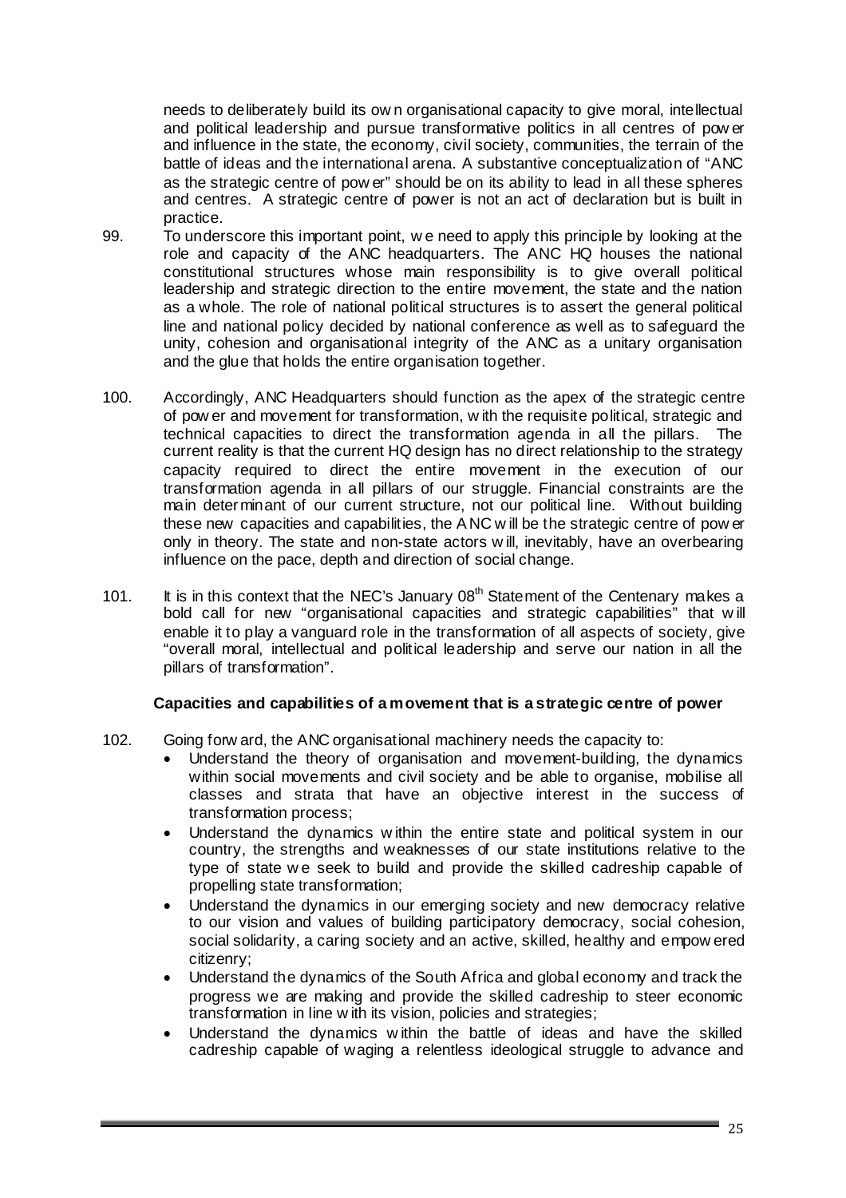needs to deliberately build its own organisational capacity to give moral, intellectual and political leadership and pursue transformative politics in all centres of power and influence in the state, the economy, civil society, communities, the terrain of the battle of ideas and the international arena. A substantive conceptualization of "ANC as the strategic centre of power" should be on its ability to lead in all these spheres and centres. A strategic centre of power is not an act of declaration but is built in practice.

99. To underscore this important point, we need to apply this principle by looking at the role and capacity of the ANC headquarters. The ANC HQ houses the national constitutional structures whose main responsibility is to give overall political leadership and strategic direction to the entire movement, the state and the nation as a whole. The role of national political structures is to assert the general political line and national policy decided by national conference as well as to safeguard the unity, cohesion and organisational integrity of the ANC as a unitary organisation and the glue that holds the entire organisation together.

100. Accordingly, ANC Headquarters should function as the apex of the strategic centre of power and movement for transformation, with the requisite political, strategic and technical capacities to direct the transformation agenda in all the pillars. The current reality is that the current HQ design has no direct relationship to the strategy capacity required to direct the entire movement in the execution of our transformation agenda in all pillars of our struggle. Financial constraints are the main determinant of our current structure, not our political line. Without building these new capacities and capabilities, the ANC will be the strategic centre of power only in theory. The state and non-state actors will, inevitably, have an overbearing influence on the pace, depth and direction of social change.

101. It is in this context that the NEC's January 08th Statement of the Centenary makes a bold call for new "organisational capacities and strategic capabilities" that will enable it to play a vanguard role in the transformation of all aspects of society, give "overall moral, intellectual and political leadership and serve our nation in all the pillars of transformation".

**Capacities and capabilities of a movement that is a strategic centre of power**

102. Going forward, the ANC organisational machinery needs the capacity to:
   - Understand the theory of organisation and movement-building, the dynamics within social movements and civil society and be able to organise, mobilise all classes and strata that have an objective interest in the success of transformation process;
   - Understand the dynamics within the entire state and political system in our country, the strengths and weaknesses of our state institutions relative to the type of state we seek to build and provide the skilled cadreship capable of propelling state transformation;
   - Understand the dynamics in our emerging society and new democracy relative to our vision and values of building participatory democracy, social cohesion, social solidarity, a caring society and an active, skilled, healthy and empowered citizenry;
   - Understand the dynamics of the South Africa and global economy and track the progress we are making and provide the skilled cadreship to steer economic transformation in line with its vision, policies and strategies;
   - Understand the dynamics within the battle of ideas and have the skilled cadreship capable of waging a relentless ideological struggle to advance and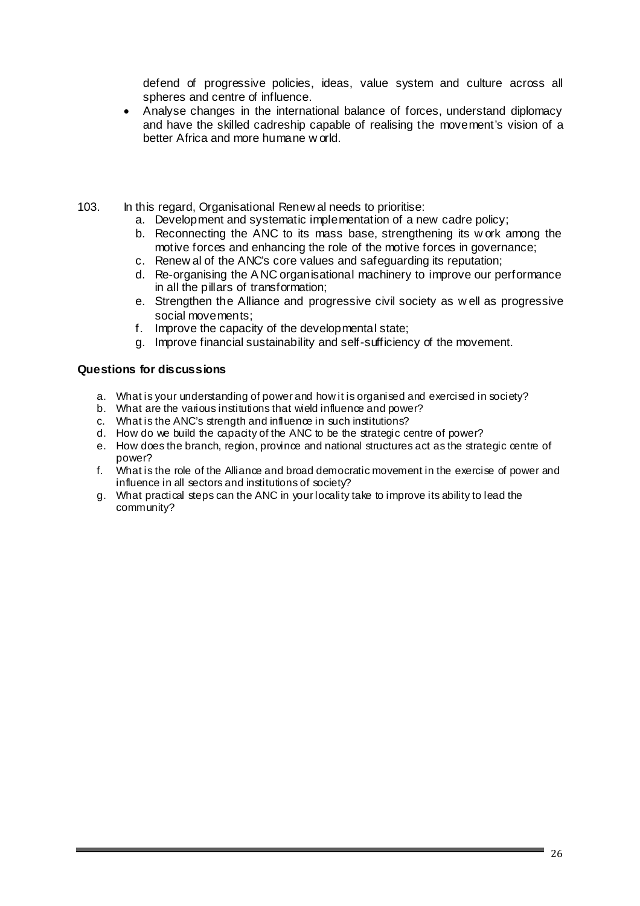defend of progressive policies, ideas, value system and culture across all spheres and centre of influence.

- Analyse changes in the international balance of forces, understand diplomacy and have the skilled cadreship capable of realising the movement's vision of a better Africa and more humane world.

103. In this regard, Organisational Renewal needs to prioritise:
    a. Development and systematic implementation of a new cadre policy;
    b. Reconnecting the ANC to its mass base, strengthening its work among the motive forces and enhancing the role of the motive forces in governance;
    c. Renewal of the ANC's core values and safeguarding its reputation;
    d. Re-organising the ANC organisational machinery to improve our performance in all the pillars of transformation;
    e. Strengthen the Alliance and progressive civil society as well as progressive social movements;
    f. Improve the capacity of the developmental state;
    g. Improve financial sustainability and self-sufficiency of the movement.

**Questions for discussions**

a. What is your understanding of power and how it is organised and exercised in society?
b. What are the various institutions that wield influence and power?
c. What is the ANC's strength and influence in such institutions?
d. How do we build the capacity of the ANC to be the strategic centre of power?
e. How does the branch, region, province and national structures act as the strategic centre of power?
f. What is the role of the Alliance and broad democratic movement in the exercise of power and influence in all sectors and institutions of society?
g. What practical steps can the ANC in your locality take to improve its ability to lead the community?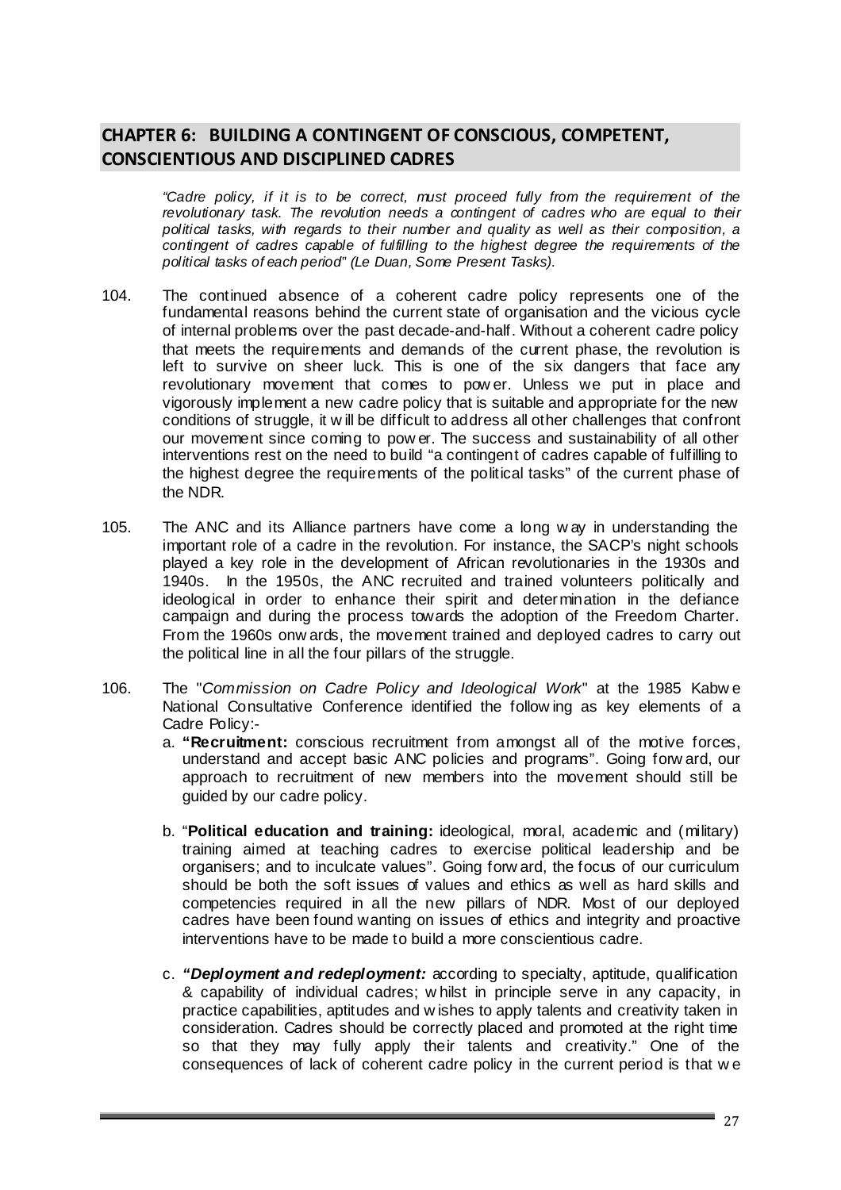## CHAPTER 6: BUILDING A CONTINGENT OF CONSCIOUS, COMPETENT, CONSCIENTIOUS AND DISCIPLINED CADRES

*"Cadre policy, if it is to be correct, must proceed fully from the requirement of the revolutionary task. The revolution needs a contingent of cadres who are equal to their political tasks, with regards to their number and quality as well as their composition, a contingent of cadres capable of fulfilling to the highest degree the requirements of the political tasks of each period" (Le Duan, Some Present Tasks).*

104. The continued absence of a coherent cadre policy represents one of the fundamental reasons behind the current state of organisation and the vicious cycle of internal problems over the past decade-and-half. Without a coherent cadre policy that meets the requirements and demands of the current phase, the revolution is left to survive on sheer luck. This is one of the six dangers that face any revolutionary movement that comes to power. Unless we put in place and vigorously implement a new cadre policy that is suitable and appropriate for the new conditions of struggle, it will be difficult to address all other challenges that confront our movement since coming to power. The success and sustainability of all other interventions rest on the need to build "a contingent of cadres capable of fulfilling to the highest degree the requirements of the political tasks" of the current phase of the NDR.

105. The ANC and its Alliance partners have come a long way in understanding the important role of a cadre in the revolution. For instance, the SACP's night schools played a key role in the development of African revolutionaries in the 1930s and 1940s. In the 1950s, the ANC recruited and trained volunteers politically and ideological in order to enhance their spirit and determination in the defiance campaign and during the process towards the adoption of the Freedom Charter. From the 1960s onwards, the movement trained and deployed cadres to carry out the political line in all the four pillars of the struggle.

106. The "*Commission on Cadre Policy and Ideological Work*" at the 1985 Kabwe National Consultative Conference identified the following as key elements of a Cadre Policy:-

   a. **"Recruitment:** conscious recruitment from amongst all of the motive forces, understand and accept basic ANC policies and programs". Going forward, our approach to recruitment of new members into the movement should still be guided by our cadre policy.

   b. "**Political education and training:** ideological, moral, academic and (military) training aimed at teaching cadres to exercise political leadership and be organisers; and to inculcate values". Going forward, the focus of our curriculum should be both the soft issues of values and ethics as well as hard skills and competencies required in all the new pillars of NDR. Most of our deployed cadres have been found wanting on issues of ethics and integrity and proactive interventions have to be made to build a more conscientious cadre.

   c. ***"Deployment and redeployment:*** according to specialty, aptitude, qualification & capability of individual cadres; whilst in principle serve in any capacity, in practice capabilities, aptitudes and wishes to apply talents and creativity taken in consideration. Cadres should be correctly placed and promoted at the right time so that they may fully apply their talents and creativity." One of the consequences of lack of coherent cadre policy in the current period is that we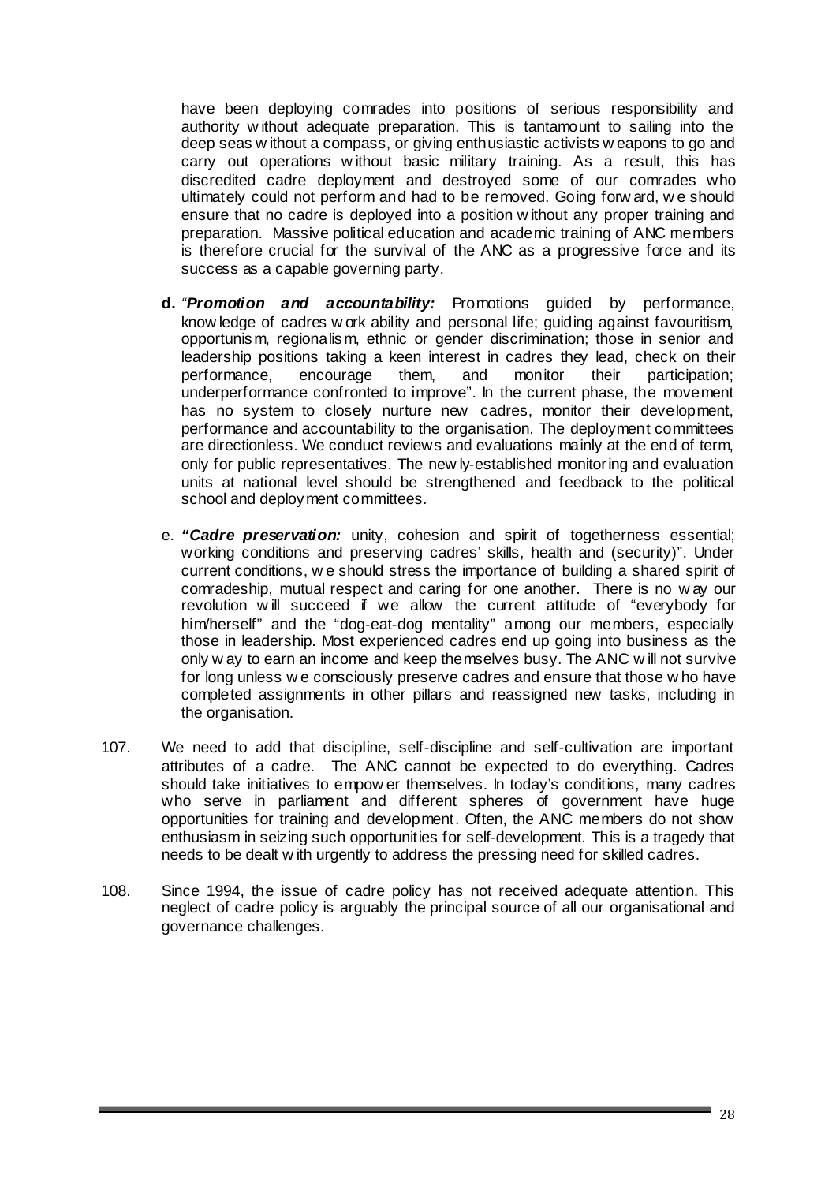have been deploying comrades into positions of serious responsibility and authority without adequate preparation. This is tantamount to sailing into the deep seas without a compass, or giving enthusiastic activists weapons to go and carry out operations without basic military training. As a result, this has discredited cadre deployment and destroyed some of our comrades who ultimately could not perform and had to be removed. Going forward, we should ensure that no cadre is deployed into a position without any proper training and preparation. Massive political education and academic training of ANC members is therefore crucial for the survival of the ANC as a progressive force and its success as a capable governing party.

d. "***Promotion and accountability:*** Promotions guided by performance, knowledge of cadres work ability and personal life; guiding against favouritism, opportunism, regionalism, ethnic or gender discrimination; those in senior and leadership positions taking a keen interest in cadres they lead, check on their performance, encourage them, and monitor their participation; underperformance confronted to improve". In the current phase, the movement has no system to closely nurture new cadres, monitor their development, performance and accountability to the organisation. The deployment committees are directionless. We conduct reviews and evaluations mainly at the end of term, only for public representatives. The newly-established monitoring and evaluation units at national level should be strengthened and feedback to the political school and deployment committees.

e. ***"Cadre preservation:*** unity, cohesion and spirit of togetherness essential; working conditions and preserving cadres' skills, health and (security)". Under current conditions, we should stress the importance of building a shared spirit of comradeship, mutual respect and caring for one another. There is no way our revolution will succeed if we allow the current attitude of "everybody for him/herself" and the "dog-eat-dog mentality" among our members, especially those in leadership. Most experienced cadres end up going into business as the only way to earn an income and keep themselves busy. The ANC will not survive for long unless we consciously preserve cadres and ensure that those who have completed assignments in other pillars and reassigned new tasks, including in the organisation.

107. We need to add that discipline, self-discipline and self-cultivation are important attributes of a cadre. The ANC cannot be expected to do everything. Cadres should take initiatives to empower themselves. In today's conditions, many cadres who serve in parliament and different spheres of government have huge opportunities for training and development. Often, the ANC members do not show enthusiasm in seizing such opportunities for self-development. This is a tragedy that needs to be dealt with urgently to address the pressing need for skilled cadres.

108. Since 1994, the issue of cadre policy has not received adequate attention. This neglect of cadre policy is arguably the principal source of all our organisational and governance challenges.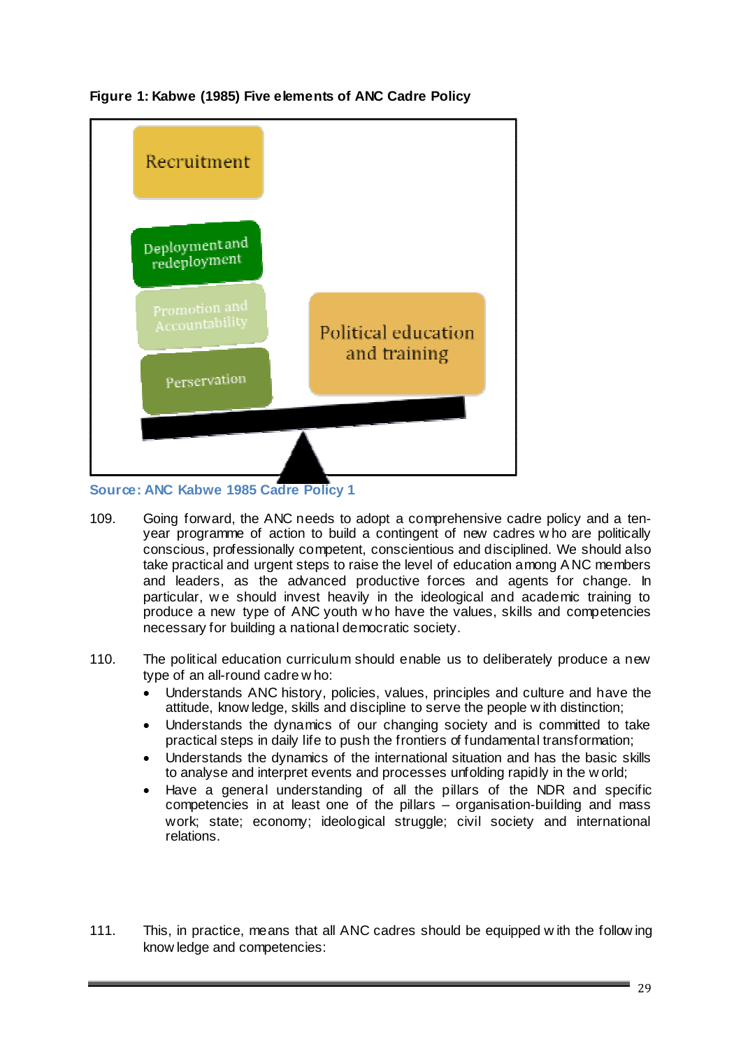**Figure 1: Kabwe (1985) Five elements of ANC Cadre Policy**

Recruitment

Deployment and redeployment

Promotion and Accountability

Perservation

Political education and training

**Source: ANC Kabwe 1985 Cadre Policy 1**

109. Going forward, the ANC needs to adopt a comprehensive cadre policy and a ten-year programme of action to build a contingent of new cadres who are politically conscious, professionally competent, conscientious and disciplined. We should also take practical and urgent steps to raise the level of education among ANC members and leaders, as the advanced productive forces and agents for change. In particular, we should invest heavily in the ideological and academic training to produce a new type of ANC youth who have the values, skills and competencies necessary for building a national democratic society.

110. The political education curriculum should enable us to deliberately produce a new type of an all-round cadre who:

- Understands ANC history, policies, values, principles and culture and have the attitude, knowledge, skills and discipline to serve the people with distinction;
- Understands the dynamics of our changing society and is committed to take practical steps in daily life to push the frontiers of fundamental transformation;
- Understands the dynamics of the international situation and has the basic skills to analyse and interpret events and processes unfolding rapidly in the world;
- Have a general understanding of all the pillars of the NDR and specific competencies in at least one of the pillars – organisation-building and mass work; state; economy; ideological struggle; civil society and international relations.

111. This, in practice, means that all ANC cadres should be equipped with the following knowledge and competencies: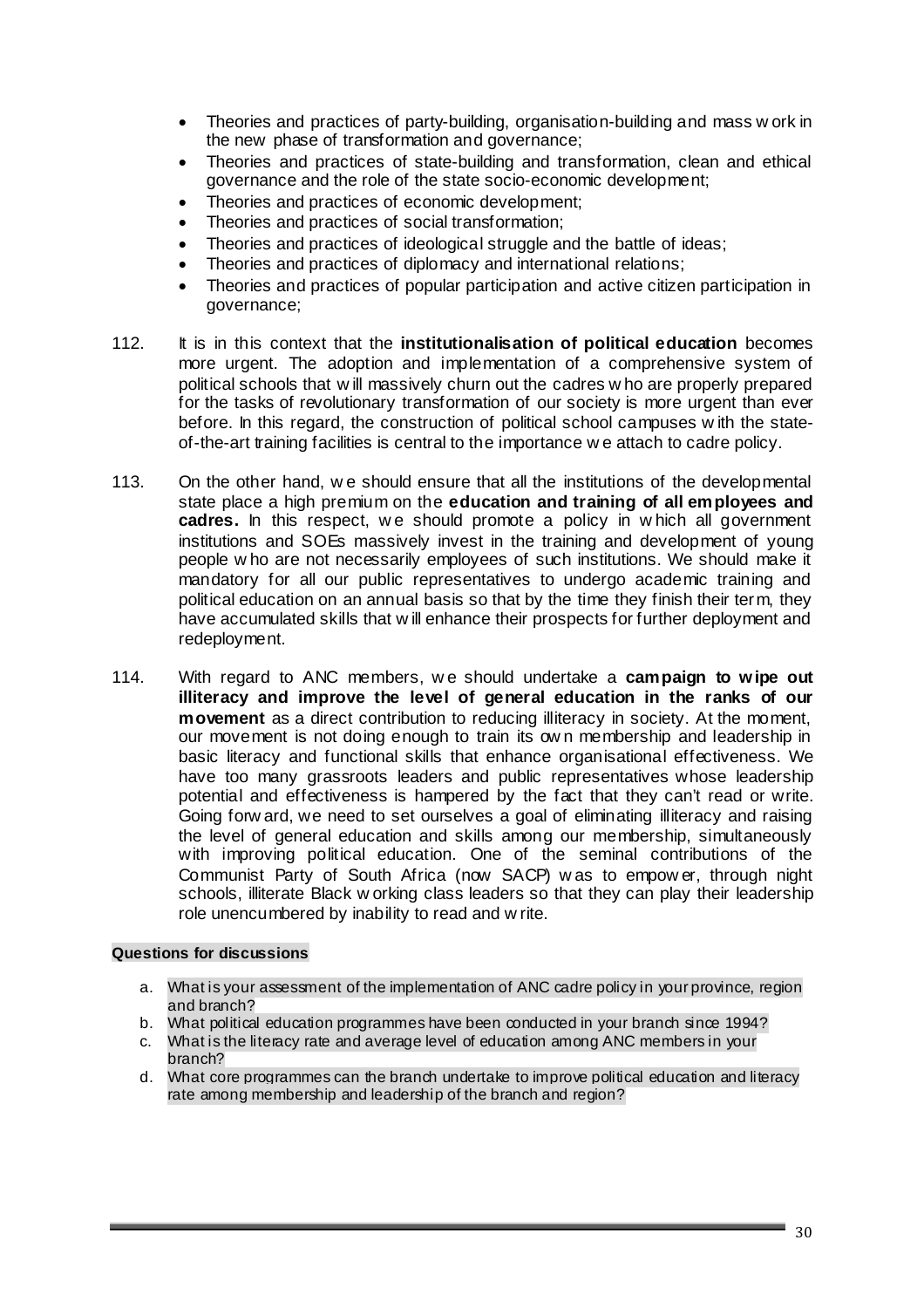- Theories and practices of party-building, organisation-building and mass work in the new phase of transformation and governance;
- Theories and practices of state-building and transformation, clean and ethical governance and the role of the state socio-economic development;
- Theories and practices of economic development;
- Theories and practices of social transformation;
- Theories and practices of ideological struggle and the battle of ideas;
- Theories and practices of diplomacy and international relations;
- Theories and practices of popular participation and active citizen participation in governance;

112. It is in this context that the **institutionalisation of political education** becomes more urgent. The adoption and implementation of a comprehensive system of political schools that will massively churn out the cadres who are properly prepared for the tasks of revolutionary transformation of our society is more urgent than ever before. In this regard, the construction of political school campuses with the state-of-the-art training facilities is central to the importance we attach to cadre policy.

113. On the other hand, we should ensure that all the institutions of the developmental state place a high premium on the **education and training of all employees and cadres.** In this respect, we should promote a policy in which all government institutions and SOEs massively invest in the training and development of young people who are not necessarily employees of such institutions. We should make it mandatory for all our public representatives to undergo academic training and political education on an annual basis so that by the time they finish their term, they have accumulated skills that will enhance their prospects for further deployment and redeployment.

114. With regard to ANC members, we should undertake a **campaign to wipe out illiteracy and improve the level of general education in the ranks of our movement** as a direct contribution to reducing illiteracy in society. At the moment, our movement is not doing enough to train its own membership and leadership in basic literacy and functional skills that enhance organisational effectiveness. We have too many grassroots leaders and public representatives whose leadership potential and effectiveness is hampered by the fact that they can't read or write. Going forward, we need to set ourselves a goal of eliminating illiteracy and raising the level of general education and skills among our membership, simultaneously with improving political education. One of the seminal contributions of the Communist Party of South Africa (now SACP) was to empower, through night schools, illiterate Black working class leaders so that they can play their leadership role unencumbered by inability to read and write.

**Questions for discussions**

a. What is your assessment of the implementation of ANC cadre policy in your province, region and branch?
b. What political education programmes have been conducted in your branch since 1994?
c. What is the literacy rate and average level of education among ANC members in your branch?
d. What core programmes can the branch undertake to improve political education and literacy rate among membership and leadership of the branch and region?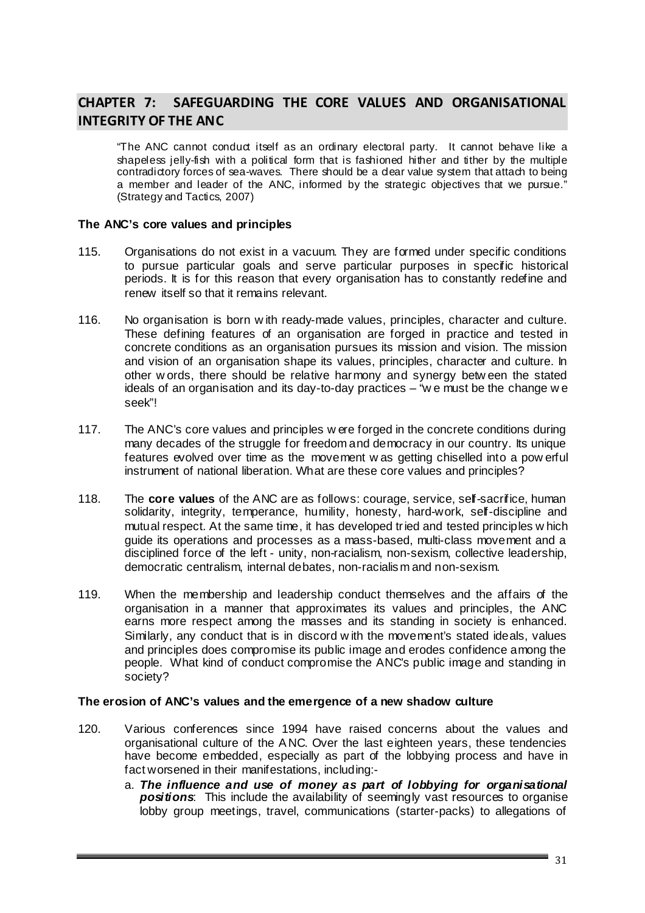## CHAPTER 7: SAFEGUARDING THE CORE VALUES AND ORGANISATIONAL INTEGRITY OF THE ANC

"The ANC cannot conduct itself as an ordinary electoral party. It cannot behave like a shapeless jelly-fish with a political form that is fashioned hither and tither by the multiple contradictory forces of sea-waves. There should be a clear value system that attach to being a member and leader of the ANC, informed by the strategic objectives that we pursue." (Strategy and Tactics, 2007)

### The ANC's core values and principles

115. Organisations do not exist in a vacuum. They are formed under specific conditions to pursue particular goals and serve particular purposes in specific historical periods. It is for this reason that every organisation has to constantly redefine and renew itself so that it remains relevant.

116. No organisation is born with ready-made values, principles, character and culture. These defining features of an organisation are forged in practice and tested in concrete conditions as an organisation pursues its mission and vision. The mission and vision of an organisation shape its values, principles, character and culture. In other words, there should be relative harmony and synergy between the stated ideals of an organisation and its day-to-day practices – "we must be the change we seek"!

117. The ANC's core values and principles were forged in the concrete conditions during many decades of the struggle for freedom and democracy in our country. Its unique features evolved over time as the movement was getting chiselled into a powerful instrument of national liberation. What are these core values and principles?

118. The **core values** of the ANC are as follows: courage, service, self-sacrifice, human solidarity, integrity, temperance, humility, honesty, hard-work, self-discipline and mutual respect. At the same time, it has developed tried and tested principles which guide its operations and processes as a mass-based, multi-class movement and a disciplined force of the left - unity, non-racialism, non-sexism, collective leadership, democratic centralism, internal debates, non-racialism and non-sexism.

119. When the membership and leadership conduct themselves and the affairs of the organisation in a manner that approximates its values and principles, the ANC earns more respect among the masses and its standing in society is enhanced. Similarly, any conduct that is in discord with the movement's stated ideals, values and principles does compromise its public image and erodes confidence among the people. What kind of conduct compromise the ANC's public image and standing in society?

### The erosion of ANC's values and the emergence of a new shadow culture

120. Various conferences since 1994 have raised concerns about the values and organisational culture of the ANC. Over the last eighteen years, these tendencies have become embedded, especially as part of the lobbying process and have in fact worsened in their manifestations, including:-

    a. ***The influence and use of money as part of lobbying for organisational positions***: This include the availability of seemingly vast resources to organise lobby group meetings, travel, communications (starter-packs) to allegations of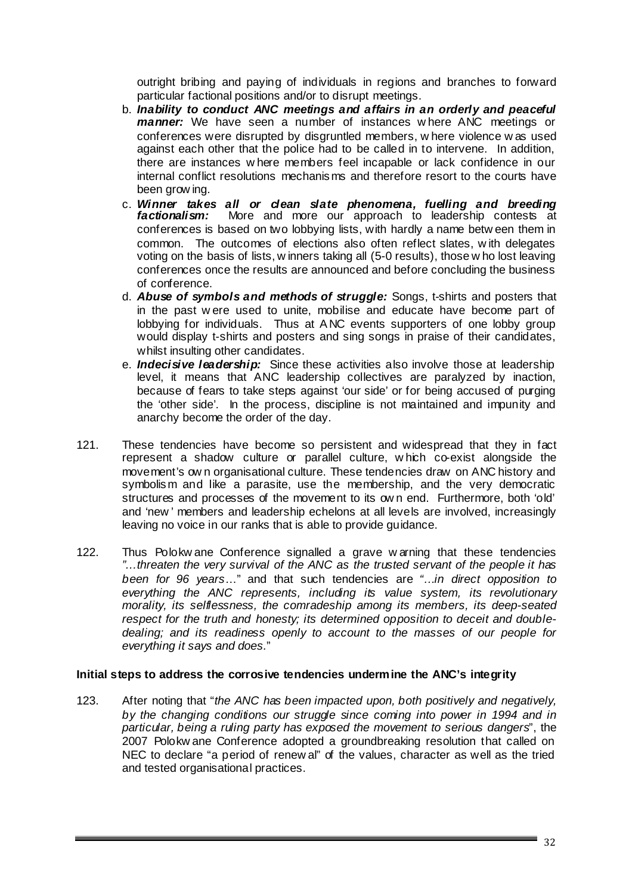outright bribing and paying of individuals in regions and branches to forward particular factional positions and/or to disrupt meetings.

b. ***Inability to conduct ANC meetings and affairs in an orderly and peaceful manner:*** We have seen a number of instances where ANC meetings or conferences were disrupted by disgruntled members, where violence was used against each other that the police had to be called in to intervene. In addition, there are instances where members feel incapable or lack confidence in our internal conflict resolutions mechanisms and therefore resort to the courts have been growing.

c. ***Winner takes all or clean slate phenomena, fuelling and breeding factionalism:*** More and more our approach to leadership contests at conferences is based on two lobbying lists, with hardly a name between them in common. The outcomes of elections also often reflect slates, with delegates voting on the basis of lists, winners taking all (5-0 results), those who lost leaving conferences once the results are announced and before concluding the business of conference.

d. ***Abuse of symbols and methods of struggle:*** Songs, t-shirts and posters that in the past were used to unite, mobilise and educate have become part of lobbying for individuals. Thus at ANC events supporters of one lobby group would display t-shirts and posters and sing songs in praise of their candidates, whilst insulting other candidates.

e. ***Indecisive leadership:*** Since these activities also involve those at leadership level, it means that ANC leadership collectives are paralyzed by inaction, because of fears to take steps against 'our side' or for being accused of purging the 'other side'. In the process, discipline is not maintained and impunity and anarchy become the order of the day.

121. These tendencies have become so persistent and widespread that they in fact represent a shadow culture or parallel culture, which co-exist alongside the movement's own organisational culture. These tendencies draw on ANC history and symbolism and like a parasite, use the membership, and the very democratic structures and processes of the movement to its own end. Furthermore, both 'old' and 'new' members and leadership echelons at all levels are involved, increasingly leaving no voice in our ranks that is able to provide guidance.

122. Thus Polokwane Conference signalled a grave warning that these tendencies *"…threaten the very survival of the ANC as the trusted servant of the people it has been for 96 years…*" and that such tendencies are *"…in direct opposition to everything the ANC represents, including its value system, its revolutionary morality, its selflessness, the comradeship among its members, its deep-seated respect for the truth and honesty; its determined opposition to deceit and double-dealing; and its readiness openly to account to the masses of our people for everything it says and does.*"

**Initial steps to address the corrosive tendencies undermine the ANC's integrity**

123. After noting that "*the ANC has been impacted upon, both positively and negatively, by the changing conditions our struggle since coming into power in 1994 and in particular, being a ruling party has exposed the movement to serious dangers*", the 2007 Polokwane Conference adopted a groundbreaking resolution that called on NEC to declare "a period of renewal" of the values, character as well as the tried and tested organisational practices.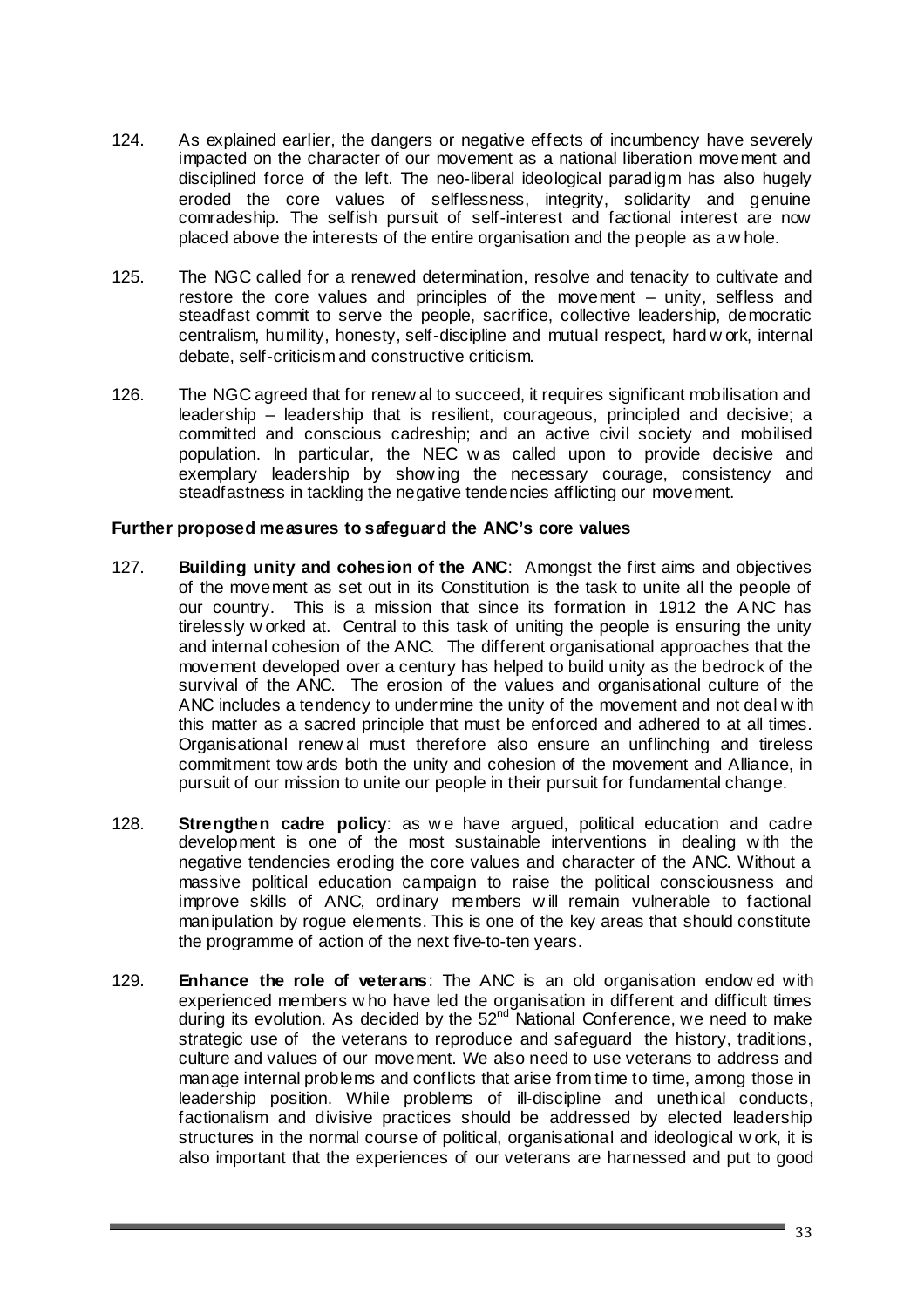124. As explained earlier, the dangers or negative effects of incumbency have severely impacted on the character of our movement as a national liberation movement and disciplined force of the left. The neo-liberal ideological paradigm has also hugely eroded the core values of selflessness, integrity, solidarity and genuine comradeship. The selfish pursuit of self-interest and factional interest are now placed above the interests of the entire organisation and the people as a whole.

125. The NGC called for a renewed determination, resolve and tenacity to cultivate and restore the core values and principles of the movement – unity, selfless and steadfast commit to serve the people, sacrifice, collective leadership, democratic centralism, humility, honesty, self-discipline and mutual respect, hard work, internal debate, self-criticism and constructive criticism.

126. The NGC agreed that for renewal to succeed, it requires significant mobilisation and leadership – leadership that is resilient, courageous, principled and decisive; a committed and conscious cadreship; and an active civil society and mobilised population. In particular, the NEC was called upon to provide decisive and exemplary leadership by showing the necessary courage, consistency and steadfastness in tackling the negative tendencies afflicting our movement.

**Further proposed measures to safeguard the ANC's core values**

127. **Building unity and cohesion of the ANC**: Amongst the first aims and objectives of the movement as set out in its Constitution is the task to unite all the people of our country. This is a mission that since its formation in 1912 the ANC has tirelessly worked at. Central to this task of uniting the people is ensuring the unity and internal cohesion of the ANC. The different organisational approaches that the movement developed over a century has helped to build unity as the bedrock of the survival of the ANC. The erosion of the values and organisational culture of the ANC includes a tendency to undermine the unity of the movement and not deal with this matter as a sacred principle that must be enforced and adhered to at all times. Organisational renewal must therefore also ensure an unflinching and tireless commitment towards both the unity and cohesion of the movement and Alliance, in pursuit of our mission to unite our people in their pursuit for fundamental change.

128. **Strengthen cadre policy**: as we have argued, political education and cadre development is one of the most sustainable interventions in dealing with the negative tendencies eroding the core values and character of the ANC. Without a massive political education campaign to raise the political consciousness and improve skills of ANC, ordinary members will remain vulnerable to factional manipulation by rogue elements. This is one of the key areas that should constitute the programme of action of the next five-to-ten years.

129. **Enhance the role of veterans**: The ANC is an old organisation endowed with experienced members who have led the organisation in different and difficult times during its evolution. As decided by the 52nd National Conference, we need to make strategic use of the veterans to reproduce and safeguard the history, traditions, culture and values of our movement. We also need to use veterans to address and manage internal problems and conflicts that arise from time to time, among those in leadership position. While problems of ill-discipline and unethical conducts, factionalism and divisive practices should be addressed by elected leadership structures in the normal course of political, organisational and ideological work, it is also important that the experiences of our veterans are harnessed and put to good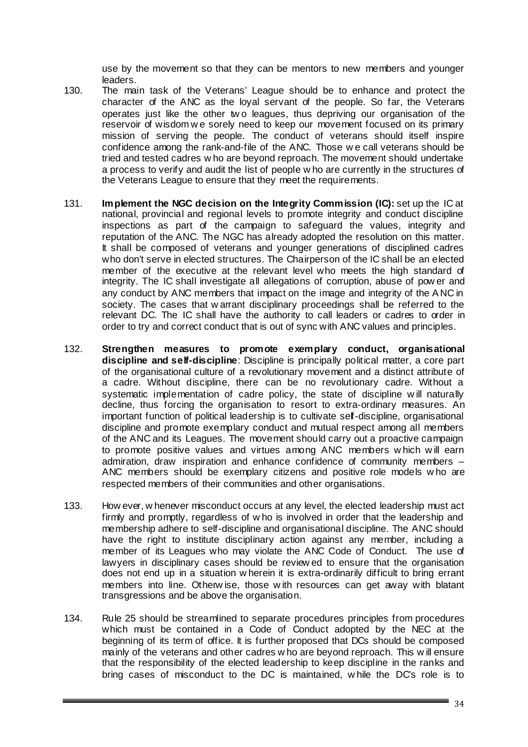use by the movement so that they can be mentors to new members and younger leaders.

130. The main task of the Veterans' League should be to enhance and protect the character of the ANC as the loyal servant of the people. So far, the Veterans operates just like the other two leagues, thus depriving our organisation of the reservoir of wisdom we sorely need to keep our movement focused on its primary mission of serving the people. The conduct of veterans should itself inspire confidence among the rank-and-file of the ANC. Those we call veterans should be tried and tested cadres who are beyond reproach. The movement should undertake a process to verify and audit the list of people who are currently in the structures of the Veterans League to ensure that they meet the requirements.

131. **Implement the NGC decision on the Integrity Commission (IC):** set up the IC at national, provincial and regional levels to promote integrity and conduct discipline inspections as part of the campaign to safeguard the values, integrity and reputation of the ANC. The NGC has already adopted the resolution on this matter. It shall be composed of veterans and younger generations of disciplined cadres who don't serve in elected structures. The Chairperson of the IC shall be an elected member of the executive at the relevant level who meets the high standard of integrity. The IC shall investigate all allegations of corruption, abuse of power and any conduct by ANC members that impact on the image and integrity of the ANC in society. The cases that warrant disciplinary proceedings shall be referred to the relevant DC. The IC shall have the authority to call leaders or cadres to order in order to try and correct conduct that is out of sync with ANC values and principles.

132. **Strengthen measures to promote exemplary conduct, organisational discipline and self-discipline**: Discipline is principally political matter, a core part of the organisational culture of a revolutionary movement and a distinct attribute of a cadre. Without discipline, there can be no revolutionary cadre. Without a systematic implementation of cadre policy, the state of discipline will naturally decline, thus forcing the organisation to resort to extra-ordinary measures. An important function of political leadership is to cultivate self-discipline, organisational discipline and promote exemplary conduct and mutual respect among all members of the ANC and its Leagues. The movement should carry out a proactive campaign to promote positive values and virtues among ANC members which will earn admiration, draw inspiration and enhance confidence of community members – ANC members should be exemplary citizens and positive role models who are respected members of their communities and other organisations.

133. However, whenever misconduct occurs at any level, the elected leadership must act firmly and promptly, regardless of who is involved in order that the leadership and membership adhere to self-discipline and organisational discipline. The ANC should have the right to institute disciplinary action against any member, including a member of its Leagues who may violate the ANC Code of Conduct. The use of lawyers in disciplinary cases should be reviewed to ensure that the organisation does not end up in a situation wherein it is extra-ordinarily difficult to bring errant members into line. Otherwise, those with resources can get away with blatant transgressions and be above the organisation.

134. Rule 25 should be streamlined to separate procedures principles from procedures which must be contained in a Code of Conduct adopted by the NEC at the beginning of its term of office. It is further proposed that DCs should be composed mainly of the veterans and other cadres who are beyond reproach. This will ensure that the responsibility of the elected leadership to keep discipline in the ranks and bring cases of misconduct to the DC is maintained, while the DC's role is to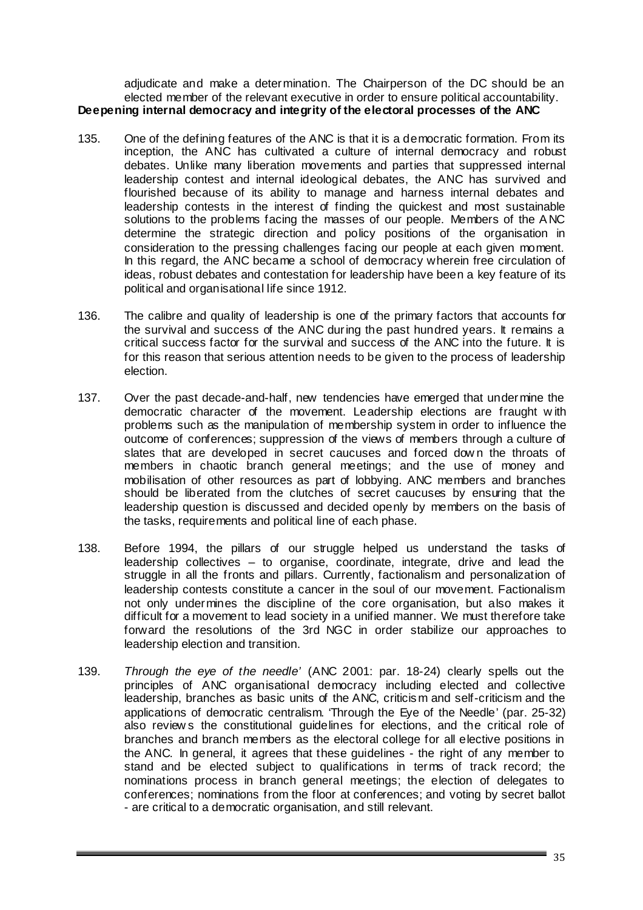adjudicate and make a determination. The Chairperson of the DC should be an elected member of the relevant executive in order to ensure political accountability.

**Deepening internal democracy and integrity of the electoral processes of the ANC**

135. One of the defining features of the ANC is that it is a democratic formation. From its inception, the ANC has cultivated a culture of internal democracy and robust debates. Unlike many liberation movements and parties that suppressed internal leadership contest and internal ideological debates, the ANC has survived and flourished because of its ability to manage and harness internal debates and leadership contests in the interest of finding the quickest and most sustainable solutions to the problems facing the masses of our people. Members of the ANC determine the strategic direction and policy positions of the organisation in consideration to the pressing challenges facing our people at each given moment. In this regard, the ANC became a school of democracy wherein free circulation of ideas, robust debates and contestation for leadership have been a key feature of its political and organisational life since 1912.

136. The calibre and quality of leadership is one of the primary factors that accounts for the survival and success of the ANC during the past hundred years. It remains a critical success factor for the survival and success of the ANC into the future. It is for this reason that serious attention needs to be given to the process of leadership election.

137. Over the past decade-and-half, new tendencies have emerged that undermine the democratic character of the movement. Leadership elections are fraught with problems such as the manipulation of membership system in order to influence the outcome of conferences; suppression of the views of members through a culture of slates that are developed in secret caucuses and forced down the throats of members in chaotic branch general meetings; and the use of money and mobilisation of other resources as part of lobbying. ANC members and branches should be liberated from the clutches of secret caucuses by ensuring that the leadership question is discussed and decided openly by members on the basis of the tasks, requirements and political line of each phase.

138. Before 1994, the pillars of our struggle helped us understand the tasks of leadership collectives – to organise, coordinate, integrate, drive and lead the struggle in all the fronts and pillars. Currently, factionalism and personalization of leadership contests constitute a cancer in the soul of our movement. Factionalism not only undermines the discipline of the core organisation, but also makes it difficult for a movement to lead society in a unified manner. We must therefore take forward the resolutions of the 3rd NGC in order stabilize our approaches to leadership election and transition.

139. *Through the eye of the needle'* (ANC 2001: par. 18-24) clearly spells out the principles of ANC organisational democracy including elected and collective leadership, branches as basic units of the ANC, criticism and self-criticism and the applications of democratic centralism. 'Through the Eye of the Needle' (par. 25-32) also reviews the constitutional guidelines for elections, and the critical role of branches and branch members as the electoral college for all elective positions in the ANC. In general, it agrees that these guidelines - the right of any member to stand and be elected subject to qualifications in terms of track record; the nominations process in branch general meetings; the election of delegates to conferences; nominations from the floor at conferences; and voting by secret ballot - are critical to a democratic organisation, and still relevant.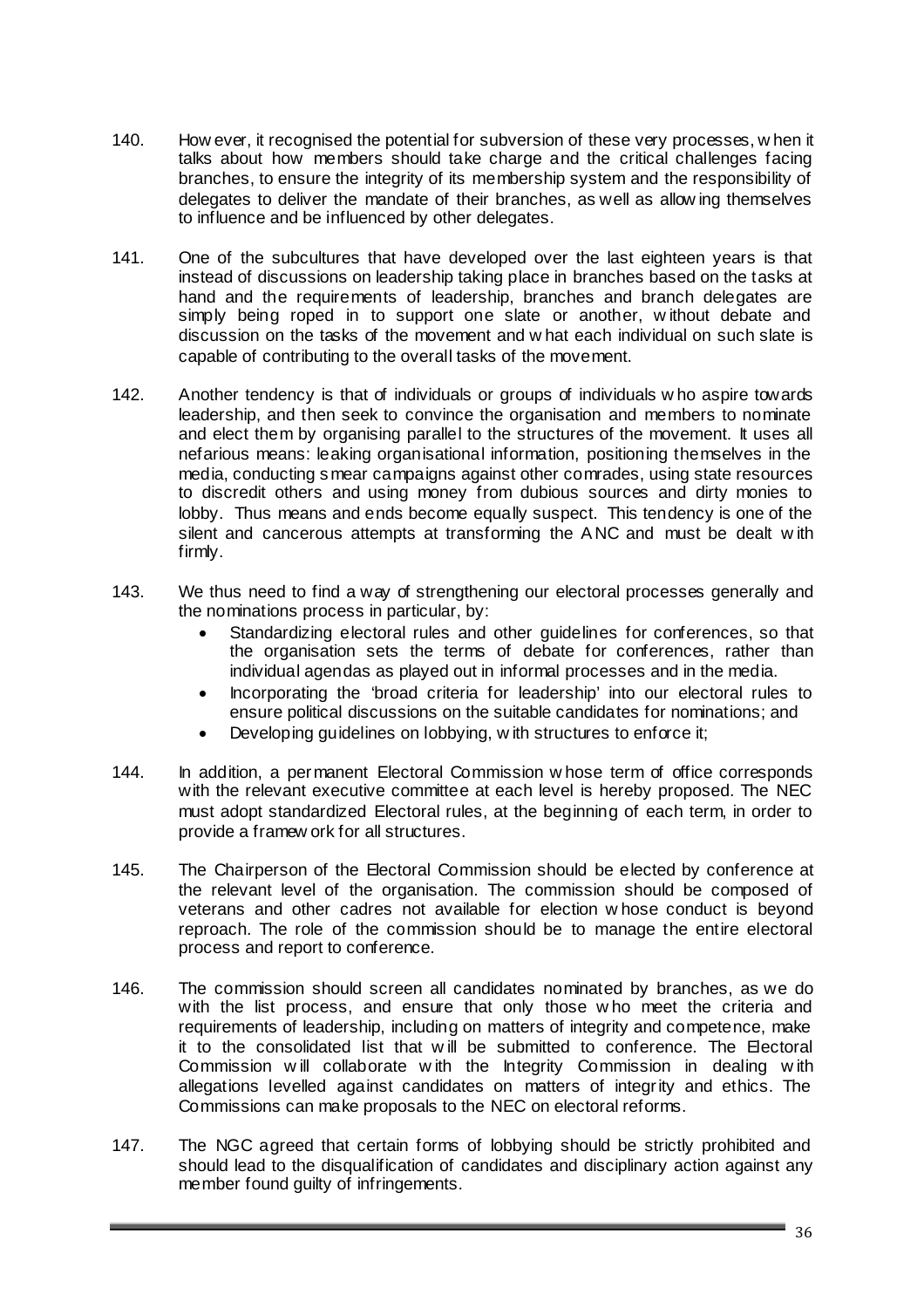140. However, it recognised the potential for subversion of these very processes, when it talks about how members should take charge and the critical challenges facing branches, to ensure the integrity of its membership system and the responsibility of delegates to deliver the mandate of their branches, as well as allowing themselves to influence and be influenced by other delegates.

141. One of the subcultures that have developed over the last eighteen years is that instead of discussions on leadership taking place in branches based on the tasks at hand and the requirements of leadership, branches and branch delegates are simply being roped in to support one slate or another, without debate and discussion on the tasks of the movement and what each individual on such slate is capable of contributing to the overall tasks of the movement.

142. Another tendency is that of individuals or groups of individuals who aspire towards leadership, and then seek to convince the organisation and members to nominate and elect them by organising parallel to the structures of the movement. It uses all nefarious means: leaking organisational information, positioning themselves in the media, conducting smear campaigns against other comrades, using state resources to discredit others and using money from dubious sources and dirty monies to lobby. Thus means and ends become equally suspect. This tendency is one of the silent and cancerous attempts at transforming the ANC and must be dealt with firmly.

143. We thus need to find a way of strengthening our electoral processes generally and the nominations process in particular, by:
    - Standardizing electoral rules and other guidelines for conferences, so that the organisation sets the terms of debate for conferences, rather than individual agendas as played out in informal processes and in the media.
    - Incorporating the 'broad criteria for leadership' into our electoral rules to ensure political discussions on the suitable candidates for nominations; and
    - Developing guidelines on lobbying, with structures to enforce it;

144. In addition, a permanent Electoral Commission whose term of office corresponds with the relevant executive committee at each level is hereby proposed. The NEC must adopt standardized Electoral rules, at the beginning of each term, in order to provide a framework for all structures.

145. The Chairperson of the Electoral Commission should be elected by conference at the relevant level of the organisation. The commission should be composed of veterans and other cadres not available for election whose conduct is beyond reproach. The role of the commission should be to manage the entire electoral process and report to conference.

146. The commission should screen all candidates nominated by branches, as we do with the list process, and ensure that only those who meet the criteria and requirements of leadership, including on matters of integrity and competence, make it to the consolidated list that will be submitted to conference. The Electoral Commission will collaborate with the Integrity Commission in dealing with allegations levelled against candidates on matters of integrity and ethics. The Commissions can make proposals to the NEC on electoral reforms.

147. The NGC agreed that certain forms of lobbying should be strictly prohibited and should lead to the disqualification of candidates and disciplinary action against any member found guilty of infringements.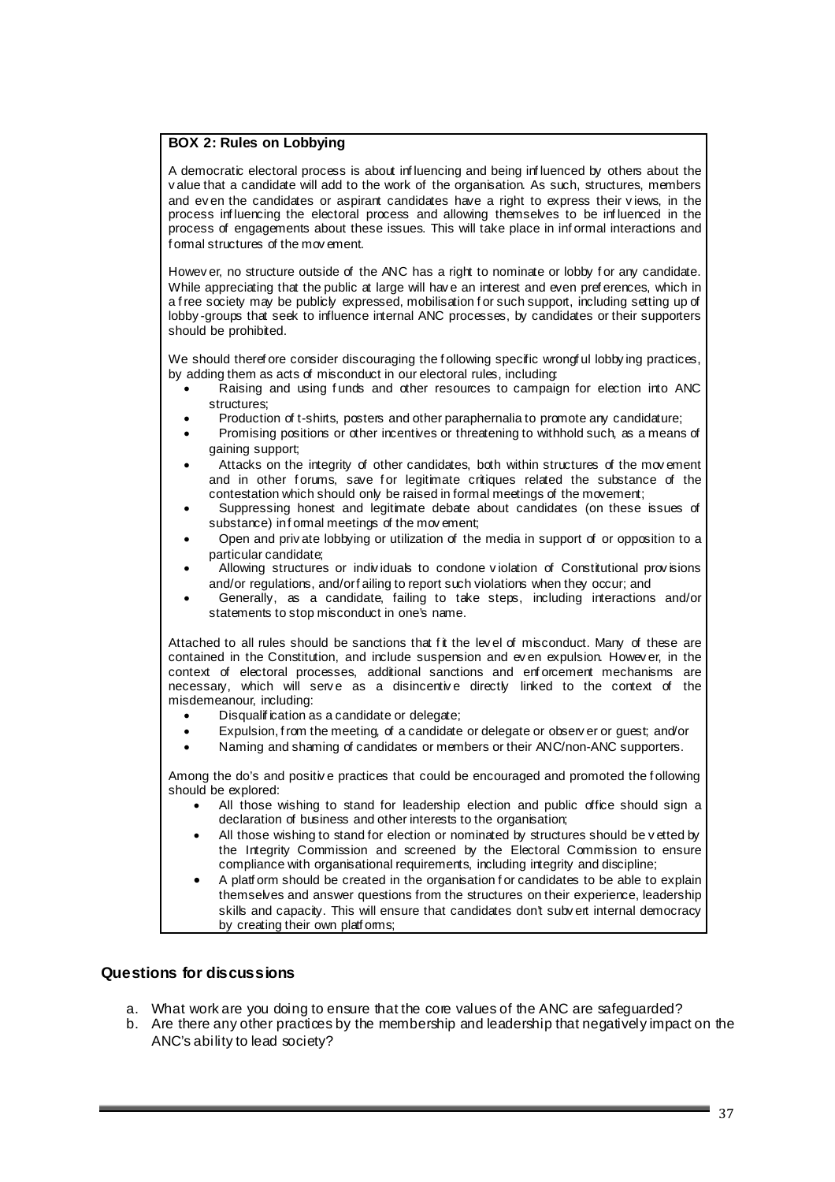**BOX 2: Rules on Lobbying**

A democratic electoral process is about influencing and being influenced by others about the value that a candidate will add to the work of the organisation. As such, structures, members and even the candidates or aspirant candidates have a right to express their views, in the process influencing the electoral process and allowing themselves to be influenced in the process of engagements about these issues. This will take place in informal interactions and formal structures of the movement.

However, no structure outside of the ANC has a right to nominate or lobby for any candidate. While appreciating that the public at large will have an interest and even preferences, which in a free society may be publicly expressed, mobilisation for such support, including setting up of lobby-groups that seek to influence internal ANC processes, by candidates or their supporters should be prohibited.

We should therefore consider discouraging the following specific wrongful lobbying practices, by adding them as acts of misconduct in our electoral rules, including:

- Raising and using funds and other resources to campaign for election into ANC structures;
- Production of t-shirts, posters and other paraphernalia to promote any candidature;
- Promising positions or other incentives or threatening to withhold such, as a means of gaining support;
- Attacks on the integrity of other candidates, both within structures of the movement and in other forums, save for legitimate critiques related the substance of the contestation which should only be raised in formal meetings of the movement;
- Suppressing honest and legitimate debate about candidates (on these issues of substance) informal meetings of the movement;
- Open and private lobbying or utilization of the media in support of or opposition to a particular candidate;
- Allowing structures or individuals to condone violation of Constitutional provisions and/or regulations, and/or failing to report such violations when they occur; and
- Generally, as a candidate, failing to take steps, including interactions and/or statements to stop misconduct in one's name.

Attached to all rules should be sanctions that fit the level of misconduct. Many of these are contained in the Constitution, and include suspension and even expulsion. However, in the context of electoral processes, additional sanctions and enforcement mechanisms are necessary, which will serve as a disincentive directly linked to the context of the misdemeanour, including:

- Disqualification as a candidate or delegate;
- Expulsion, from the meeting, of a candidate or delegate or observer or guest; and/or
- Naming and shaming of candidates or members or their ANC/non-ANC supporters.

Among the do's and positive practices that could be encouraged and promoted the following should be explored:

- All those wishing to stand for leadership election and public office should sign a declaration of business and other interests to the organisation;
- All those wishing to stand for election or nominated by structures should be vetted by the Integrity Commission and screened by the Electoral Commission to ensure compliance with organisational requirements, including integrity and discipline;
- A platform should be created in the organisation for candidates to be able to explain themselves and answer questions from the structures on their experience, leadership skills and capacity. This will ensure that candidates don't subvert internal democracy by creating their own platforms;

## Questions for discussions

a. What work are you doing to ensure that the core values of the ANC are safeguarded?
b. Are there any other practices by the membership and leadership that negatively impact on the ANC's ability to lead society?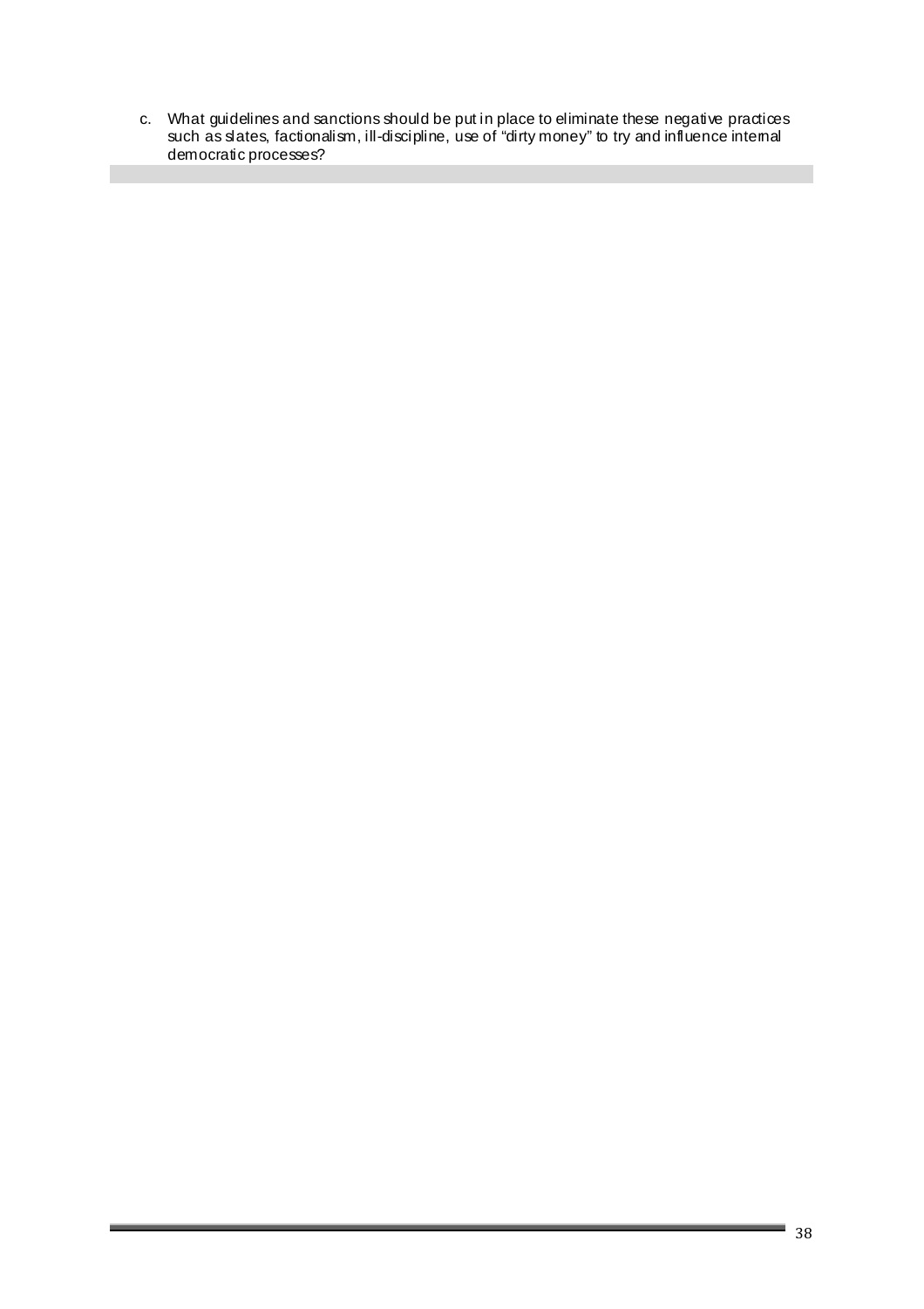c. What guidelines and sanctions should be put in place to eliminate these negative practices such as slates, factionalism, ill-discipline, use of "dirty money" to try and influence internal democratic processes?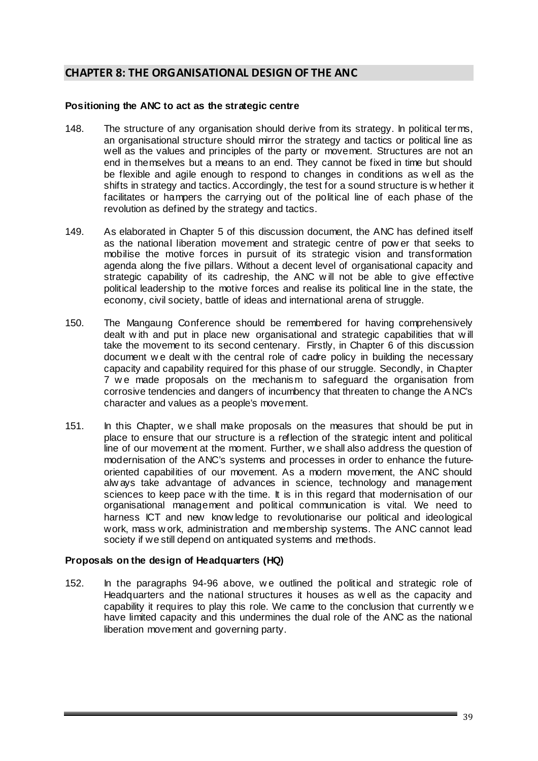## CHAPTER 8: THE ORGANISATIONAL DESIGN OF THE ANC

**Positioning the ANC to act as the strategic centre**

148. The structure of any organisation should derive from its strategy. In political terms, an organisational structure should mirror the strategy and tactics or political line as well as the values and principles of the party or movement. Structures are not an end in themselves but a means to an end. They cannot be fixed in time but should be flexible and agile enough to respond to changes in conditions as well as the shifts in strategy and tactics. Accordingly, the test for a sound structure is whether it facilitates or hampers the carrying out of the political line of each phase of the revolution as defined by the strategy and tactics.

149. As elaborated in Chapter 5 of this discussion document, the ANC has defined itself as the national liberation movement and strategic centre of power that seeks to mobilise the motive forces in pursuit of its strategic vision and transformation agenda along the five pillars. Without a decent level of organisational capacity and strategic capability of its cadreship, the ANC will not be able to give effective political leadership to the motive forces and realise its political line in the state, the economy, civil society, battle of ideas and international arena of struggle.

150. The Mangaung Conference should be remembered for having comprehensively dealt with and put in place new organisational and strategic capabilities that will take the movement to its second centenary. Firstly, in Chapter 6 of this discussion document we dealt with the central role of cadre policy in building the necessary capacity and capability required for this phase of our struggle. Secondly, in Chapter 7 we made proposals on the mechanism to safeguard the organisation from corrosive tendencies and dangers of incumbency that threaten to change the ANC's character and values as a people's movement.

151. In this Chapter, we shall make proposals on the measures that should be put in place to ensure that our structure is a reflection of the strategic intent and political line of our movement at the moment. Further, we shall also address the question of modernisation of the ANC's systems and processes in order to enhance the future-oriented capabilities of our movement. As a modern movement, the ANC should always take advantage of advances in science, technology and management sciences to keep pace with the time. It is in this regard that modernisation of our organisational management and political communication is vital. We need to harness ICT and new knowledge to revolutionarise our political and ideological work, mass work, administration and membership systems. The ANC cannot lead society if we still depend on antiquated systems and methods.

**Proposals on the design of Headquarters (HQ)**

152. In the paragraphs 94-96 above, we outlined the political and strategic role of Headquarters and the national structures it houses as well as the capacity and capability it requires to play this role. We came to the conclusion that currently we have limited capacity and this undermines the dual role of the ANC as the national liberation movement and governing party.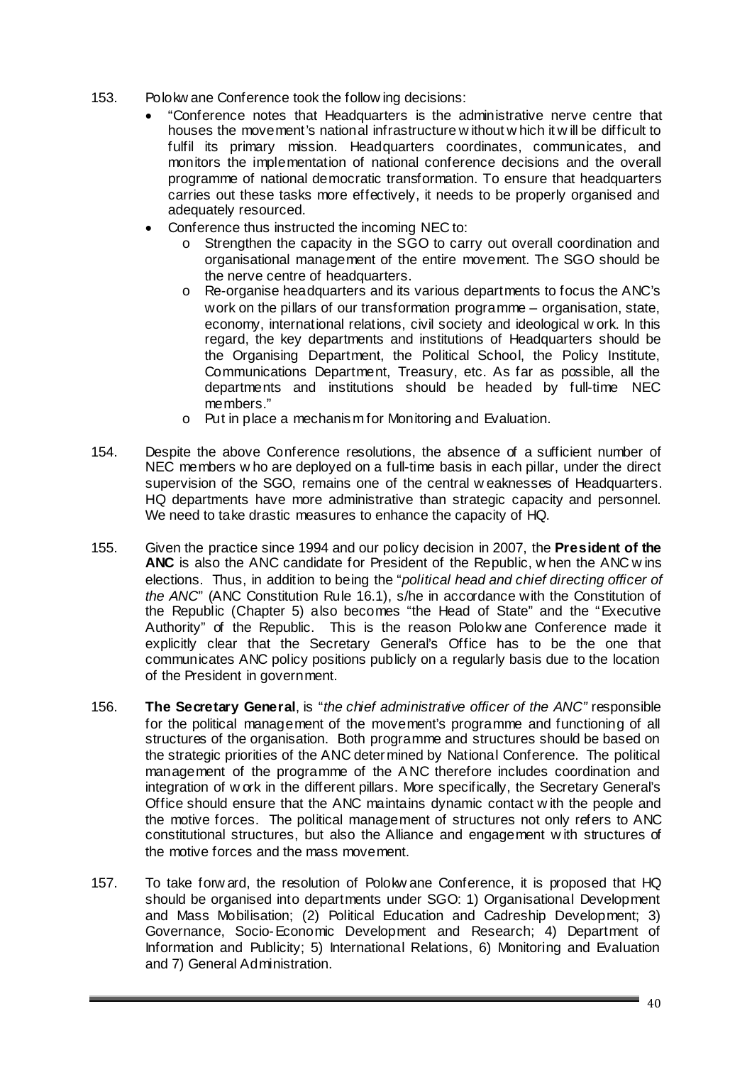153. Polokwane Conference took the following decisions:

- "Conference notes that Headquarters is the administrative nerve centre that houses the movement's national infrastructure without which it will be difficult to fulfil its primary mission. Headquarters coordinates, communicates, and monitors the implementation of national conference decisions and the overall programme of national democratic transformation. To ensure that headquarters carries out these tasks more effectively, it needs to be properly organised and adequately resourced.
- Conference thus instructed the incoming NEC to:
  - Strengthen the capacity in the SGO to carry out overall coordination and organisational management of the entire movement. The SGO should be the nerve centre of headquarters.
  - Re-organise headquarters and its various departments to focus the ANC's work on the pillars of our transformation programme – organisation, state, economy, international relations, civil society and ideological work. In this regard, the key departments and institutions of Headquarters should be the Organising Department, the Political School, the Policy Institute, Communications Department, Treasury, etc. As far as possible, all the departments and institutions should be headed by full-time NEC members."
  - Put in place a mechanism for Monitoring and Evaluation.

154. Despite the above Conference resolutions, the absence of a sufficient number of NEC members who are deployed on a full-time basis in each pillar, under the direct supervision of the SGO, remains one of the central weaknesses of Headquarters. HQ departments have more administrative than strategic capacity and personnel. We need to take drastic measures to enhance the capacity of HQ.

155. Given the practice since 1994 and our policy decision in 2007, the **President of the ANC** is also the ANC candidate for President of the Republic, when the ANC wins elections. Thus, in addition to being the "*political head and chief directing officer of the ANC*" (ANC Constitution Rule 16.1), s/he in accordance with the Constitution of the Republic (Chapter 5) also becomes "the Head of State" and the "Executive Authority" of the Republic. This is the reason Polokwane Conference made it explicitly clear that the Secretary General's Office has to be the one that communicates ANC policy positions publicly on a regularly basis due to the location of the President in government.

156. **The Secretary General**, is "*the chief administrative officer of the ANC"* responsible for the political management of the movement's programme and functioning of all structures of the organisation. Both programme and structures should be based on the strategic priorities of the ANC determined by National Conference. The political management of the programme of the ANC therefore includes coordination and integration of work in the different pillars. More specifically, the Secretary General's Office should ensure that the ANC maintains dynamic contact with the people and the motive forces. The political management of structures not only refers to ANC constitutional structures, but also the Alliance and engagement with structures of the motive forces and the mass movement.

157. To take forward, the resolution of Polokwane Conference, it is proposed that HQ should be organised into departments under SGO: 1) Organisational Development and Mass Mobilisation; (2) Political Education and Cadreship Development; 3) Governance, Socio-Economic Development and Research; 4) Department of Information and Publicity; 5) International Relations, 6) Monitoring and Evaluation and 7) General Administration.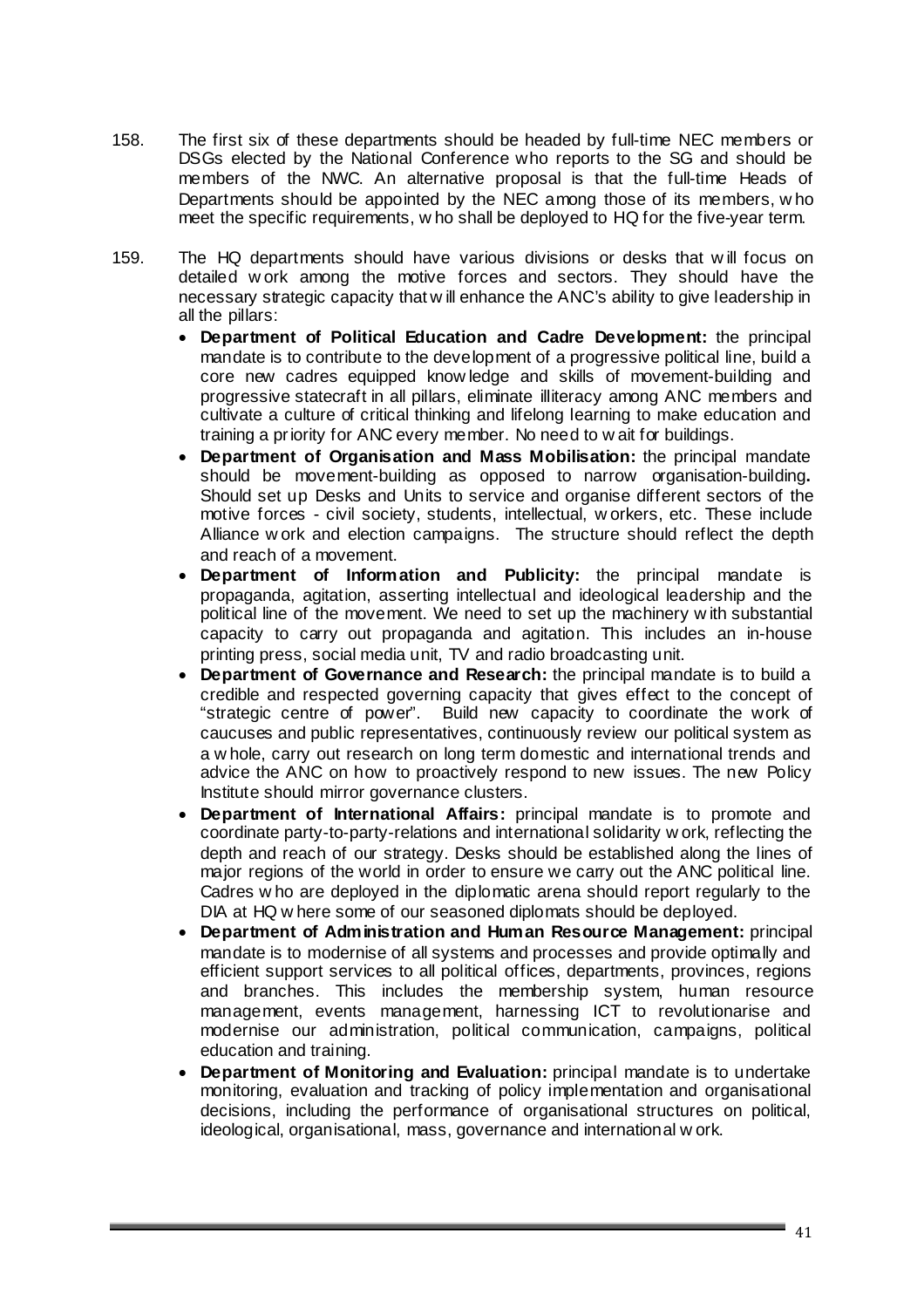158. The first six of these departments should be headed by full-time NEC members or DSGs elected by the National Conference who reports to the SG and should be members of the NWC. An alternative proposal is that the full-time Heads of Departments should be appointed by the NEC among those of its members, who meet the specific requirements, who shall be deployed to HQ for the five-year term.

159. The HQ departments should have various divisions or desks that will focus on detailed work among the motive forces and sectors. They should have the necessary strategic capacity that will enhance the ANC's ability to give leadership in all the pillars:

- **Department of Political Education and Cadre Development:** the principal mandate is to contribute to the development of a progressive political line, build a core new cadres equipped knowledge and skills of movement-building and progressive statecraft in all pillars, eliminate illiteracy among ANC members and cultivate a culture of critical thinking and lifelong learning to make education and training a priority for ANC every member. No need to wait for buildings.
- **Department of Organisation and Mass Mobilisation:** the principal mandate should be movement-building as opposed to narrow organisation-building**.** Should set up Desks and Units to service and organise different sectors of the motive forces - civil society, students, intellectual, workers, etc. These include Alliance work and election campaigns. The structure should reflect the depth and reach of a movement.
- **Department of Information and Publicity:** the principal mandate is propaganda, agitation, asserting intellectual and ideological leadership and the political line of the movement. We need to set up the machinery with substantial capacity to carry out propaganda and agitation. This includes an in-house printing press, social media unit, TV and radio broadcasting unit.
- **Department of Governance and Research:** the principal mandate is to build a credible and respected governing capacity that gives effect to the concept of "strategic centre of power". Build new capacity to coordinate the work of caucuses and public representatives, continuously review our political system as a whole, carry out research on long term domestic and international trends and advice the ANC on how to proactively respond to new issues. The new Policy Institute should mirror governance clusters.
- **Department of International Affairs:** principal mandate is to promote and coordinate party-to-party-relations and international solidarity work, reflecting the depth and reach of our strategy. Desks should be established along the lines of major regions of the world in order to ensure we carry out the ANC political line. Cadres who are deployed in the diplomatic arena should report regularly to the DIA at HQ where some of our seasoned diplomats should be deployed.
- **Department of Administration and Human Resource Management:** principal mandate is to modernise of all systems and processes and provide optimally and efficient support services to all political offices, departments, provinces, regions and branches. This includes the membership system, human resource management, events management, harnessing ICT to revolutionarise and modernise our administration, political communication, campaigns, political education and training.
- **Department of Monitoring and Evaluation:** principal mandate is to undertake monitoring, evaluation and tracking of policy implementation and organisational decisions, including the performance of organisational structures on political, ideological, organisational, mass, governance and international work.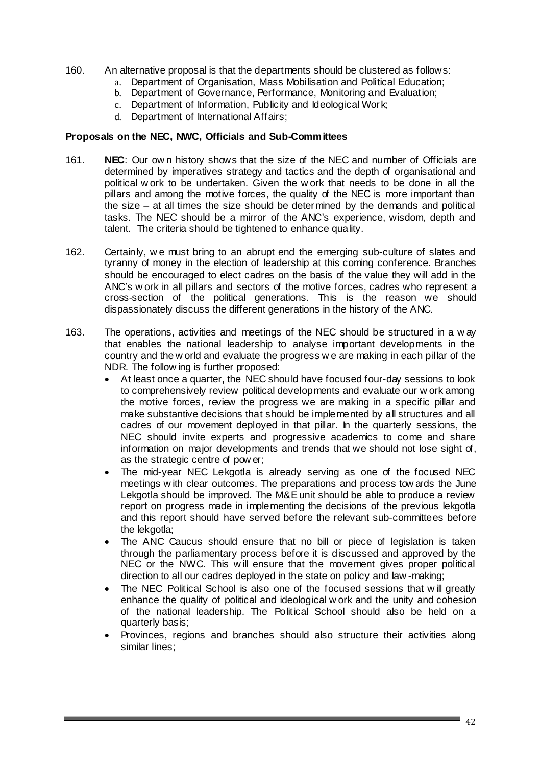160. An alternative proposal is that the departments should be clustered as follows:
   a. Department of Organisation, Mass Mobilisation and Political Education;
   b. Department of Governance, Performance, Monitoring and Evaluation;
   c. Department of Information, Publicity and Ideological Work;
   d. Department of International Affairs;

**Proposals on the NEC, NWC, Officials and Sub-Committees**

161. **NEC**: Our own history shows that the size of the NEC and number of Officials are determined by imperatives strategy and tactics and the depth of organisational and political work to be undertaken. Given the work that needs to be done in all the pillars and among the motive forces, the quality of the NEC is more important than the size – at all times the size should be determined by the demands and political tasks. The NEC should be a mirror of the ANC's experience, wisdom, depth and talent. The criteria should be tightened to enhance quality.

162. Certainly, we must bring to an abrupt end the emerging sub-culture of slates and tyranny of money in the election of leadership at this coming conference. Branches should be encouraged to elect cadres on the basis of the value they will add in the ANC's work in all pillars and sectors of the motive forces, cadres who represent a cross-section of the political generations. This is the reason we should dispassionately discuss the different generations in the history of the ANC.

163. The operations, activities and meetings of the NEC should be structured in a way that enables the national leadership to analyse important developments in the country and the world and evaluate the progress we are making in each pillar of the NDR. The following is further proposed:
   - At least once a quarter, the NEC should have focused four-day sessions to look to comprehensively review political developments and evaluate our work among the motive forces, review the progress we are making in a specific pillar and make substantive decisions that should be implemented by all structures and all cadres of our movement deployed in that pillar. In the quarterly sessions, the NEC should invite experts and progressive academics to come and share information on major developments and trends that we should not lose sight of, as the strategic centre of power;
   - The mid-year NEC Lekgotla is already serving as one of the focused NEC meetings with clear outcomes. The preparations and process towards the June Lekgotla should be improved. The M&E unit should be able to produce a review report on progress made in implementing the decisions of the previous lekgotla and this report should have served before the relevant sub-committees before the lekgotla;
   - The ANC Caucus should ensure that no bill or piece of legislation is taken through the parliamentary process before it is discussed and approved by the NEC or the NWC. This will ensure that the movement gives proper political direction to all our cadres deployed in the state on policy and law-making;
   - The NEC Political School is also one of the focused sessions that will greatly enhance the quality of political and ideological work and the unity and cohesion of the national leadership. The Political School should also be held on a quarterly basis;
   - Provinces, regions and branches should also structure their activities along similar lines;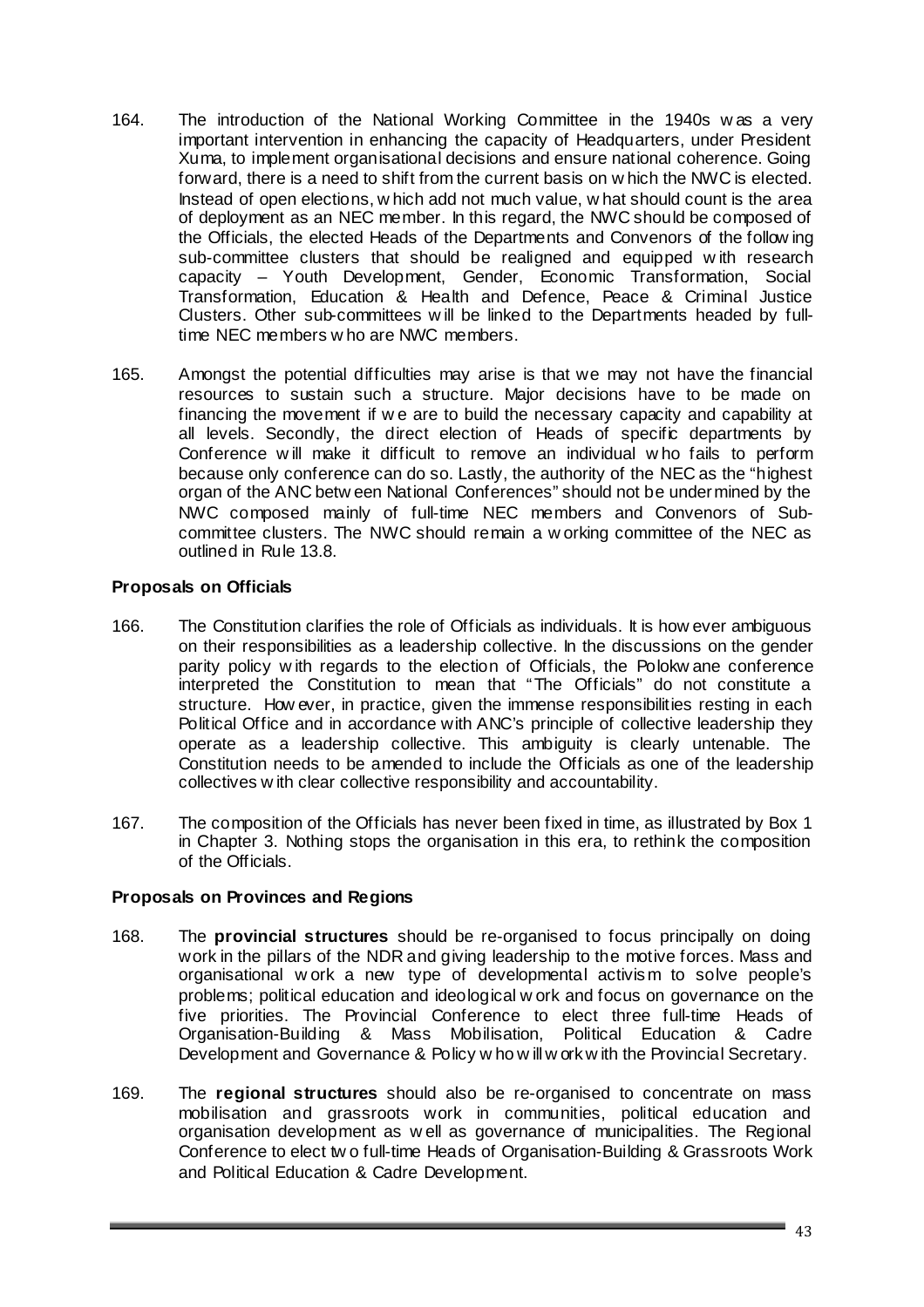164. The introduction of the National Working Committee in the 1940s was a very important intervention in enhancing the capacity of Headquarters, under President Xuma, to implement organisational decisions and ensure national coherence. Going forward, there is a need to shift from the current basis on which the NWC is elected. Instead of open elections, which add not much value, what should count is the area of deployment as an NEC member. In this regard, the NWC should be composed of the Officials, the elected Heads of the Departments and Convenors of the following sub-committee clusters that should be realigned and equipped with research capacity – Youth Development, Gender, Economic Transformation, Social Transformation, Education & Health and Defence, Peace & Criminal Justice Clusters. Other sub-committees will be linked to the Departments headed by full-time NEC members who are NWC members.

165. Amongst the potential difficulties may arise is that we may not have the financial resources to sustain such a structure. Major decisions have to be made on financing the movement if we are to build the necessary capacity and capability at all levels. Secondly, the direct election of Heads of specific departments by Conference will make it difficult to remove an individual who fails to perform because only conference can do so. Lastly, the authority of the NEC as the "highest organ of the ANC between National Conferences" should not be undermined by the NWC composed mainly of full-time NEC members and Convenors of Sub-committee clusters. The NWC should remain a working committee of the NEC as outlined in Rule 13.8.

**Proposals on Officials**

166. The Constitution clarifies the role of Officials as individuals. It is however ambiguous on their responsibilities as a leadership collective. In the discussions on the gender parity policy with regards to the election of Officials, the Polokwane conference interpreted the Constitution to mean that "The Officials" do not constitute a structure. However, in practice, given the immense responsibilities resting in each Political Office and in accordance with ANC's principle of collective leadership they operate as a leadership collective. This ambiguity is clearly untenable. The Constitution needs to be amended to include the Officials as one of the leadership collectives with clear collective responsibility and accountability.

167. The composition of the Officials has never been fixed in time, as illustrated by Box 1 in Chapter 3. Nothing stops the organisation in this era, to rethink the composition of the Officials.

**Proposals on Provinces and Regions**

168. The **provincial structures** should be re-organised to focus principally on doing work in the pillars of the NDR and giving leadership to the motive forces. Mass and organisational work a new type of developmental activism to solve people's problems; political education and ideological work and focus on governance on the five priorities. The Provincial Conference to elect three full-time Heads of Organisation-Building & Mass Mobilisation, Political Education & Cadre Development and Governance & Policy who will work with the Provincial Secretary.

169. The **regional structures** should also be re-organised to concentrate on mass mobilisation and grassroots work in communities, political education and organisation development as well as governance of municipalities. The Regional Conference to elect two full-time Heads of Organisation-Building & Grassroots Work and Political Education & Cadre Development.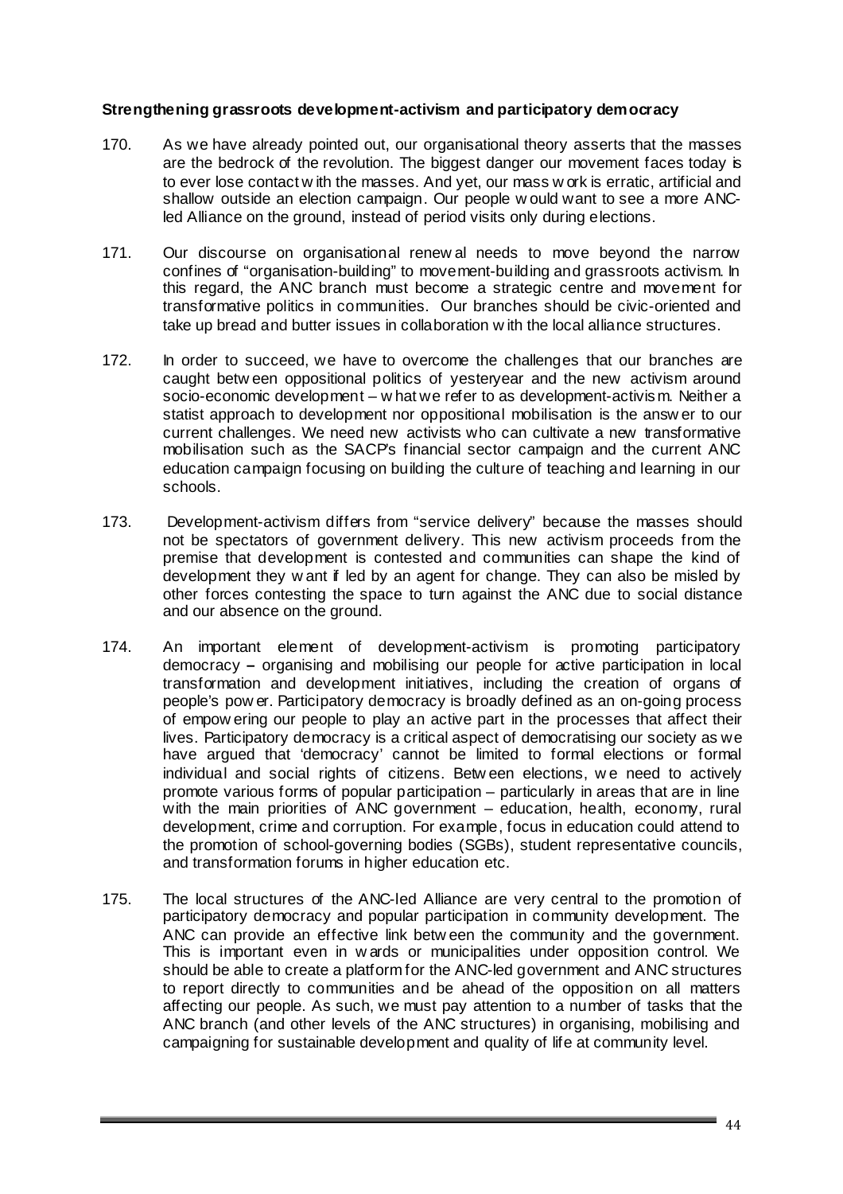**Strengthening grassroots development-activism and participatory democracy**

170. As we have already pointed out, our organisational theory asserts that the masses are the bedrock of the revolution. The biggest danger our movement faces today is to ever lose contact with the masses. And yet, our mass work is erratic, artificial and shallow outside an election campaign. Our people would want to see a more ANC-led Alliance on the ground, instead of period visits only during elections.

171. Our discourse on organisational renewal needs to move beyond the narrow confines of "organisation-building" to movement-building and grassroots activism. In this regard, the ANC branch must become a strategic centre and movement for transformative politics in communities. Our branches should be civic-oriented and take up bread and butter issues in collaboration with the local alliance structures.

172. In order to succeed, we have to overcome the challenges that our branches are caught between oppositional politics of yesteryear and the new activism around socio-economic development – what we refer to as development-activism. Neither a statist approach to development nor oppositional mobilisation is the answer to our current challenges. We need new activists who can cultivate a new transformative mobilisation such as the SACP's financial sector campaign and the current ANC education campaign focusing on building the culture of teaching and learning in our schools.

173. Development-activism differs from "service delivery" because the masses should not be spectators of government delivery. This new activism proceeds from the premise that development is contested and communities can shape the kind of development they want if led by an agent for change. They can also be misled by other forces contesting the space to turn against the ANC due to social distance and our absence on the ground.

174. An important element of development-activism is promoting participatory democracy **–** organising and mobilising our people for active participation in local transformation and development initiatives, including the creation of organs of people's power. Participatory democracy is broadly defined as an on-going process of empowering our people to play an active part in the processes that affect their lives. Participatory democracy is a critical aspect of democratising our society as we have argued that 'democracy' cannot be limited to formal elections or formal individual and social rights of citizens. Between elections, we need to actively promote various forms of popular participation – particularly in areas that are in line with the main priorities of ANC government – education, health, economy, rural development, crime and corruption. For example, focus in education could attend to the promotion of school-governing bodies (SGBs), student representative councils, and transformation forums in higher education etc.

175. The local structures of the ANC-led Alliance are very central to the promotion of participatory democracy and popular participation in community development. The ANC can provide an effective link between the community and the government. This is important even in wards or municipalities under opposition control. We should be able to create a platform for the ANC-led government and ANC structures to report directly to communities and be ahead of the opposition on all matters affecting our people. As such, we must pay attention to a number of tasks that the ANC branch (and other levels of the ANC structures) in organising, mobilising and campaigning for sustainable development and quality of life at community level.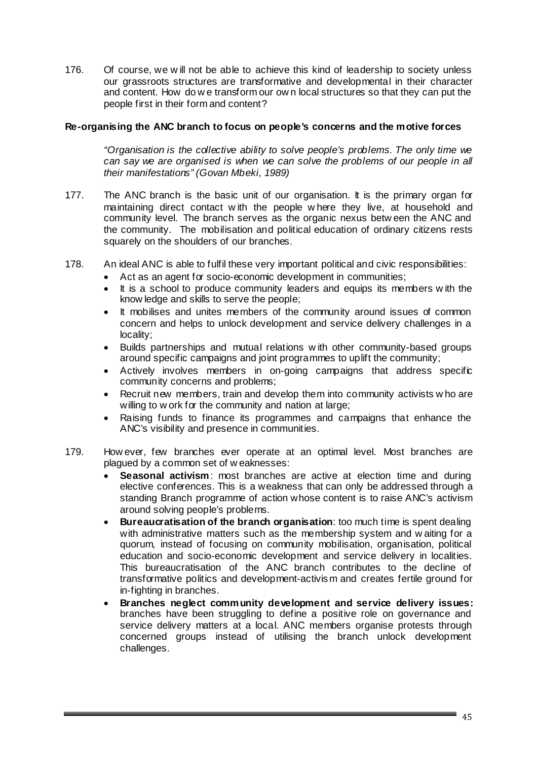176. Of course, we will not be able to achieve this kind of leadership to society unless our grassroots structures are transformative and developmental in their character and content. How do we transform our own local structures so that they can put the people first in their form and content?

**Re-organising the ANC branch to focus on people's concerns and the motive forces**

> *"Organisation is the collective ability to solve people's problems. The only time we can say we are organised is when we can solve the problems of our people in all their manifestations" (Govan Mbeki, 1989)*

177. The ANC branch is the basic unit of our organisation. It is the primary organ for maintaining direct contact with the people where they live, at household and community level. The branch serves as the organic nexus between the ANC and the community. The mobilisation and political education of ordinary citizens rests squarely on the shoulders of our branches.

178. An ideal ANC is able to fulfil these very important political and civic responsibilities:
    - Act as an agent for socio-economic development in communities;
    - It is a school to produce community leaders and equips its members with the knowledge and skills to serve the people;
    - It mobilises and unites members of the community around issues of common concern and helps to unlock development and service delivery challenges in a locality;
    - Builds partnerships and mutual relations with other community-based groups around specific campaigns and joint programmes to uplift the community;
    - Actively involves members in on-going campaigns that address specific community concerns and problems;
    - Recruit new members, train and develop them into community activists who are willing to work for the community and nation at large;
    - Raising funds to finance its programmes and campaigns that enhance the ANC's visibility and presence in communities.

179. However, few branches ever operate at an optimal level. Most branches are plagued by a common set of weaknesses:
    - **Seasonal activism**: most branches are active at election time and during elective conferences. This is a weakness that can only be addressed through a standing Branch programme of action whose content is to raise ANC's activism around solving people's problems.
    - **Bureaucratisation of the branch organisation**: too much time is spent dealing with administrative matters such as the membership system and waiting for a quorum, instead of focusing on community mobilisation, organisation, political education and socio-economic development and service delivery in localities. This bureaucratisation of the ANC branch contributes to the decline of transformative politics and development-activism and creates fertile ground for in-fighting in branches.
    - **Branches neglect community development and service delivery issues:** branches have been struggling to define a positive role on governance and service delivery matters at a local. ANC members organise protests through concerned groups instead of utilising the branch unlock development challenges.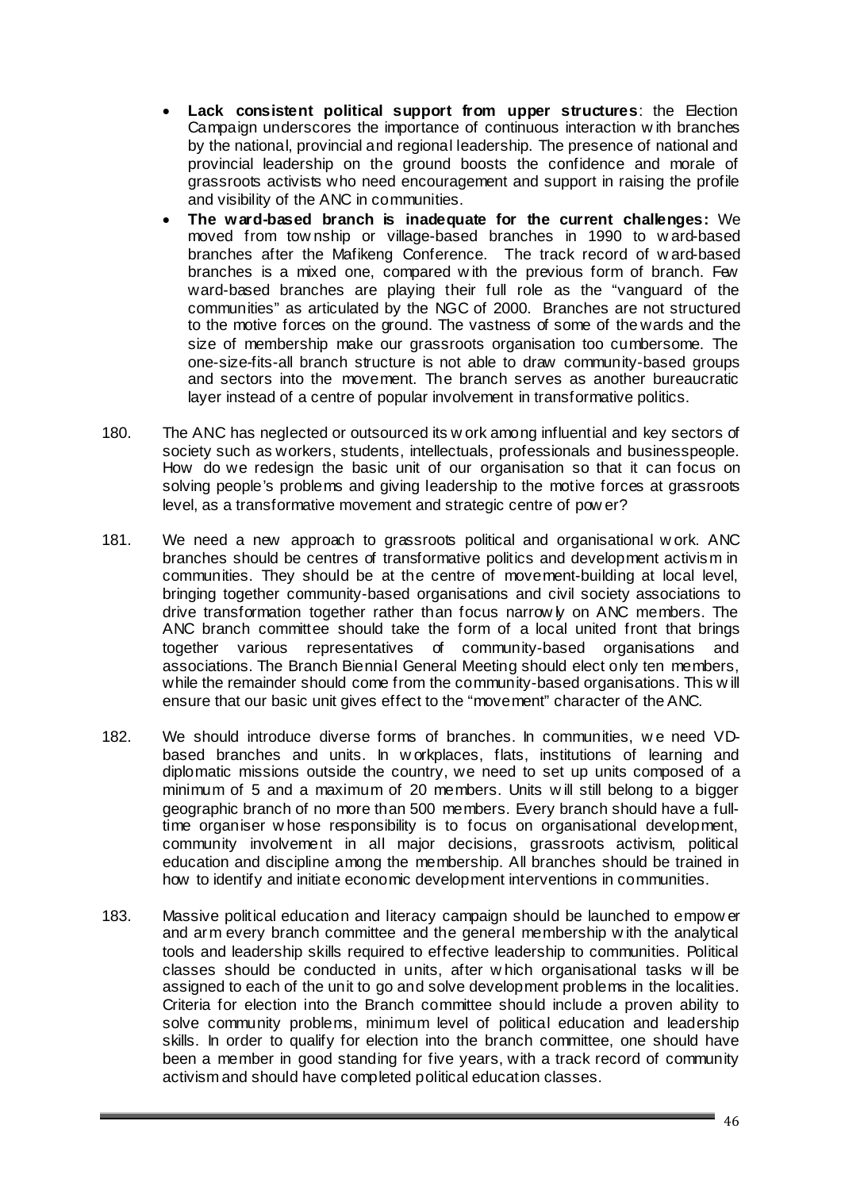- **Lack consistent political support from upper structures**: the Election Campaign underscores the importance of continuous interaction with branches by the national, provincial and regional leadership. The presence of national and provincial leadership on the ground boosts the confidence and morale of grassroots activists who need encouragement and support in raising the profile and visibility of the ANC in communities.
- **The ward-based branch is inadequate for the current challenges:** We moved from township or village-based branches in 1990 to ward-based branches after the Mafikeng Conference. The track record of ward-based branches is a mixed one, compared with the previous form of branch. Few ward-based branches are playing their full role as the "vanguard of the communities" as articulated by the NGC of 2000. Branches are not structured to the motive forces on the ground. The vastness of some of the wards and the size of membership make our grassroots organisation too cumbersome. The one-size-fits-all branch structure is not able to draw community-based groups and sectors into the movement. The branch serves as another bureaucratic layer instead of a centre of popular involvement in transformative politics.

180. The ANC has neglected or outsourced its work among influential and key sectors of society such as workers, students, intellectuals, professionals and businesspeople. How do we redesign the basic unit of our organisation so that it can focus on solving people's problems and giving leadership to the motive forces at grassroots level, as a transformative movement and strategic centre of power?

181. We need a new approach to grassroots political and organisational work. ANC branches should be centres of transformative politics and development activism in communities. They should be at the centre of movement-building at local level, bringing together community-based organisations and civil society associations to drive transformation together rather than focus narrowly on ANC members. The ANC branch committee should take the form of a local united front that brings together various representatives of community-based organisations and associations. The Branch Biennial General Meeting should elect only ten members, while the remainder should come from the community-based organisations. This will ensure that our basic unit gives effect to the "movement" character of the ANC.

182. We should introduce diverse forms of branches. In communities, we need VD-based branches and units. In workplaces, flats, institutions of learning and diplomatic missions outside the country, we need to set up units composed of a minimum of 5 and a maximum of 20 members. Units will still belong to a bigger geographic branch of no more than 500 members. Every branch should have a full-time organiser whose responsibility is to focus on organisational development, community involvement in all major decisions, grassroots activism, political education and discipline among the membership. All branches should be trained in how to identify and initiate economic development interventions in communities.

183. Massive political education and literacy campaign should be launched to empower and arm every branch committee and the general membership with the analytical tools and leadership skills required to effective leadership to communities. Political classes should be conducted in units, after which organisational tasks will be assigned to each of the unit to go and solve development problems in the localities. Criteria for election into the Branch committee should include a proven ability to solve community problems, minimum level of political education and leadership skills. In order to qualify for election into the branch committee, one should have been a member in good standing for five years, with a track record of community activism and should have completed political education classes.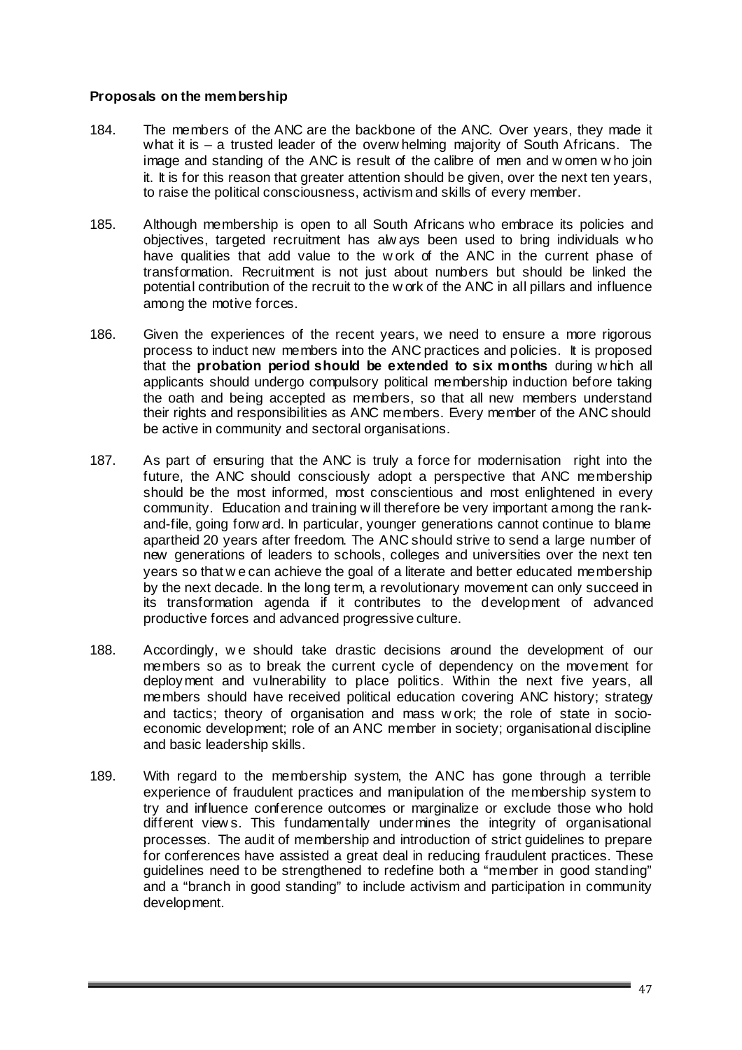**Proposals on the membership**

184. The members of the ANC are the backbone of the ANC. Over years, they made it what it is – a trusted leader of the overwhelming majority of South Africans. The image and standing of the ANC is result of the calibre of men and women who join it. It is for this reason that greater attention should be given, over the next ten years, to raise the political consciousness, activism and skills of every member.

185. Although membership is open to all South Africans who embrace its policies and objectives, targeted recruitment has always been used to bring individuals who have qualities that add value to the work of the ANC in the current phase of transformation. Recruitment is not just about numbers but should be linked the potential contribution of the recruit to the work of the ANC in all pillars and influence among the motive forces.

186. Given the experiences of the recent years, we need to ensure a more rigorous process to induct new members into the ANC practices and policies. It is proposed that the **probation period should be extended to six months** during which all applicants should undergo compulsory political membership induction before taking the oath and being accepted as members, so that all new members understand their rights and responsibilities as ANC members. Every member of the ANC should be active in community and sectoral organisations.

187. As part of ensuring that the ANC is truly a force for modernisation right into the future, the ANC should consciously adopt a perspective that ANC membership should be the most informed, most conscientious and most enlightened in every community. Education and training will therefore be very important among the rank-and-file, going forward. In particular, younger generations cannot continue to blame apartheid 20 years after freedom. The ANC should strive to send a large number of new generations of leaders to schools, colleges and universities over the next ten years so that we can achieve the goal of a literate and better educated membership by the next decade. In the long term, a revolutionary movement can only succeed in its transformation agenda if it contributes to the development of advanced productive forces and advanced progressive culture.

188. Accordingly, we should take drastic decisions around the development of our members so as to break the current cycle of dependency on the movement for deployment and vulnerability to place politics. Within the next five years, all members should have received political education covering ANC history; strategy and tactics; theory of organisation and mass work; the role of state in socio-economic development; role of an ANC member in society; organisational discipline and basic leadership skills.

189. With regard to the membership system, the ANC has gone through a terrible experience of fraudulent practices and manipulation of the membership system to try and influence conference outcomes or marginalize or exclude those who hold different views. This fundamentally undermines the integrity of organisational processes. The audit of membership and introduction of strict guidelines to prepare for conferences have assisted a great deal in reducing fraudulent practices. These guidelines need to be strengthened to redefine both a "member in good standing" and a "branch in good standing" to include activism and participation in community development.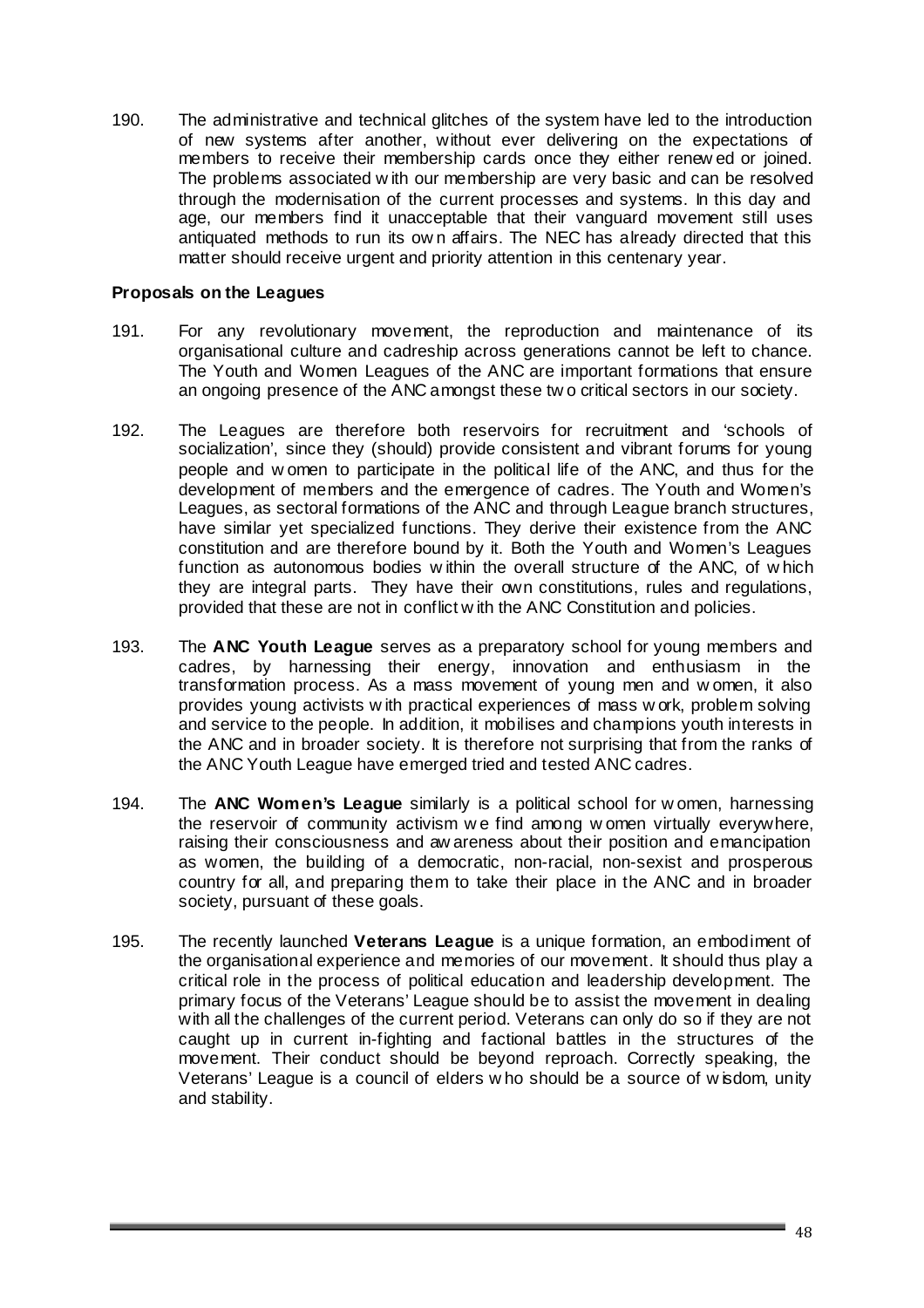190. The administrative and technical glitches of the system have led to the introduction of new systems after another, without ever delivering on the expectations of members to receive their membership cards once they either renewed or joined. The problems associated with our membership are very basic and can be resolved through the modernisation of the current processes and systems. In this day and age, our members find it unacceptable that their vanguard movement still uses antiquated methods to run its own affairs. The NEC has already directed that this matter should receive urgent and priority attention in this centenary year.

**Proposals on the Leagues**

191. For any revolutionary movement, the reproduction and maintenance of its organisational culture and cadreship across generations cannot be left to chance. The Youth and Women Leagues of the ANC are important formations that ensure an ongoing presence of the ANC amongst these two critical sectors in our society.

192. The Leagues are therefore both reservoirs for recruitment and 'schools of socialization', since they (should) provide consistent and vibrant forums for young people and women to participate in the political life of the ANC, and thus for the development of members and the emergence of cadres. The Youth and Women's Leagues, as sectoral formations of the ANC and through League branch structures, have similar yet specialized functions. They derive their existence from the ANC constitution and are therefore bound by it. Both the Youth and Women's Leagues function as autonomous bodies within the overall structure of the ANC, of which they are integral parts. They have their own constitutions, rules and regulations, provided that these are not in conflict with the ANC Constitution and policies.

193. The **ANC Youth League** serves as a preparatory school for young members and cadres, by harnessing their energy, innovation and enthusiasm in the transformation process. As a mass movement of young men and women, it also provides young activists with practical experiences of mass work, problem solving and service to the people. In addition, it mobilises and champions youth interests in the ANC and in broader society. It is therefore not surprising that from the ranks of the ANC Youth League have emerged tried and tested ANC cadres.

194. The **ANC Women's League** similarly is a political school for women, harnessing the reservoir of community activism we find among women virtually everywhere, raising their consciousness and awareness about their position and emancipation as women, the building of a democratic, non-racial, non-sexist and prosperous country for all, and preparing them to take their place in the ANC and in broader society, pursuant of these goals.

195. The recently launched **Veterans League** is a unique formation, an embodiment of the organisational experience and memories of our movement. It should thus play a critical role in the process of political education and leadership development. The primary focus of the Veterans' League should be to assist the movement in dealing with all the challenges of the current period. Veterans can only do so if they are not caught up in current in-fighting and factional battles in the structures of the movement. Their conduct should be beyond reproach. Correctly speaking, the Veterans' League is a council of elders who should be a source of wisdom, unity and stability.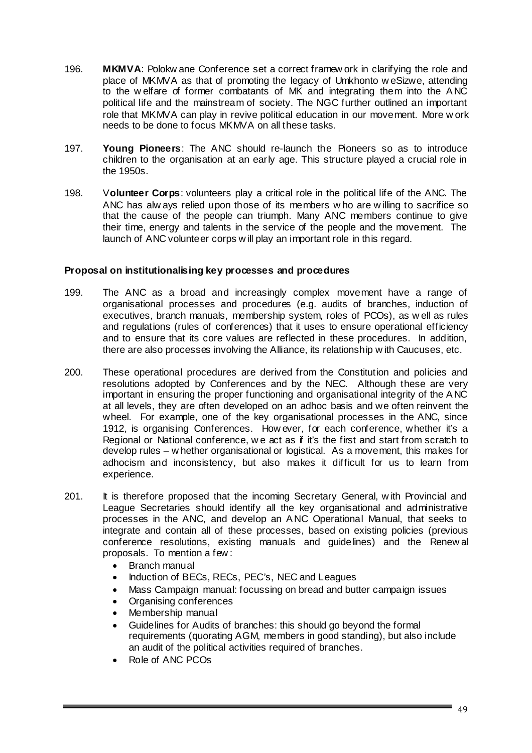196. **MKMVA**: Polokwane Conference set a correct framework in clarifying the role and place of MKMVA as that of promoting the legacy of Umkhonto weSizwe, attending to the welfare of former combatants of MK and integrating them into the ANC political life and the mainstream of society. The NGC further outlined an important role that MKMVA can play in revive political education in our movement. More work needs to be done to focus MKMVA on all these tasks.

197. **Young Pioneers**: The ANC should re-launch the Pioneers so as to introduce children to the organisation at an early age. This structure played a crucial role in the 1950s.

198. V**olunteer Corps**: volunteers play a critical role in the political life of the ANC. The ANC has always relied upon those of its members who are willing to sacrifice so that the cause of the people can triumph. Many ANC members continue to give their time, energy and talents in the service of the people and the movement. The launch of ANC volunteer corps will play an important role in this regard.

**Proposal on institutionalising key processes and procedures**

199. The ANC as a broad and increasingly complex movement have a range of organisational processes and procedures (e.g. audits of branches, induction of executives, branch manuals, membership system, roles of PCOs), as well as rules and regulations (rules of conferences) that it uses to ensure operational efficiency and to ensure that its core values are reflected in these procedures. In addition, there are also processes involving the Alliance, its relationship with Caucuses, etc.

200. These operational procedures are derived from the Constitution and policies and resolutions adopted by Conferences and by the NEC. Although these are very important in ensuring the proper functioning and organisational integrity of the ANC at all levels, they are often developed on an adhoc basis and we often reinvent the wheel. For example, one of the key organisational processes in the ANC, since 1912, is organising Conferences. However, for each conference, whether it's a Regional or National conference, we act as if it's the first and start from scratch to develop rules – whether organisational or logistical. As a movement, this makes for adhocism and inconsistency, but also makes it difficult for us to learn from experience.

201. It is therefore proposed that the incoming Secretary General, with Provincial and League Secretaries should identify all the key organisational and administrative processes in the ANC, and develop an ANC Operational Manual, that seeks to integrate and contain all of these processes, based on existing policies (previous conference resolutions, existing manuals and guidelines) and the Renewal proposals. To mention a few:
    - Branch manual
    - Induction of BECs, RECs, PEC's, NEC and Leagues
    - Mass Campaign manual: focussing on bread and butter campaign issues
    - Organising conferences
    - Membership manual
    - Guidelines for Audits of branches: this should go beyond the formal requirements (quorating AGM, members in good standing), but also include an audit of the political activities required of branches.
    - Role of ANC PCOs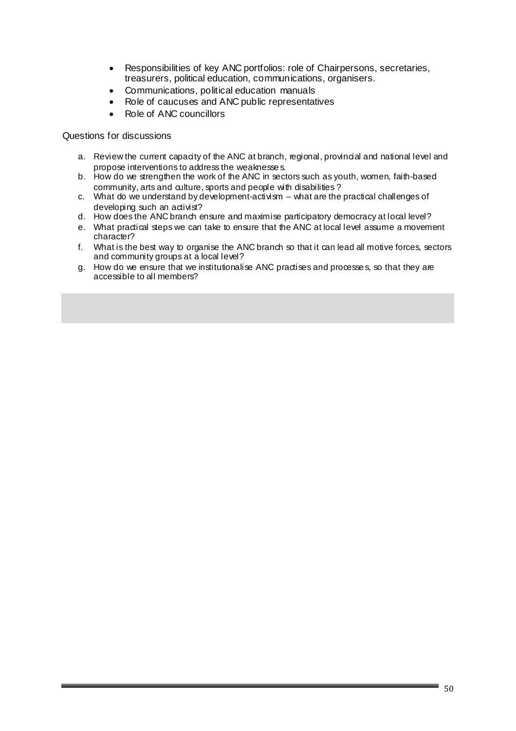- Responsibilities of key ANC portfolios: role of Chairpersons, secretaries, treasurers, political education, communications, organisers.
- Communications, political education manuals
- Role of caucuses and ANC public representatives
- Role of ANC councillors

Questions for discussions

a. Review the current capacity of the ANC at branch, regional, provincial and national level and propose interventions to address the weaknesses.
b. How do we strengthen the work of the ANC in sectors such as youth, women, faith-based community, arts and culture, sports and people with disabilities ?
c. What do we understand by development-activism – what are the practical challenges of developing such an activist?
d. How does the ANC branch ensure and maximise participatory democracy at local level?
e. What practical steps we can take to ensure that the ANC at local level assume a movement character?
f. What is the best way to organise the ANC branch so that it can lead all motive forces, sectors and community groups at a local level?
g. How do we ensure that we institutionalise ANC practises and processes, so that they are accessible to all members?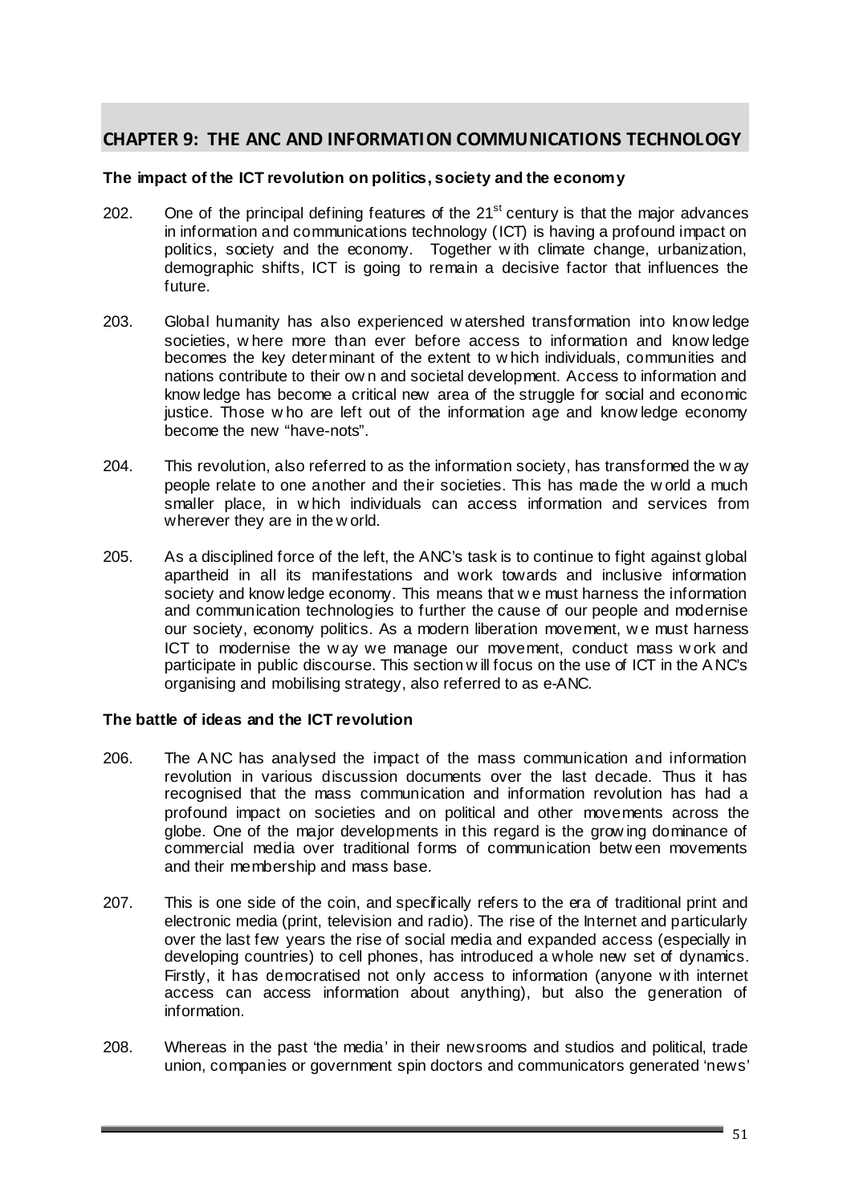## CHAPTER 9: THE ANC AND INFORMATION COMMUNICATIONS TECHNOLOGY

**The impact of the ICT revolution on politics, society and the economy**

202. One of the principal defining features of the 21st century is that the major advances in information and communications technology (ICT) is having a profound impact on politics, society and the economy. Together with climate change, urbanization, demographic shifts, ICT is going to remain a decisive factor that influences the future.

203. Global humanity has also experienced watershed transformation into knowledge societies, where more than ever before access to information and knowledge becomes the key determinant of the extent to which individuals, communities and nations contribute to their own and societal development. Access to information and knowledge has become a critical new area of the struggle for social and economic justice. Those who are left out of the information age and knowledge economy become the new "have-nots".

204. This revolution, also referred to as the information society, has transformed the way people relate to one another and their societies. This has made the world a much smaller place, in which individuals can access information and services from wherever they are in the world.

205. As a disciplined force of the left, the ANC's task is to continue to fight against global apartheid in all its manifestations and work towards and inclusive information society and knowledge economy. This means that we must harness the information and communication technologies to further the cause of our people and modernise our society, economy politics. As a modern liberation movement, we must harness ICT to modernise the way we manage our movement, conduct mass work and participate in public discourse. This section will focus on the use of ICT in the ANC's organising and mobilising strategy, also referred to as e-ANC.

**The battle of ideas and the ICT revolution**

206. The ANC has analysed the impact of the mass communication and information revolution in various discussion documents over the last decade. Thus it has recognised that the mass communication and information revolution has had a profound impact on societies and on political and other movements across the globe. One of the major developments in this regard is the growing dominance of commercial media over traditional forms of communication between movements and their membership and mass base.

207. This is one side of the coin, and specifically refers to the era of traditional print and electronic media (print, television and radio). The rise of the Internet and particularly over the last few years the rise of social media and expanded access (especially in developing countries) to cell phones, has introduced a whole new set of dynamics. Firstly, it has democratised not only access to information (anyone with internet access can access information about anything), but also the generation of information.

208. Whereas in the past 'the media' in their newsrooms and studios and political, trade union, companies or government spin doctors and communicators generated 'news'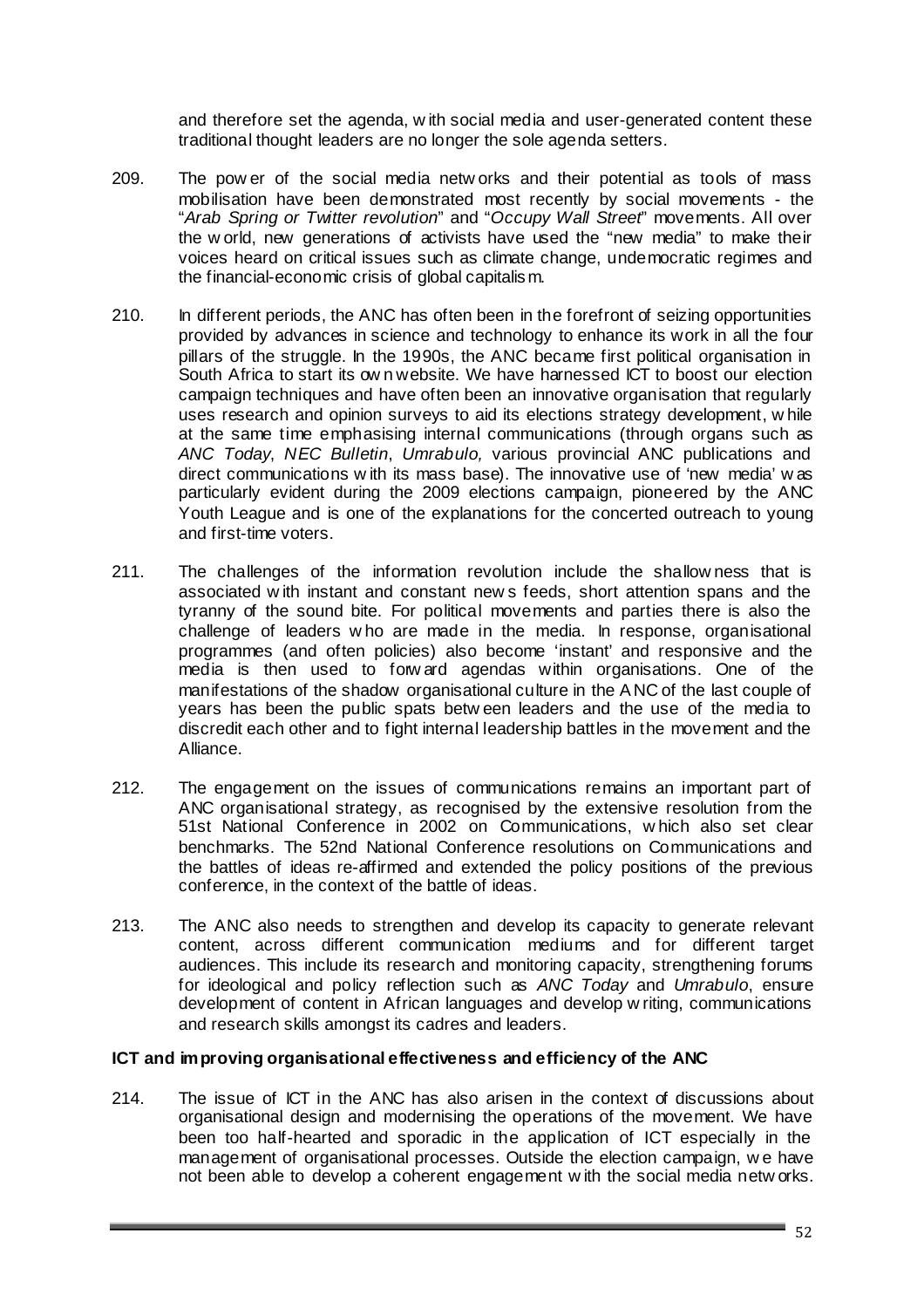and therefore set the agenda, with social media and user-generated content these traditional thought leaders are no longer the sole agenda setters.

209. The power of the social media networks and their potential as tools of mass mobilisation have been demonstrated most recently by social movements - the "*Arab Spring or Twitter revolution*" and "*Occupy Wall Street*" movements. All over the world, new generations of activists have used the "new media" to make their voices heard on critical issues such as climate change, undemocratic regimes and the financial-economic crisis of global capitalism.

210. In different periods, the ANC has often been in the forefront of seizing opportunities provided by advances in science and technology to enhance its work in all the four pillars of the struggle. In the 1990s, the ANC became first political organisation in South Africa to start its own website. We have harnessed ICT to boost our election campaign techniques and have often been an innovative organisation that regularly uses research and opinion surveys to aid its elections strategy development, while at the same time emphasising internal communications (through organs such as *ANC Today*, *NEC Bulletin*, *Umrabulo,* various provincial ANC publications and direct communications with its mass base). The innovative use of 'new media' was particularly evident during the 2009 elections campaign, pioneered by the ANC Youth League and is one of the explanations for the concerted outreach to young and first-time voters.

211. The challenges of the information revolution include the shallowness that is associated with instant and constant news feeds, short attention spans and the tyranny of the sound bite. For political movements and parties there is also the challenge of leaders who are made in the media. In response, organisational programmes (and often policies) also become 'instant' and responsive and the media is then used to forward agendas within organisations. One of the manifestations of the shadow organisational culture in the ANC of the last couple of years has been the public spats between leaders and the use of the media to discredit each other and to fight internal leadership battles in the movement and the Alliance.

212. The engagement on the issues of communications remains an important part of ANC organisational strategy, as recognised by the extensive resolution from the 51st National Conference in 2002 on Communications, which also set clear benchmarks. The 52nd National Conference resolutions on Communications and the battles of ideas re-affirmed and extended the policy positions of the previous conference, in the context of the battle of ideas.

213. The ANC also needs to strengthen and develop its capacity to generate relevant content, across different communication mediums and for different target audiences. This include its research and monitoring capacity, strengthening forums for ideological and policy reflection such as *ANC Today* and *Umrabulo*, ensure development of content in African languages and develop writing, communications and research skills amongst its cadres and leaders.

**ICT and improving organisational effectiveness and efficiency of the ANC**

214. The issue of ICT in the ANC has also arisen in the context of discussions about organisational design and modernising the operations of the movement. We have been too half-hearted and sporadic in the application of ICT especially in the management of organisational processes. Outside the election campaign, we have not been able to develop a coherent engagement with the social media networks.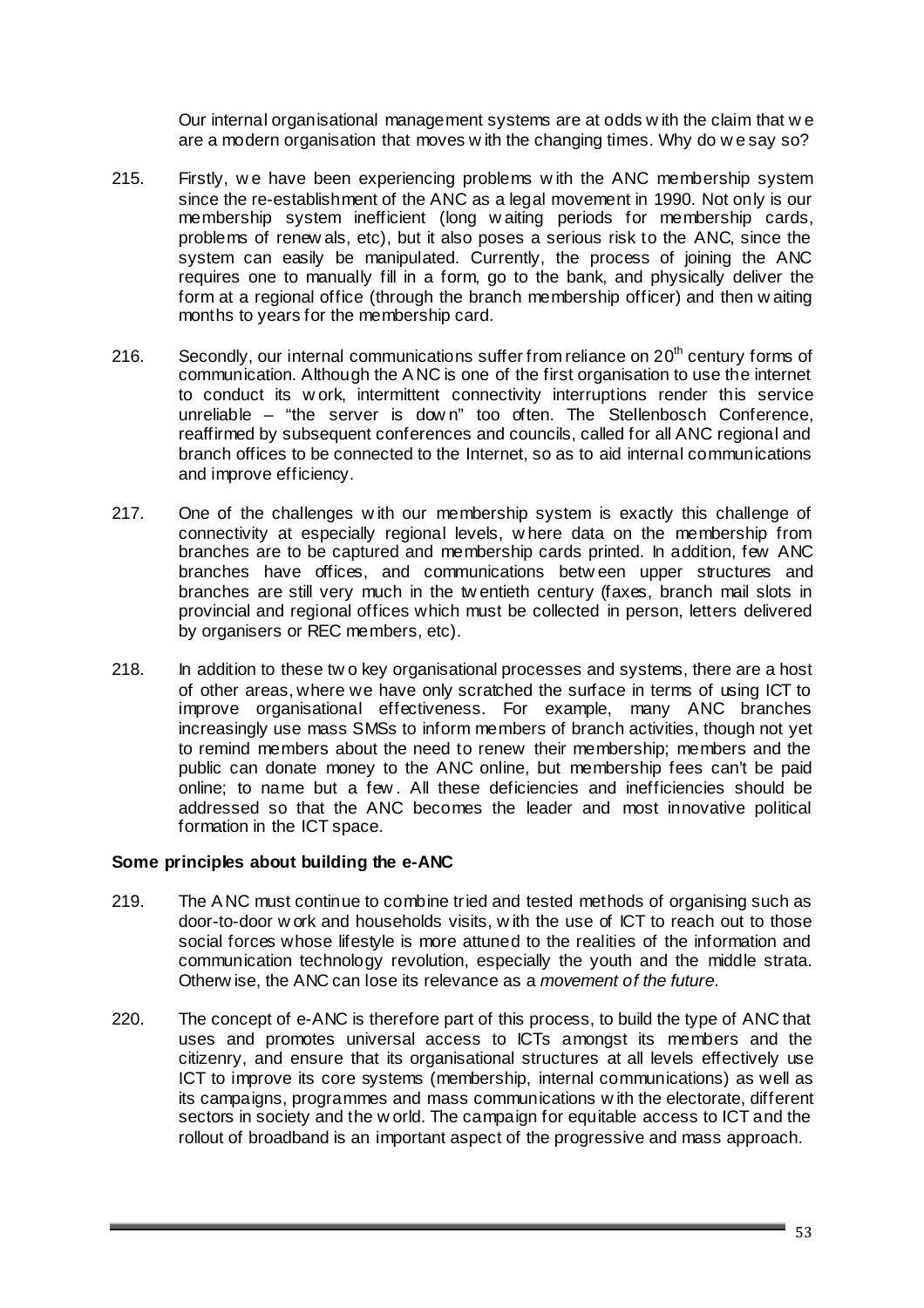Our internal organisational management systems are at odds with the claim that we are a modern organisation that moves with the changing times. Why do we say so?

215. Firstly, we have been experiencing problems with the ANC membership system since the re-establishment of the ANC as a legal movement in 1990. Not only is our membership system inefficient (long waiting periods for membership cards, problems of renewals, etc), but it also poses a serious risk to the ANC, since the system can easily be manipulated. Currently, the process of joining the ANC requires one to manually fill in a form, go to the bank, and physically deliver the form at a regional office (through the branch membership officer) and then waiting months to years for the membership card.

216. Secondly, our internal communications suffer from reliance on 20th century forms of communication. Although the ANC is one of the first organisation to use the internet to conduct its work, intermittent connectivity interruptions render this service unreliable – "the server is down" too often. The Stellenbosch Conference, reaffirmed by subsequent conferences and councils, called for all ANC regional and branch offices to be connected to the Internet, so as to aid internal communications and improve efficiency.

217. One of the challenges with our membership system is exactly this challenge of connectivity at especially regional levels, where data on the membership from branches are to be captured and membership cards printed. In addition, few ANC branches have offices, and communications between upper structures and branches are still very much in the twentieth century (faxes, branch mail slots in provincial and regional offices which must be collected in person, letters delivered by organisers or REC members, etc).

218. In addition to these two key organisational processes and systems, there are a host of other areas, where we have only scratched the surface in terms of using ICT to improve organisational effectiveness. For example, many ANC branches increasingly use mass SMSs to inform members of branch activities, though not yet to remind members about the need to renew their membership; members and the public can donate money to the ANC online, but membership fees can't be paid online; to name but a few. All these deficiencies and inefficiencies should be addressed so that the ANC becomes the leader and most innovative political formation in the ICT space.

**Some principles about building the e-ANC**

219. The ANC must continue to combine tried and tested methods of organising such as door-to-door work and households visits, with the use of ICT to reach out to those social forces whose lifestyle is more attuned to the realities of the information and communication technology revolution, especially the youth and the middle strata. Otherwise, the ANC can lose its relevance as a *movement of the future*.

220. The concept of e-ANC is therefore part of this process, to build the type of ANC that uses and promotes universal access to ICTs amongst its members and the citizenry, and ensure that its organisational structures at all levels effectively use ICT to improve its core systems (membership, internal communications) as well as its campaigns, programmes and mass communications with the electorate, different sectors in society and the world. The campaign for equitable access to ICT and the rollout of broadband is an important aspect of the progressive and mass approach.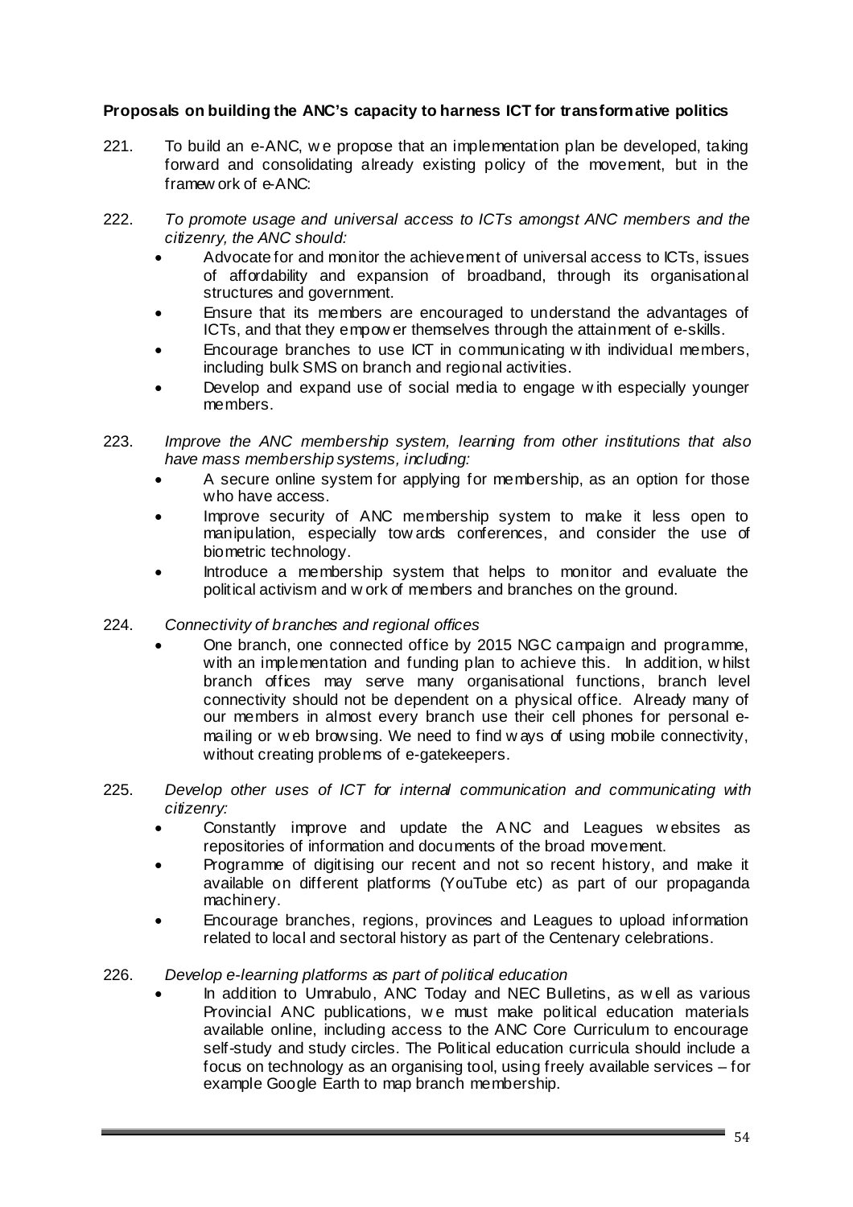**Proposals on building the ANC's capacity to harness ICT for transformative politics**

221. To build an e-ANC, we propose that an implementation plan be developed, taking forward and consolidating already existing policy of the movement, but in the framework of e-ANC:

222. *To promote usage and universal access to ICTs amongst ANC members and the citizenry, the ANC should:*
   - Advocate for and monitor the achievement of universal access to ICTs, issues of affordability and expansion of broadband, through its organisational structures and government.
   - Ensure that its members are encouraged to understand the advantages of ICTs, and that they empower themselves through the attainment of e-skills.
   - Encourage branches to use ICT in communicating with individual members, including bulk SMS on branch and regional activities.
   - Develop and expand use of social media to engage with especially younger members.

223. *Improve the ANC membership system, learning from other institutions that also have mass membership systems, including:*
   - A secure online system for applying for membership, as an option for those who have access.
   - Improve security of ANC membership system to make it less open to manipulation, especially towards conferences, and consider the use of biometric technology.
   - Introduce a membership system that helps to monitor and evaluate the political activism and work of members and branches on the ground.

224. *Connectivity of branches and regional offices*
   - One branch, one connected office by 2015 NGC campaign and programme, with an implementation and funding plan to achieve this. In addition, whilst branch offices may serve many organisational functions, branch level connectivity should not be dependent on a physical office. Already many of our members in almost every branch use their cell phones for personal e-mailing or web browsing. We need to find ways of using mobile connectivity, without creating problems of e-gatekeepers.

225. *Develop other uses of ICT for internal communication and communicating with citizenry:*
   - Constantly improve and update the ANC and Leagues websites as repositories of information and documents of the broad movement.
   - Programme of digitising our recent and not so recent history, and make it available on different platforms (YouTube etc) as part of our propaganda machinery.
   - Encourage branches, regions, provinces and Leagues to upload information related to local and sectoral history as part of the Centenary celebrations.

226. *Develop e-learning platforms as part of political education*
   - In addition to Umrabulo, ANC Today and NEC Bulletins, as well as various Provincial ANC publications, we must make political education materials available online, including access to the ANC Core Curriculum to encourage self-study and study circles. The Political education curricula should include a focus on technology as an organising tool, using freely available services – for example Google Earth to map branch membership.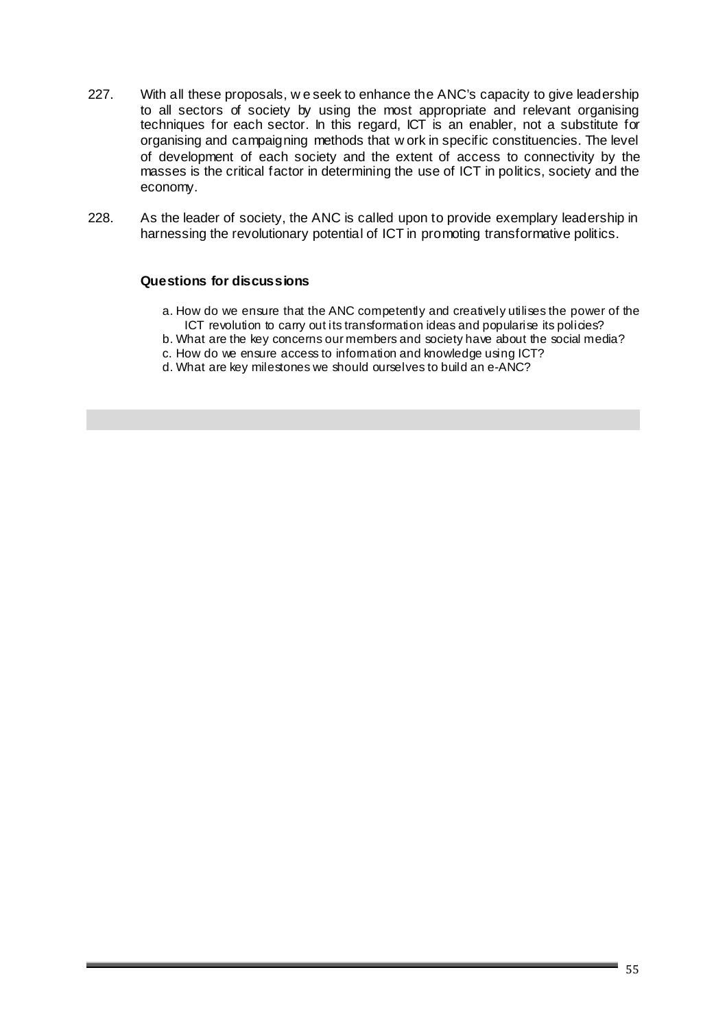227. With all these proposals, we seek to enhance the ANC's capacity to give leadership to all sectors of society by using the most appropriate and relevant organising techniques for each sector. In this regard, ICT is an enabler, not a substitute for organising and campaigning methods that work in specific constituencies. The level of development of each society and the extent of access to connectivity by the masses is the critical factor in determining the use of ICT in politics, society and the economy.

228. As the leader of society, the ANC is called upon to provide exemplary leadership in harnessing the revolutionary potential of ICT in promoting transformative politics.

**Questions for discussions**

a. How do we ensure that the ANC competently and creatively utilises the power of the ICT revolution to carry out its transformation ideas and popularise its policies?
b. What are the key concerns our members and society have about the social media?
c. How do we ensure access to information and knowledge using ICT?
d. What are key milestones we should ourselves to build an e-ANC?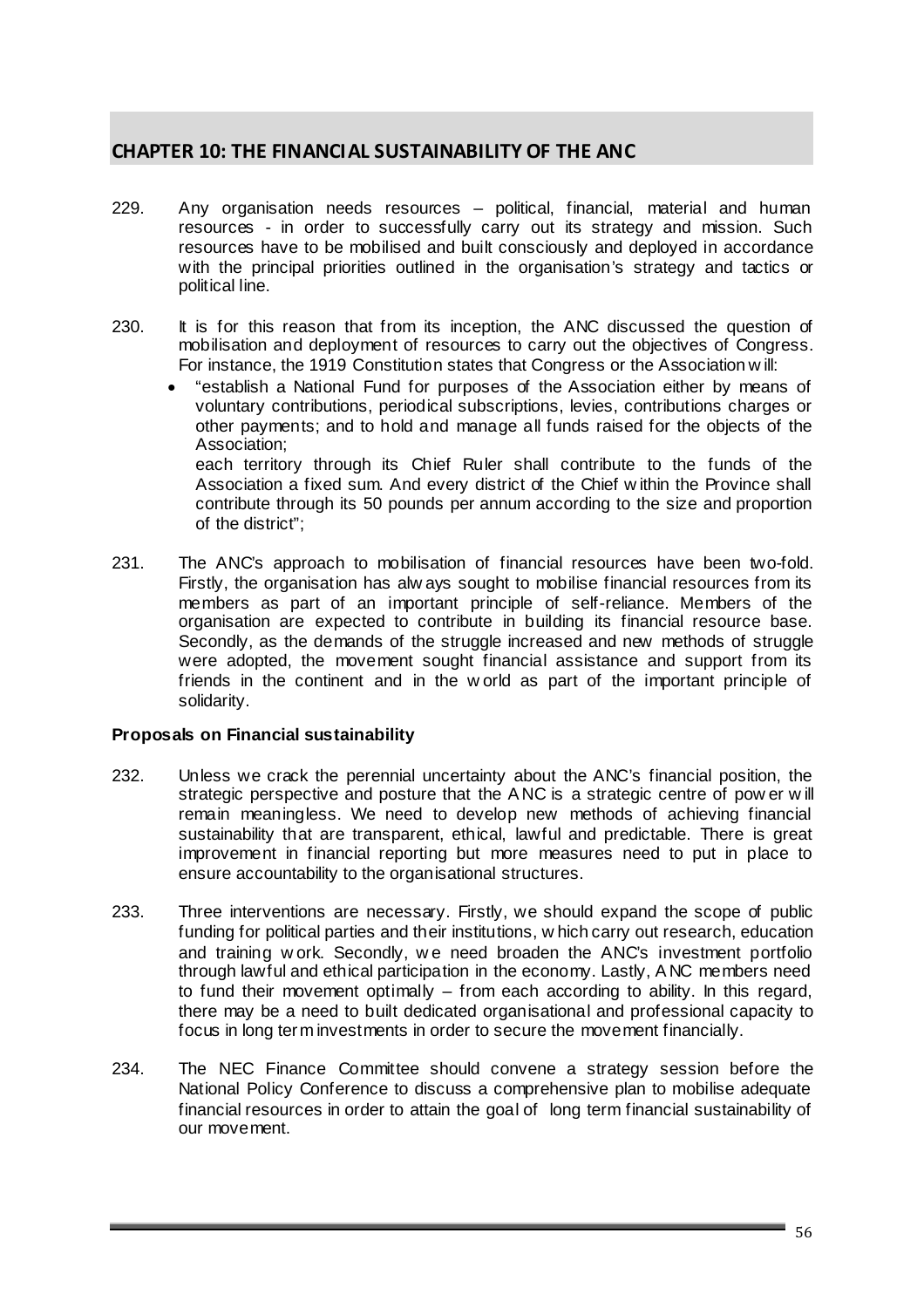## CHAPTER 10: THE FINANCIAL SUSTAINABILITY OF THE ANC

229. Any organisation needs resources – political, financial, material and human resources - in order to successfully carry out its strategy and mission. Such resources have to be mobilised and built consciously and deployed in accordance with the principal priorities outlined in the organisation's strategy and tactics or political line.

230. It is for this reason that from its inception, the ANC discussed the question of mobilisation and deployment of resources to carry out the objectives of Congress. For instance, the 1919 Constitution states that Congress or the Association will:

   - "establish a National Fund for purposes of the Association either by means of voluntary contributions, periodical subscriptions, levies, contributions charges or other payments; and to hold and manage all funds raised for the objects of the Association;
     each territory through its Chief Ruler shall contribute to the funds of the Association a fixed sum. And every district of the Chief within the Province shall contribute through its 50 pounds per annum according to the size and proportion of the district";

231. The ANC's approach to mobilisation of financial resources have been two-fold. Firstly, the organisation has always sought to mobilise financial resources from its members as part of an important principle of self-reliance. Members of the organisation are expected to contribute in building its financial resource base. Secondly, as the demands of the struggle increased and new methods of struggle were adopted, the movement sought financial assistance and support from its friends in the continent and in the world as part of the important principle of solidarity.

**Proposals on Financial sustainability**

232. Unless we crack the perennial uncertainty about the ANC's financial position, the strategic perspective and posture that the ANC is a strategic centre of power will remain meaningless. We need to develop new methods of achieving financial sustainability that are transparent, ethical, lawful and predictable. There is great improvement in financial reporting but more measures need to put in place to ensure accountability to the organisational structures.

233. Three interventions are necessary. Firstly, we should expand the scope of public funding for political parties and their institutions, which carry out research, education and training work. Secondly, we need broaden the ANC's investment portfolio through lawful and ethical participation in the economy. Lastly, ANC members need to fund their movement optimally – from each according to ability. In this regard, there may be a need to built dedicated organisational and professional capacity to focus in long term investments in order to secure the movement financially.

234. The NEC Finance Committee should convene a strategy session before the National Policy Conference to discuss a comprehensive plan to mobilise adequate financial resources in order to attain the goal of long term financial sustainability of our movement.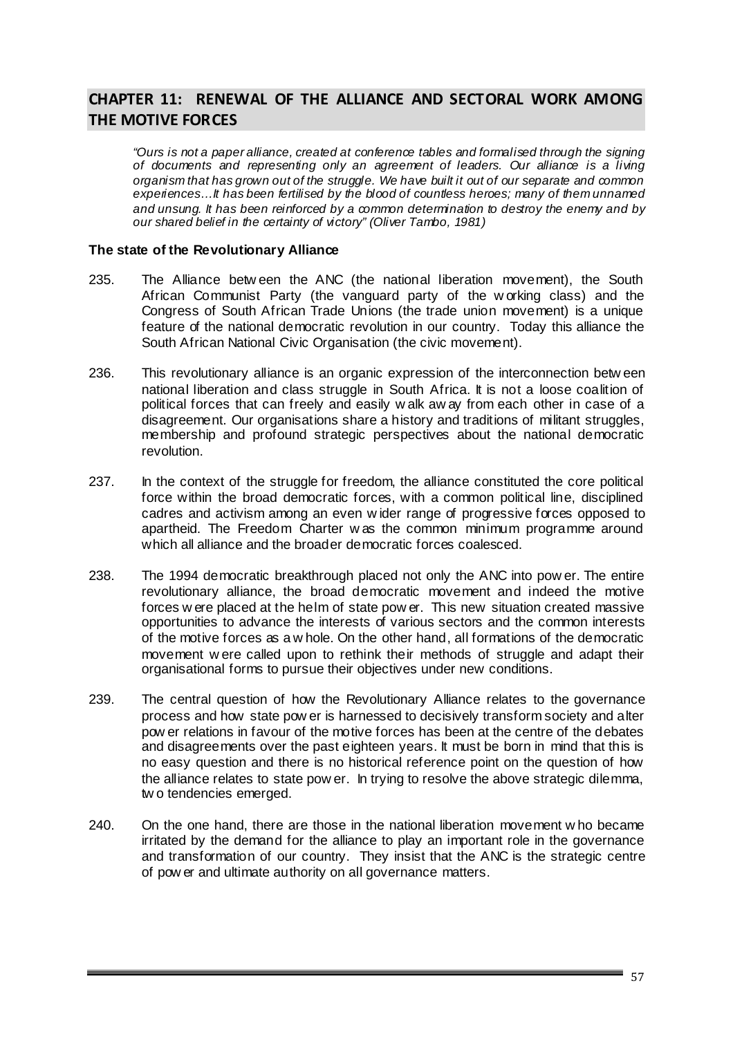## CHAPTER 11: RENEWAL OF THE ALLIANCE AND SECTORAL WORK AMONG THE MOTIVE FORCES

*"Ours is not a paper alliance, created at conference tables and formalised through the signing of documents and representing only an agreement of leaders. Our alliance is a living organism that has grown out of the struggle. We have built it out of our separate and common experiences…It has been fertilised by the blood of countless heroes; many of them unnamed and unsung. It has been reinforced by a common determination to destroy the enemy and by our shared belief in the certainty of victory" (Oliver Tambo, 1981)*

### The state of the Revolutionary Alliance

235. The Alliance between the ANC (the national liberation movement), the South African Communist Party (the vanguard party of the working class) and the Congress of South African Trade Unions (the trade union movement) is a unique feature of the national democratic revolution in our country. Today this alliance the South African National Civic Organisation (the civic movement).

236. This revolutionary alliance is an organic expression of the interconnection between national liberation and class struggle in South Africa. It is not a loose coalition of political forces that can freely and easily walk away from each other in case of a disagreement. Our organisations share a history and traditions of militant struggles, membership and profound strategic perspectives about the national democratic revolution.

237. In the context of the struggle for freedom, the alliance constituted the core political force within the broad democratic forces, with a common political line, disciplined cadres and activism among an even wider range of progressive forces opposed to apartheid. The Freedom Charter was the common minimum programme around which all alliance and the broader democratic forces coalesced.

238. The 1994 democratic breakthrough placed not only the ANC into power. The entire revolutionary alliance, the broad democratic movement and indeed the motive forces were placed at the helm of state power. This new situation created massive opportunities to advance the interests of various sectors and the common interests of the motive forces as a whole. On the other hand, all formations of the democratic movement were called upon to rethink their methods of struggle and adapt their organisational forms to pursue their objectives under new conditions.

239. The central question of how the Revolutionary Alliance relates to the governance process and how state power is harnessed to decisively transform society and alter power relations in favour of the motive forces has been at the centre of the debates and disagreements over the past eighteen years. It must be born in mind that this is no easy question and there is no historical reference point on the question of how the alliance relates to state power. In trying to resolve the above strategic dilemma, two tendencies emerged.

240. On the one hand, there are those in the national liberation movement who became irritated by the demand for the alliance to play an important role in the governance and transformation of our country. They insist that the ANC is the strategic centre of power and ultimate authority on all governance matters.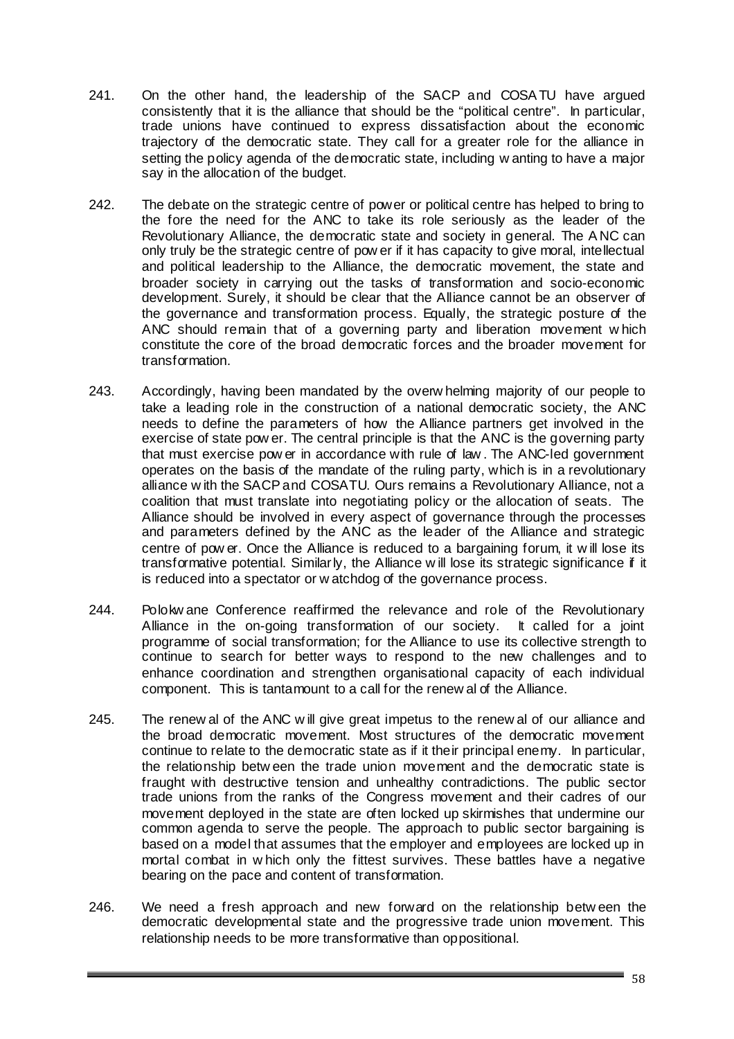241. On the other hand, the leadership of the SACP and COSATU have argued consistently that it is the alliance that should be the "political centre". In particular, trade unions have continued to express dissatisfaction about the economic trajectory of the democratic state. They call for a greater role for the alliance in setting the policy agenda of the democratic state, including wanting to have a major say in the allocation of the budget.

242. The debate on the strategic centre of power or political centre has helped to bring to the fore the need for the ANC to take its role seriously as the leader of the Revolutionary Alliance, the democratic state and society in general. The ANC can only truly be the strategic centre of power if it has capacity to give moral, intellectual and political leadership to the Alliance, the democratic movement, the state and broader society in carrying out the tasks of transformation and socio-economic development. Surely, it should be clear that the Alliance cannot be an observer of the governance and transformation process. Equally, the strategic posture of the ANC should remain that of a governing party and liberation movement which constitute the core of the broad democratic forces and the broader movement for transformation.

243. Accordingly, having been mandated by the overwhelming majority of our people to take a leading role in the construction of a national democratic society, the ANC needs to define the parameters of how the Alliance partners get involved in the exercise of state power. The central principle is that the ANC is the governing party that must exercise power in accordance with rule of law. The ANC-led government operates on the basis of the mandate of the ruling party, which is in a revolutionary alliance with the SACP and COSATU. Ours remains a Revolutionary Alliance, not a coalition that must translate into negotiating policy or the allocation of seats. The Alliance should be involved in every aspect of governance through the processes and parameters defined by the ANC as the leader of the Alliance and strategic centre of power. Once the Alliance is reduced to a bargaining forum, it will lose its transformative potential. Similarly, the Alliance will lose its strategic significance if it is reduced into a spectator or watchdog of the governance process.

244. Polokwane Conference reaffirmed the relevance and role of the Revolutionary Alliance in the on-going transformation of our society. It called for a joint programme of social transformation; for the Alliance to use its collective strength to continue to search for better ways to respond to the new challenges and to enhance coordination and strengthen organisational capacity of each individual component. This is tantamount to a call for the renewal of the Alliance.

245. The renewal of the ANC will give great impetus to the renewal of our alliance and the broad democratic movement. Most structures of the democratic movement continue to relate to the democratic state as if it their principal enemy. In particular, the relationship between the trade union movement and the democratic state is fraught with destructive tension and unhealthy contradictions. The public sector trade unions from the ranks of the Congress movement and their cadres of our movement deployed in the state are often locked up skirmishes that undermine our common agenda to serve the people. The approach to public sector bargaining is based on a model that assumes that the employer and employees are locked up in mortal combat in which only the fittest survives. These battles have a negative bearing on the pace and content of transformation.

246. We need a fresh approach and new forward on the relationship between the democratic developmental state and the progressive trade union movement. This relationship needs to be more transformative than oppositional.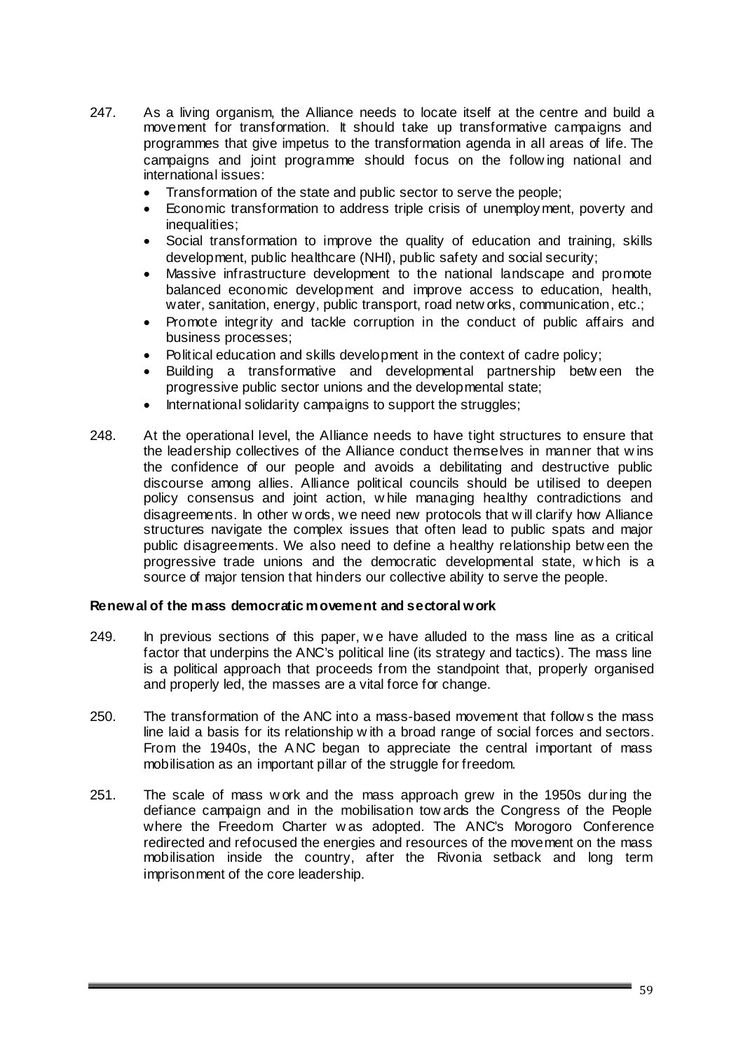247. As a living organism, the Alliance needs to locate itself at the centre and build a movement for transformation. It should take up transformative campaigns and programmes that give impetus to the transformation agenda in all areas of life. The campaigns and joint programme should focus on the following national and international issues:
   - Transformation of the state and public sector to serve the people;
   - Economic transformation to address triple crisis of unemployment, poverty and inequalities;
   - Social transformation to improve the quality of education and training, skills development, public healthcare (NHI), public safety and social security;
   - Massive infrastructure development to the national landscape and promote balanced economic development and improve access to education, health, water, sanitation, energy, public transport, road networks, communication, etc.;
   - Promote integrity and tackle corruption in the conduct of public affairs and business processes;
   - Political education and skills development in the context of cadre policy;
   - Building a transformative and developmental partnership between the progressive public sector unions and the developmental state;
   - International solidarity campaigns to support the struggles;

248. At the operational level, the Alliance needs to have tight structures to ensure that the leadership collectives of the Alliance conduct themselves in manner that wins the confidence of our people and avoids a debilitating and destructive public discourse among allies. Alliance political councils should be utilised to deepen policy consensus and joint action, while managing healthy contradictions and disagreements. In other words, we need new protocols that will clarify how Alliance structures navigate the complex issues that often lead to public spats and major public disagreements. We also need to define a healthy relationship between the progressive trade unions and the democratic developmental state, which is a source of major tension that hinders our collective ability to serve the people.

**Renewal of the mass democratic movement and sectoral work**

249. In previous sections of this paper, we have alluded to the mass line as a critical factor that underpins the ANC's political line (its strategy and tactics). The mass line is a political approach that proceeds from the standpoint that, properly organised and properly led, the masses are a vital force for change.

250. The transformation of the ANC into a mass-based movement that follows the mass line laid a basis for its relationship with a broad range of social forces and sectors. From the 1940s, the ANC began to appreciate the central important of mass mobilisation as an important pillar of the struggle for freedom.

251. The scale of mass work and the mass approach grew in the 1950s during the defiance campaign and in the mobilisation towards the Congress of the People where the Freedom Charter was adopted. The ANC's Morogoro Conference redirected and refocused the energies and resources of the movement on the mass mobilisation inside the country, after the Rivonia setback and long term imprisonment of the core leadership.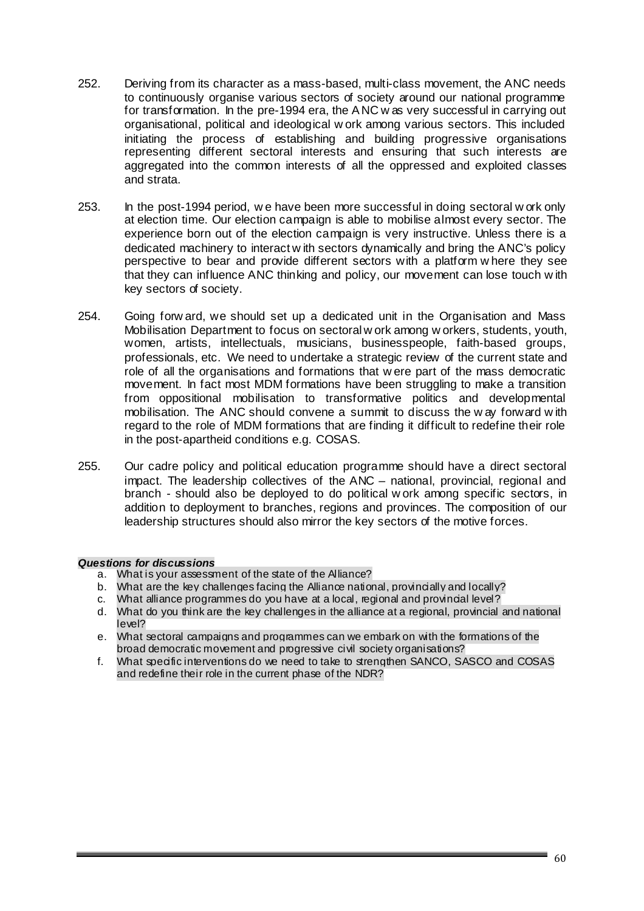252. Deriving from its character as a mass-based, multi-class movement, the ANC needs to continuously organise various sectors of society around our national programme for transformation. In the pre-1994 era, the ANC was very successful in carrying out organisational, political and ideological work among various sectors. This included initiating the process of establishing and building progressive organisations representing different sectoral interests and ensuring that such interests are aggregated into the common interests of all the oppressed and exploited classes and strata.

253. In the post-1994 period, we have been more successful in doing sectoral work only at election time. Our election campaign is able to mobilise almost every sector. The experience born out of the election campaign is very instructive. Unless there is a dedicated machinery to interact with sectors dynamically and bring the ANC's policy perspective to bear and provide different sectors with a platform where they see that they can influence ANC thinking and policy, our movement can lose touch with key sectors of society.

254. Going forward, we should set up a dedicated unit in the Organisation and Mass Mobilisation Department to focus on sectoral work among workers, students, youth, women, artists, intellectuals, musicians, businesspeople, faith-based groups, professionals, etc. We need to undertake a strategic review of the current state and role of all the organisations and formations that were part of the mass democratic movement. In fact most MDM formations have been struggling to make a transition from oppositional mobilisation to transformative politics and developmental mobilisation. The ANC should convene a summit to discuss the way forward with regard to the role of MDM formations that are finding it difficult to redefine their role in the post-apartheid conditions e.g. COSAS.

255. Our cadre policy and political education programme should have a direct sectoral impact. The leadership collectives of the ANC – national, provincial, regional and branch - should also be deployed to do political work among specific sectors, in addition to deployment to branches, regions and provinces. The composition of our leadership structures should also mirror the key sectors of the motive forces.

***Questions for discussions***

a. What is your assessment of the state of the Alliance?
b. What are the key challenges facing the Alliance national, provincially and locally?
c. What alliance programmes do you have at a local, regional and provincial level?
d. What do you think are the key challenges in the alliance at a regional, provincial and national level?
e. What sectoral campaigns and programmes can we embark on with the formations of the broad democratic movement and progressive civil society organisations?
f. What specific interventions do we need to take to strengthen SANCO, SASCO and COSAS and redefine their role in the current phase of the NDR?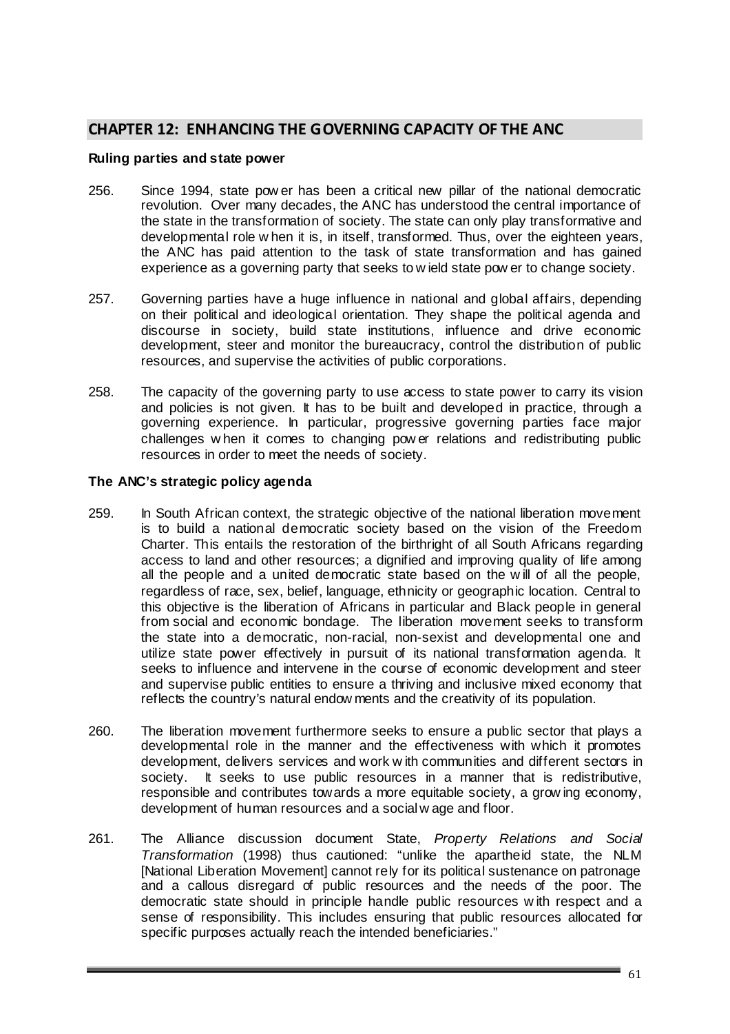## CHAPTER 12: ENHANCING THE GOVERNING CAPACITY OF THE ANC

**Ruling parties and state power**

256. Since 1994, state power has been a critical new pillar of the national democratic revolution. Over many decades, the ANC has understood the central importance of the state in the transformation of society. The state can only play transformative and developmental role when it is, in itself, transformed. Thus, over the eighteen years, the ANC has paid attention to the task of state transformation and has gained experience as a governing party that seeks to wield state power to change society.

257. Governing parties have a huge influence in national and global affairs, depending on their political and ideological orientation. They shape the political agenda and discourse in society, build state institutions, influence and drive economic development, steer and monitor the bureaucracy, control the distribution of public resources, and supervise the activities of public corporations.

258. The capacity of the governing party to use access to state power to carry its vision and policies is not given. It has to be built and developed in practice, through a governing experience. In particular, progressive governing parties face major challenges when it comes to changing power relations and redistributing public resources in order to meet the needs of society.

**The ANC's strategic policy agenda**

259. In South African context, the strategic objective of the national liberation movement is to build a national democratic society based on the vision of the Freedom Charter. This entails the restoration of the birthright of all South Africans regarding access to land and other resources; a dignified and improving quality of life among all the people and a united democratic state based on the will of all the people, regardless of race, sex, belief, language, ethnicity or geographic location. Central to this objective is the liberation of Africans in particular and Black people in general from social and economic bondage. The liberation movement seeks to transform the state into a democratic, non-racial, non-sexist and developmental one and utilize state power effectively in pursuit of its national transformation agenda. It seeks to influence and intervene in the course of economic development and steer and supervise public entities to ensure a thriving and inclusive mixed economy that reflects the country's natural endowments and the creativity of its population.

260. The liberation movement furthermore seeks to ensure a public sector that plays a developmental role in the manner and the effectiveness with which it promotes development, delivers services and work with communities and different sectors in society. It seeks to use public resources in a manner that is redistributive, responsible and contributes towards a more equitable society, a growing economy, development of human resources and a social wage and floor.

261. The Alliance discussion document State, *Property Relations and Social Transformation* (1998) thus cautioned: "unlike the apartheid state, the NLM [National Liberation Movement] cannot rely for its political sustenance on patronage and a callous disregard of public resources and the needs of the poor. The democratic state should in principle handle public resources with respect and a sense of responsibility. This includes ensuring that public resources allocated for specific purposes actually reach the intended beneficiaries."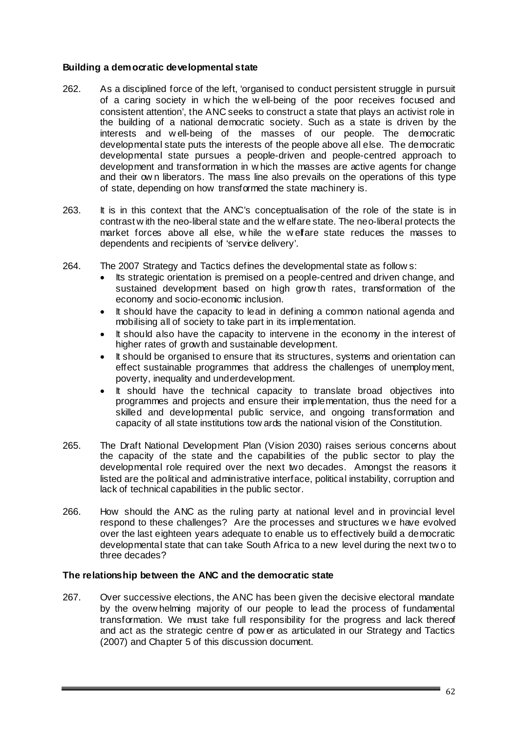### Building a democratic developmental state

262. As a disciplined force of the left, 'organised to conduct persistent struggle in pursuit of a caring society in which the well-being of the poor receives focused and consistent attention', the ANC seeks to construct a state that plays an activist role in the building of a national democratic society. Such as a state is driven by the interests and well-being of the masses of our people. The democratic developmental state puts the interests of the people above all else. The democratic developmental state pursues a people-driven and people-centred approach to development and transformation in which the masses are active agents for change and their own liberators. The mass line also prevails on the operations of this type of state, depending on how transformed the state machinery is.

263. It is in this context that the ANC's conceptualisation of the role of the state is in contrast with the neo-liberal state and the welfare state. The neo-liberal protects the market forces above all else, while the welfare state reduces the masses to dependents and recipients of 'service delivery'.

264. The 2007 Strategy and Tactics defines the developmental state as follows:
    - Its strategic orientation is premised on a people-centred and driven change, and sustained development based on high growth rates, transformation of the economy and socio-economic inclusion.
    - It should have the capacity to lead in defining a common national agenda and mobilising all of society to take part in its implementation.
    - It should also have the capacity to intervene in the economy in the interest of higher rates of growth and sustainable development.
    - It should be organised to ensure that its structures, systems and orientation can effect sustainable programmes that address the challenges of unemployment, poverty, inequality and underdevelopment.
    - It should have the technical capacity to translate broad objectives into programmes and projects and ensure their implementation, thus the need for a skilled and developmental public service, and ongoing transformation and capacity of all state institutions towards the national vision of the Constitution.

265. The Draft National Development Plan (Vision 2030) raises serious concerns about the capacity of the state and the capabilities of the public sector to play the developmental role required over the next two decades. Amongst the reasons it listed are the political and administrative interface, political instability, corruption and lack of technical capabilities in the public sector.

266. How should the ANC as the ruling party at national level and in provincial level respond to these challenges? Are the processes and structures we have evolved over the last eighteen years adequate to enable us to effectively build a democratic developmental state that can take South Africa to a new level during the next two to three decades?

### The relationship between the ANC and the democratic state

267. Over successive elections, the ANC has been given the decisive electoral mandate by the overwhelming majority of our people to lead the process of fundamental transformation. We must take full responsibility for the progress and lack thereof and act as the strategic centre of power as articulated in our Strategy and Tactics (2007) and Chapter 5 of this discussion document.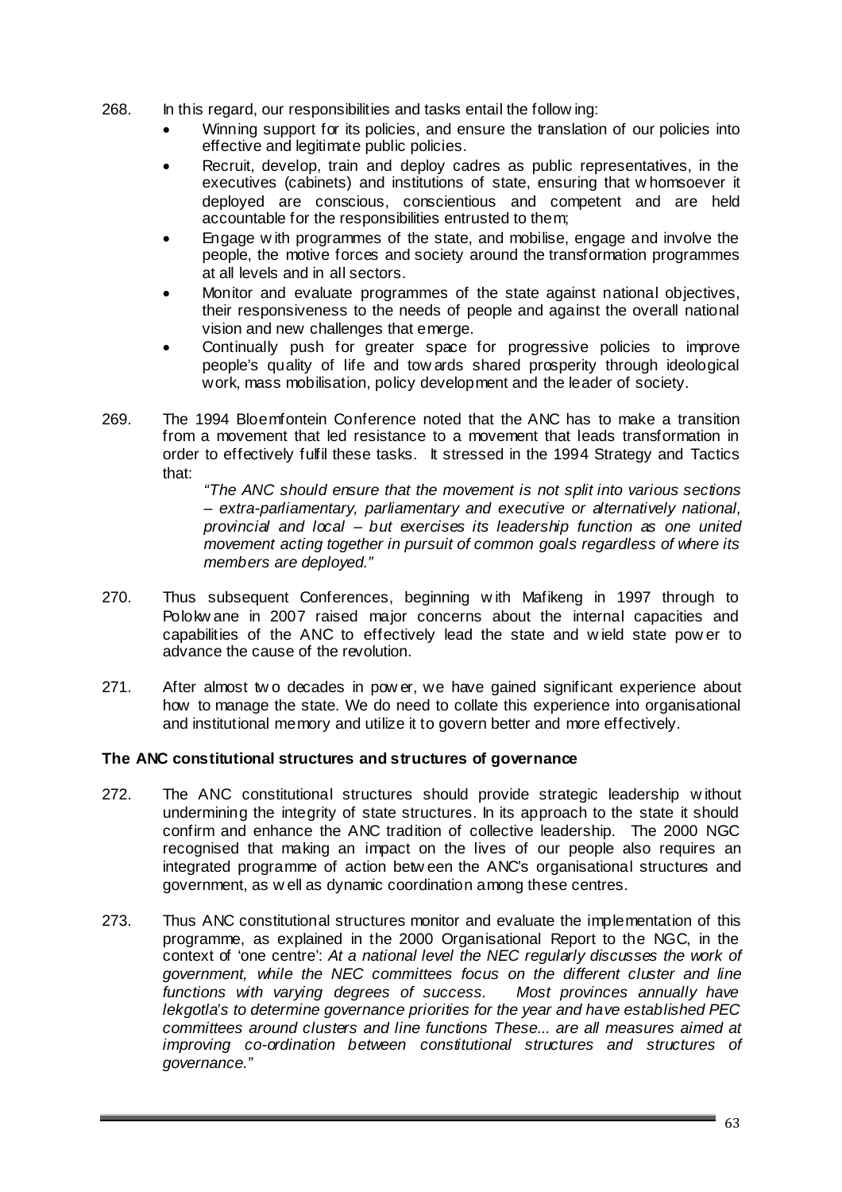268. In this regard, our responsibilities and tasks entail the following:
    - Winning support for its policies, and ensure the translation of our policies into effective and legitimate public policies.
    - Recruit, develop, train and deploy cadres as public representatives, in the executives (cabinets) and institutions of state, ensuring that whomsoever it deployed are conscious, conscientious and competent and are held accountable for the responsibilities entrusted to them;
    - Engage with programmes of the state, and mobilise, engage and involve the people, the motive forces and society around the transformation programmes at all levels and in all sectors.
    - Monitor and evaluate programmes of the state against national objectives, their responsiveness to the needs of people and against the overall national vision and new challenges that emerge.
    - Continually push for greater space for progressive policies to improve people's quality of life and towards shared prosperity through ideological work, mass mobilisation, policy development and the leader of society.

269. The 1994 Bloemfontein Conference noted that the ANC has to make a transition from a movement that led resistance to a movement that leads transformation in order to effectively fulfil these tasks. It stressed in the 1994 Strategy and Tactics that:

    > *"The ANC should ensure that the movement is not split into various sections – extra-parliamentary, parliamentary and executive or alternatively national, provincial and local – but exercises its leadership function as one united movement acting together in pursuit of common goals regardless of where its members are deployed."*

270. Thus subsequent Conferences, beginning with Mafikeng in 1997 through to Polokwane in 2007 raised major concerns about the internal capacities and capabilities of the ANC to effectively lead the state and wield state power to advance the cause of the revolution.

271. After almost two decades in power, we have gained significant experience about how to manage the state. We do need to collate this experience into organisational and institutional memory and utilize it to govern better and more effectively.

**The ANC constitutional structures and structures of governance**

272. The ANC constitutional structures should provide strategic leadership without undermining the integrity of state structures. In its approach to the state it should confirm and enhance the ANC tradition of collective leadership. The 2000 NGC recognised that making an impact on the lives of our people also requires an integrated programme of action between the ANC's organisational structures and government, as well as dynamic coordination among these centres.

273. Thus ANC constitutional structures monitor and evaluate the implementation of this programme, as explained in the 2000 Organisational Report to the NGC, in the context of 'one centre': *At a national level the NEC regularly discusses the work of government, while the NEC committees focus on the different cluster and line functions with varying degrees of success. Most provinces annually have lekgotla's to determine governance priorities for the year and have established PEC committees around clusters and line functions These... are all measures aimed at improving co-ordination between constitutional structures and structures of governance."*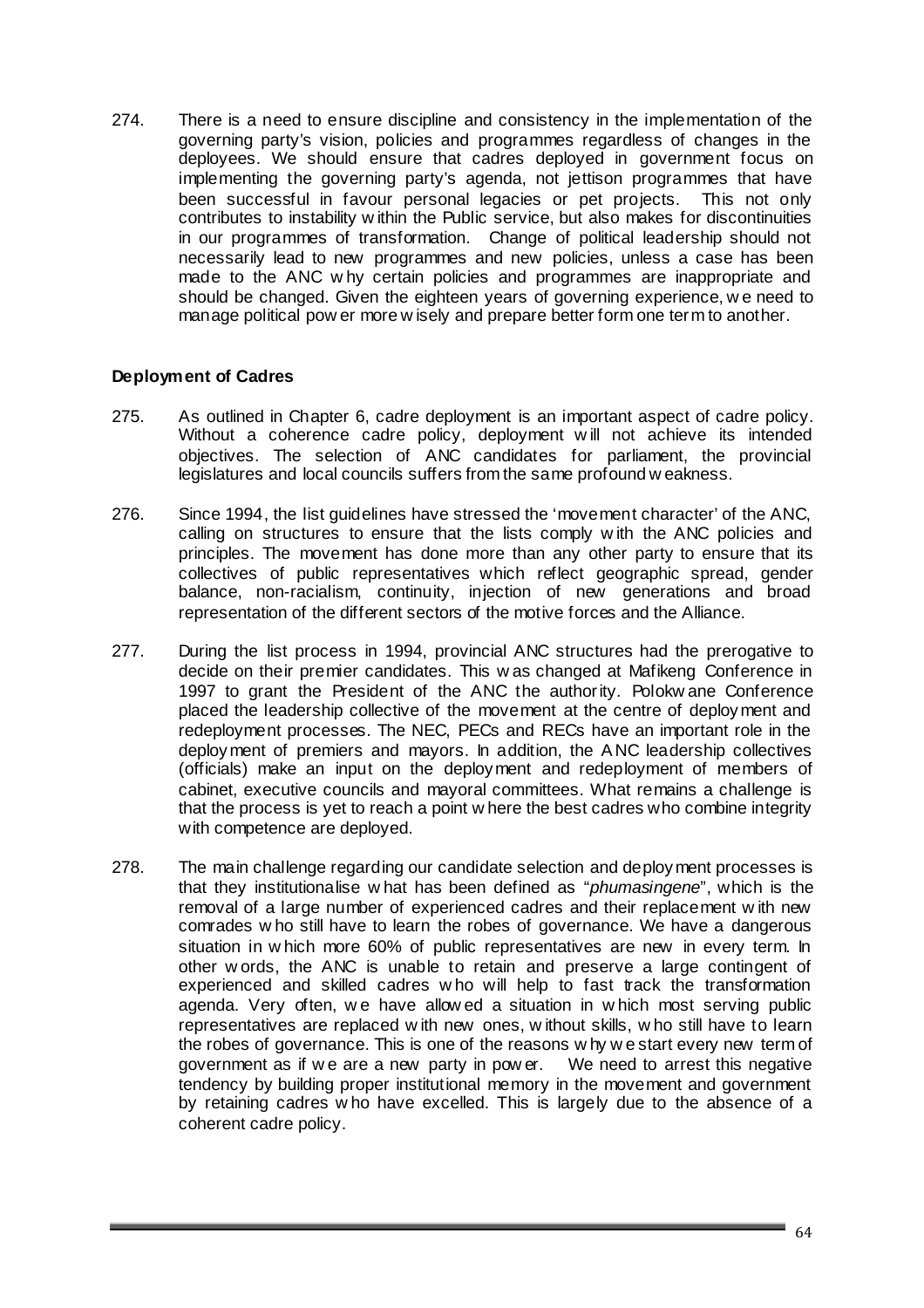274. There is a need to ensure discipline and consistency in the implementation of the governing party's vision, policies and programmes regardless of changes in the deployees. We should ensure that cadres deployed in government focus on implementing the governing party's agenda, not jettison programmes that have been successful in favour personal legacies or pet projects. This not only contributes to instability within the Public service, but also makes for discontinuities in our programmes of transformation. Change of political leadership should not necessarily lead to new programmes and new policies, unless a case has been made to the ANC why certain policies and programmes are inappropriate and should be changed. Given the eighteen years of governing experience, we need to manage political power more wisely and prepare better form one term to another.

**Deployment of Cadres**

275. As outlined in Chapter 6, cadre deployment is an important aspect of cadre policy. Without a coherence cadre policy, deployment will not achieve its intended objectives. The selection of ANC candidates for parliament, the provincial legislatures and local councils suffers from the same profound weakness.

276. Since 1994, the list guidelines have stressed the 'movement character' of the ANC, calling on structures to ensure that the lists comply with the ANC policies and principles. The movement has done more than any other party to ensure that its collectives of public representatives which reflect geographic spread, gender balance, non-racialism, continuity, injection of new generations and broad representation of the different sectors of the motive forces and the Alliance.

277. During the list process in 1994, provincial ANC structures had the prerogative to decide on their premier candidates. This was changed at Mafikeng Conference in 1997 to grant the President of the ANC the authority. Polokwane Conference placed the leadership collective of the movement at the centre of deployment and redeployment processes. The NEC, PECs and RECs have an important role in the deployment of premiers and mayors. In addition, the ANC leadership collectives (officials) make an input on the deployment and redeployment of members of cabinet, executive councils and mayoral committees. What remains a challenge is that the process is yet to reach a point where the best cadres who combine integrity with competence are deployed.

278. The main challenge regarding our candidate selection and deployment processes is that they institutionalise what has been defined as "*phumasingene*", which is the removal of a large number of experienced cadres and their replacement with new comrades who still have to learn the robes of governance. We have a dangerous situation in which more 60% of public representatives are new in every term. In other words, the ANC is unable to retain and preserve a large contingent of experienced and skilled cadres who will help to fast track the transformation agenda. Very often, we have allowed a situation in which most serving public representatives are replaced with new ones, without skills, who still have to learn the robes of governance. This is one of the reasons why we start every new term of government as if we are a new party in power. We need to arrest this negative tendency by building proper institutional memory in the movement and government by retaining cadres who have excelled. This is largely due to the absence of a coherent cadre policy.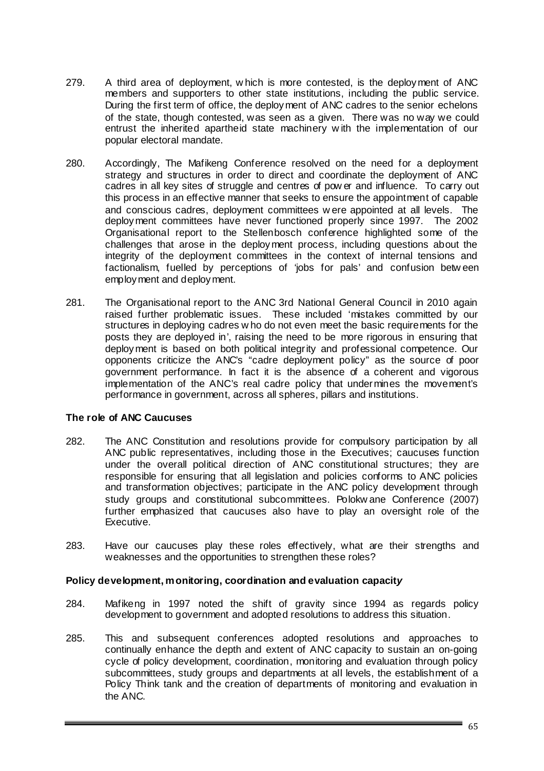279. A third area of deployment, which is more contested, is the deployment of ANC members and supporters to other state institutions, including the public service. During the first term of office, the deployment of ANC cadres to the senior echelons of the state, though contested, was seen as a given. There was no way we could entrust the inherited apartheid state machinery with the implementation of our popular electoral mandate.

280. Accordingly, The Mafikeng Conference resolved on the need for a deployment strategy and structures in order to direct and coordinate the deployment of ANC cadres in all key sites of struggle and centres of power and influence. To carry out this process in an effective manner that seeks to ensure the appointment of capable and conscious cadres, deployment committees were appointed at all levels. The deployment committees have never functioned properly since 1997. The 2002 Organisational report to the Stellenbosch conference highlighted some of the challenges that arose in the deployment process, including questions about the integrity of the deployment committees in the context of internal tensions and factionalism, fuelled by perceptions of 'jobs for pals' and confusion between employment and deployment.

281. The Organisational report to the ANC 3rd National General Council in 2010 again raised further problematic issues. These included 'mistakes committed by our structures in deploying cadres who do not even meet the basic requirements for the posts they are deployed in', raising the need to be more rigorous in ensuring that deployment is based on both political integrity and professional competence. Our opponents criticize the ANC's "cadre deployment policy" as the source of poor government performance. In fact it is the absence of a coherent and vigorous implementation of the ANC's real cadre policy that undermines the movement's performance in government, across all spheres, pillars and institutions.

**The role of ANC Caucuses**

282. The ANC Constitution and resolutions provide for compulsory participation by all ANC public representatives, including those in the Executives; caucuses function under the overall political direction of ANC constitutional structures; they are responsible for ensuring that all legislation and policies conforms to ANC policies and transformation objectives; participate in the ANC policy development through study groups and constitutional subcommittees. Polokwane Conference (2007) further emphasized that caucuses also have to play an oversight role of the Executive.

283. Have our caucuses play these roles effectively, what are their strengths and weaknesses and the opportunities to strengthen these roles?

**Policy development, monitoring, coordination and evaluation capacity**

284. Mafikeng in 1997 noted the shift of gravity since 1994 as regards policy development to government and adopted resolutions to address this situation.

285. This and subsequent conferences adopted resolutions and approaches to continually enhance the depth and extent of ANC capacity to sustain an on-going cycle of policy development, coordination, monitoring and evaluation through policy subcommittees, study groups and departments at all levels, the establishment of a Policy Think tank and the creation of departments of monitoring and evaluation in the ANC.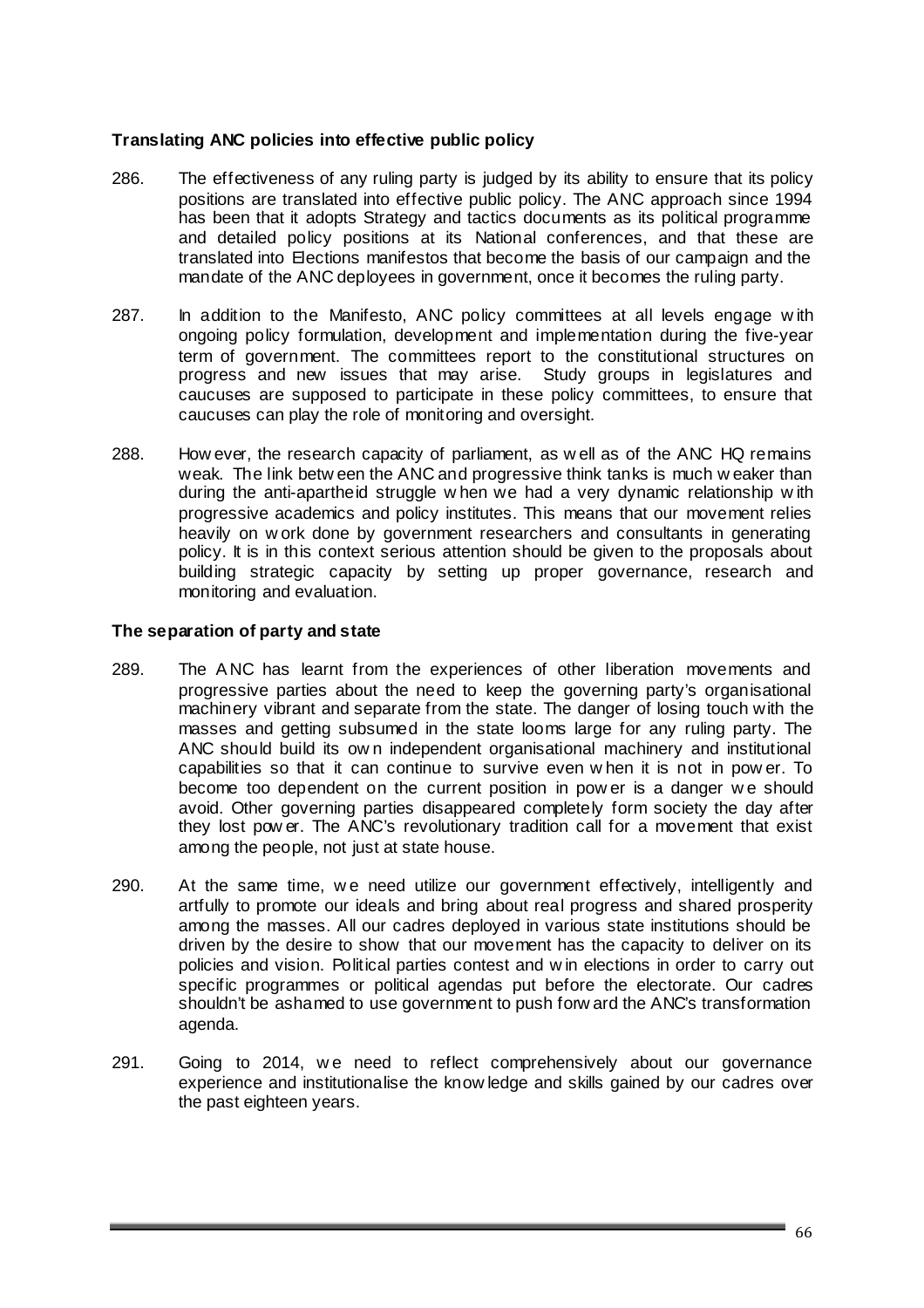**Translating ANC policies into effective public policy**

286. The effectiveness of any ruling party is judged by its ability to ensure that its policy positions are translated into effective public policy. The ANC approach since 1994 has been that it adopts Strategy and tactics documents as its political programme and detailed policy positions at its National conferences, and that these are translated into Elections manifestos that become the basis of our campaign and the mandate of the ANC deployees in government, once it becomes the ruling party.

287. In addition to the Manifesto, ANC policy committees at all levels engage with ongoing policy formulation, development and implementation during the five-year term of government. The committees report to the constitutional structures on progress and new issues that may arise. Study groups in legislatures and caucuses are supposed to participate in these policy committees, to ensure that caucuses can play the role of monitoring and oversight.

288. However, the research capacity of parliament, as well as of the ANC HQ remains weak. The link between the ANC and progressive think tanks is much weaker than during the anti-apartheid struggle when we had a very dynamic relationship with progressive academics and policy institutes. This means that our movement relies heavily on work done by government researchers and consultants in generating policy. It is in this context serious attention should be given to the proposals about building strategic capacity by setting up proper governance, research and monitoring and evaluation.

**The separation of party and state**

289. The ANC has learnt from the experiences of other liberation movements and progressive parties about the need to keep the governing party's organisational machinery vibrant and separate from the state. The danger of losing touch with the masses and getting subsumed in the state looms large for any ruling party. The ANC should build its own independent organisational machinery and institutional capabilities so that it can continue to survive even when it is not in power. To become too dependent on the current position in power is a danger we should avoid. Other governing parties disappeared completely form society the day after they lost power. The ANC's revolutionary tradition call for a movement that exist among the people, not just at state house.

290. At the same time, we need utilize our government effectively, intelligently and artfully to promote our ideals and bring about real progress and shared prosperity among the masses. All our cadres deployed in various state institutions should be driven by the desire to show that our movement has the capacity to deliver on its policies and vision. Political parties contest and win elections in order to carry out specific programmes or political agendas put before the electorate. Our cadres shouldn't be ashamed to use government to push forward the ANC's transformation agenda.

291. Going to 2014, we need to reflect comprehensively about our governance experience and institutionalise the knowledge and skills gained by our cadres over the past eighteen years.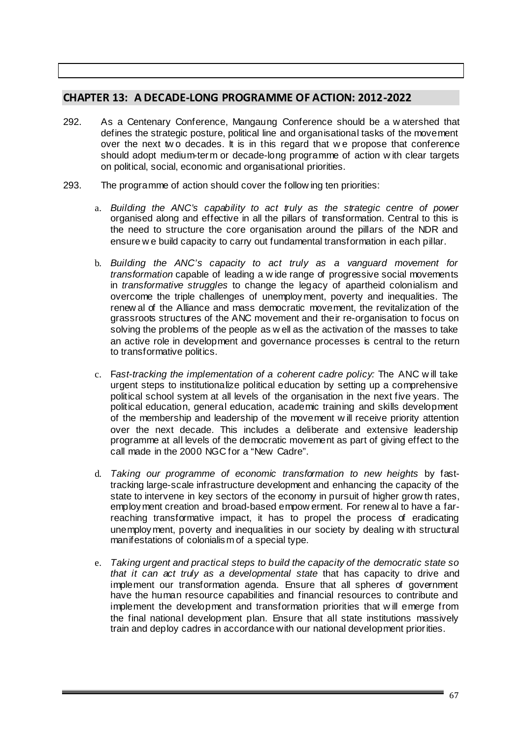## CHAPTER 13: A DECADE-LONG PROGRAMME OF ACTION: 2012-2022

292. As a Centenary Conference, Mangaung Conference should be a watershed that defines the strategic posture, political line and organisational tasks of the movement over the next two decades. It is in this regard that we propose that conference should adopt medium-term or decade-long programme of action with clear targets on political, social, economic and organisational priorities.

293. The programme of action should cover the following ten priorities:

   a. *Building the ANC's capability to act truly as the strategic centre of power* organised along and effective in all the pillars of transformation. Central to this is the need to structure the core organisation around the pillars of the NDR and ensure we build capacity to carry out fundamental transformation in each pillar.

   b. *Building the ANC's capacity to act truly as a vanguard movement for transformation* capable of leading a wide range of progressive social movements in *transformative struggles* to change the legacy of apartheid colonialism and overcome the triple challenges of unemployment, poverty and inequalities. The renewal of the Alliance and mass democratic movement, the revitalization of the grassroots structures of the ANC movement and their re-organisation to focus on solving the problems of the people as well as the activation of the masses to take an active role in development and governance processes is central to the return to transformative politics.

   c. F*ast-tracking the implementation of a coherent cadre policy:* The ANC will take urgent steps to institutionalize political education by setting up a comprehensive political school system at all levels of the organisation in the next five years. The political education, general education, academic training and skills development of the membership and leadership of the movement will receive priority attention over the next decade. This includes a deliberate and extensive leadership programme at all levels of the democratic movement as part of giving effect to the call made in the 2000 NGC for a "New Cadre".

   d. *Taking our programme of economic transformation to new heights* by fast-tracking large-scale infrastructure development and enhancing the capacity of the state to intervene in key sectors of the economy in pursuit of higher growth rates, employment creation and broad-based empowerment. For renewal to have a far-reaching transformative impact, it has to propel the process of eradicating unemployment, poverty and inequalities in our society by dealing with structural manifestations of colonialism of a special type.

   e. *Taking urgent and practical steps to build the capacity of the democratic state so that it can act truly as a developmental state* that has capacity to drive and implement our transformation agenda. Ensure that all spheres of government have the human resource capabilities and financial resources to contribute and implement the development and transformation priorities that will emerge from the final national development plan. Ensure that all state institutions massively train and deploy cadres in accordance with our national development priorities.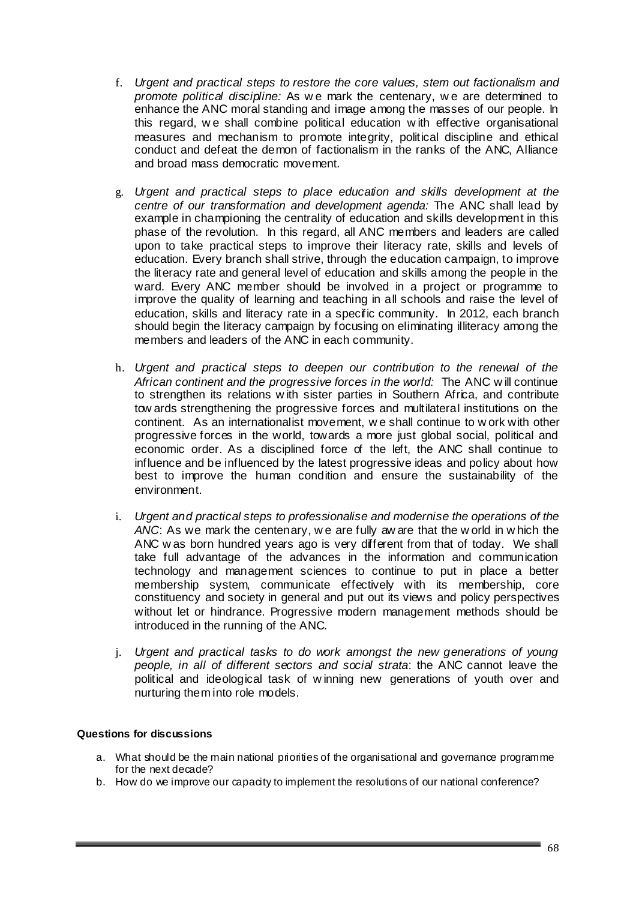f. *Urgent and practical steps to restore the core values, stem out factionalism and promote political discipline:* As we mark the centenary, we are determined to enhance the ANC moral standing and image among the masses of our people. In this regard, we shall combine political education with effective organisational measures and mechanism to promote integrity, political discipline and ethical conduct and defeat the demon of factionalism in the ranks of the ANC, Alliance and broad mass democratic movement.

g. *Urgent and practical steps to place education and skills development at the centre of our transformation and development agenda:* The ANC shall lead by example in championing the centrality of education and skills development in this phase of the revolution. In this regard, all ANC members and leaders are called upon to take practical steps to improve their literacy rate, skills and levels of education. Every branch shall strive, through the education campaign, to improve the literacy rate and general level of education and skills among the people in the ward. Every ANC member should be involved in a project or programme to improve the quality of learning and teaching in all schools and raise the level of education, skills and literacy rate in a specific community. In 2012, each branch should begin the literacy campaign by focusing on eliminating illiteracy among the members and leaders of the ANC in each community.

h. *Urgent and practical steps to deepen our contribution to the renewal of the African continent and the progressive forces in the world:* The ANC will continue to strengthen its relations with sister parties in Southern Africa, and contribute towards strengthening the progressive forces and multilateral institutions on the continent. As an internationalist movement, we shall continue to work with other progressive forces in the world, towards a more just global social, political and economic order. As a disciplined force of the left, the ANC shall continue to influence and be influenced by the latest progressive ideas and policy about how best to improve the human condition and ensure the sustainability of the environment.

i. *Urgent and practical steps to professionalise and modernise the operations of the ANC*: As we mark the centenary, we are fully aware that the world in which the ANC was born hundred years ago is very different from that of today. We shall take full advantage of the advances in the information and communication technology and management sciences to continue to put in place a better membership system, communicate effectively with its membership, core constituency and society in general and put out its views and policy perspectives without let or hindrance. Progressive modern management methods should be introduced in the running of the ANC.

j. *Urgent and practical tasks to do work amongst the new generations of young people, in all of different sectors and social strata*: the ANC cannot leave the political and ideological task of winning new generations of youth over and nurturing them into role models.

**Questions for discussions**

a. What should be the main national priorities of the organisational and governance programme for the next decade?
b. How do we improve our capacity to implement the resolutions of our national conference?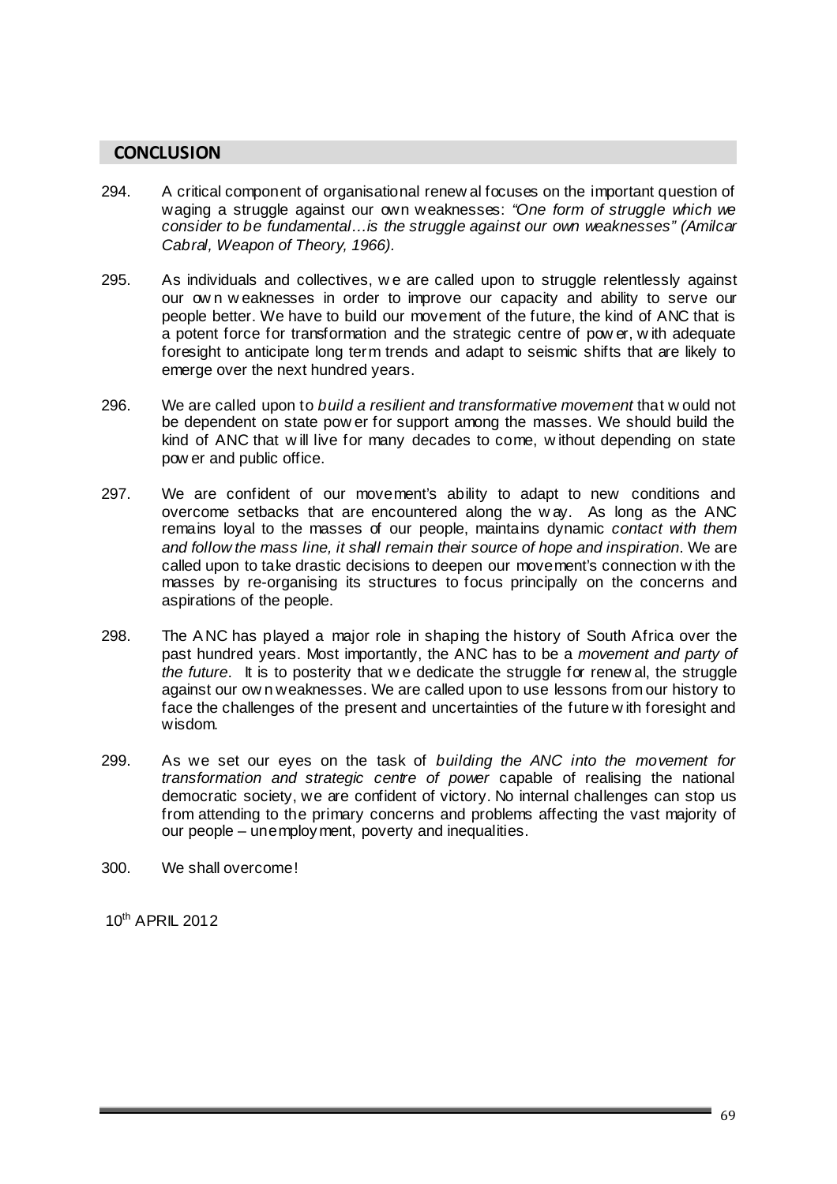## CONCLUSION

294. A critical component of organisational renewal focuses on the important question of waging a struggle against our own weaknesses: *"One form of struggle which we consider to be fundamental…is the struggle against our own weaknesses" (Amilcar Cabral, Weapon of Theory, 1966).*

295. As individuals and collectives, we are called upon to struggle relentlessly against our own weaknesses in order to improve our capacity and ability to serve our people better. We have to build our movement of the future, the kind of ANC that is a potent force for transformation and the strategic centre of power, with adequate foresight to anticipate long term trends and adapt to seismic shifts that are likely to emerge over the next hundred years.

296. We are called upon to *build a resilient and transformative movement* that would not be dependent on state power for support among the masses. We should build the kind of ANC that will live for many decades to come, without depending on state power and public office.

297. We are confident of our movement's ability to adapt to new conditions and overcome setbacks that are encountered along the way. As long as the ANC remains loyal to the masses of our people, maintains dynamic *contact with them and follow the mass line, it shall remain their source of hope and inspiration*. We are called upon to take drastic decisions to deepen our movement's connection with the masses by re-organising its structures to focus principally on the concerns and aspirations of the people.

298. The ANC has played a major role in shaping the history of South Africa over the past hundred years. Most importantly, the ANC has to be a *movement and party of the future*. It is to posterity that we dedicate the struggle for renewal, the struggle against our own weaknesses. We are called upon to use lessons from our history to face the challenges of the present and uncertainties of the future with foresight and wisdom.

299. As we set our eyes on the task of *building the ANC into the movement for transformation and strategic centre of power* capable of realising the national democratic society, we are confident of victory. No internal challenges can stop us from attending to the primary concerns and problems affecting the vast majority of our people – unemployment, poverty and inequalities.

300. We shall overcome!

10th APRIL 2012